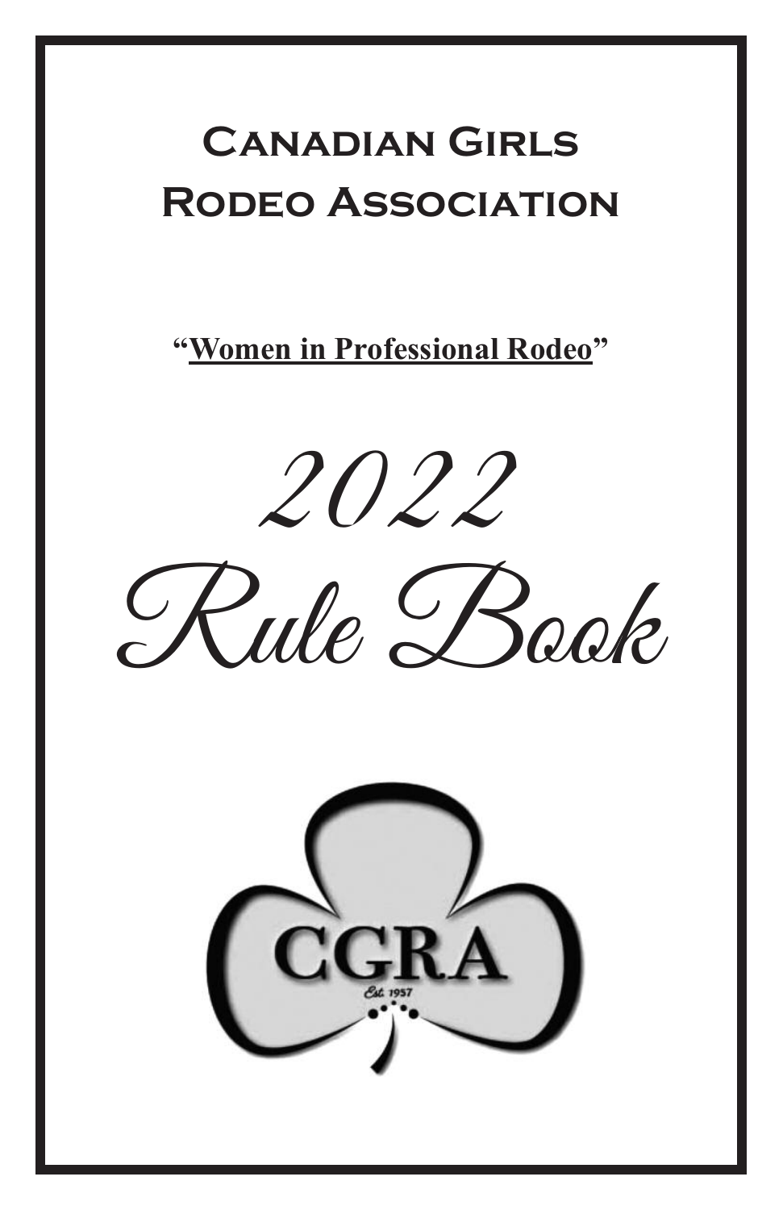# Canadian Girls Rodeo Association

**"Women in Professional Rodeo"**

# 2022 Rule Book

CGRA

Est. 1957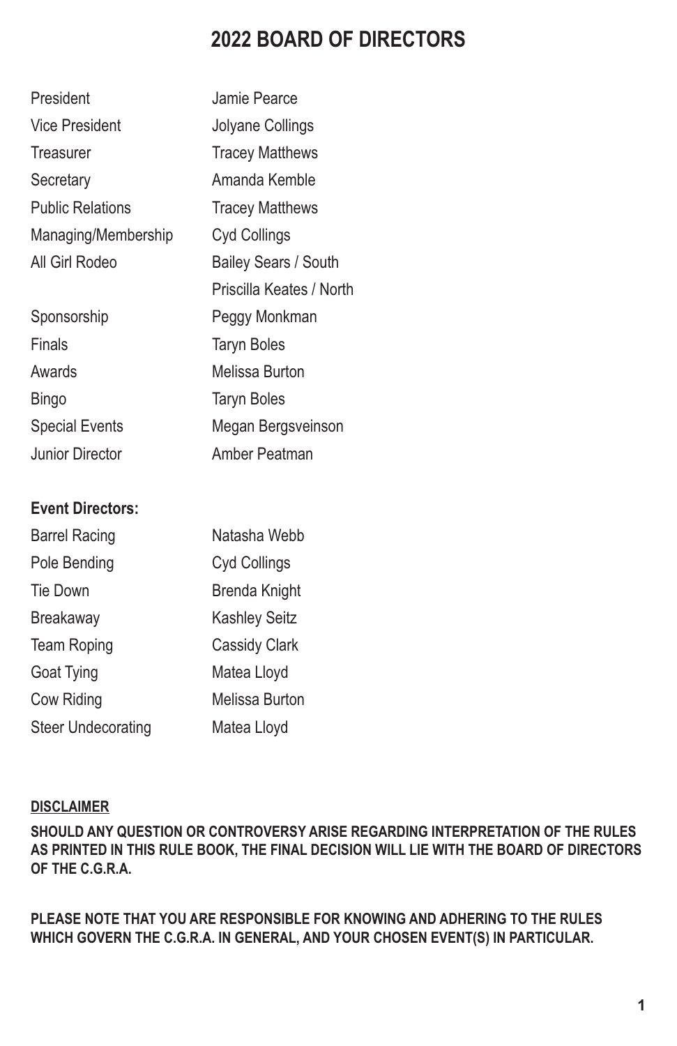# 2022 BOARD OF DIRECTORS

| | |
|---|---|
| President | Jamie Pearce |
| Vice President | Jolyane Collings |
| Treasurer | Tracey Matthews |
| Secretary | Amanda Kemble |
| Public Relations | Tracey Matthews |
| Managing/Membership | Cyd Collings |
| All Girl Rodeo | Bailey Sears / South |
| | Priscilla Keates / North |
| Sponsorship | Peggy Monkman |
| Finals | Taryn Boles |
| Awards | Melissa Burton |
| Bingo | Taryn Boles |
| Special Events | Megan Bergsveinson |
| Junior Director | Amber Peatman |

**Event Directors:**

| | |
|---|---|
| Barrel Racing | Natasha Webb |
| Pole Bending | Cyd Collings |
| Tie Down | Brenda Knight |
| Breakaway | Kashley Seitz |
| Team Roping | Cassidy Clark |
| Goat Tying | Matea Lloyd |
| Cow Riding | Melissa Burton |
| Steer Undecorating | Matea Lloyd |

**DISCLAIMER**

**SHOULD ANY QUESTION OR CONTROVERSY ARISE REGARDING INTERPRETATION OF THE RULES AS PRINTED IN THIS RULE BOOK, THE FINAL DECISION WILL LIE WITH THE BOARD OF DIRECTORS OF THE C.G.R.A.**

**PLEASE NOTE THAT YOU ARE RESPONSIBLE FOR KNOWING AND ADHERING TO THE RULES WHICH GOVERN THE C.G.R.A. IN GENERAL, AND YOUR CHOSEN EVENT(S) IN PARTICULAR.**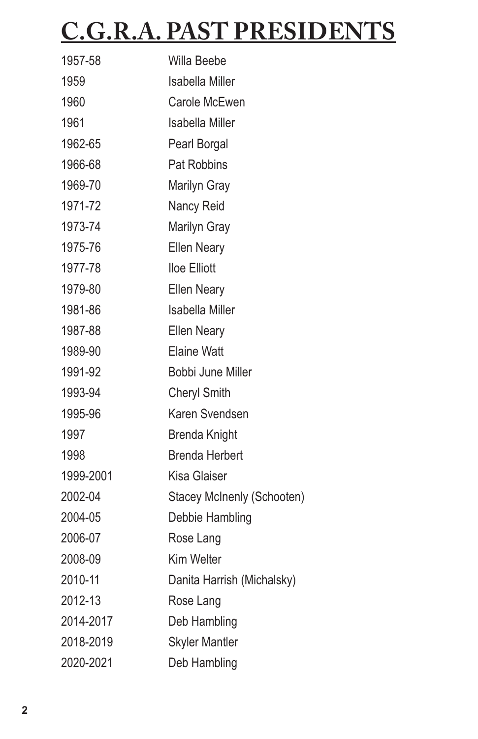# C.G.R.A. PAST PRESIDENTS

| | |
|---|---|
| 1957-58 | Willa Beebe |
| 1959 | Isabella Miller |
| 1960 | Carole McEwen |
| 1961 | Isabella Miller |
| 1962-65 | Pearl Borgal |
| 1966-68 | Pat Robbins |
| 1969-70 | Marilyn Gray |
| 1971-72 | Nancy Reid |
| 1973-74 | Marilyn Gray |
| 1975-76 | Ellen Neary |
| 1977-78 | Iloe Elliott |
| 1979-80 | Ellen Neary |
| 1981-86 | Isabella Miller |
| 1987-88 | Ellen Neary |
| 1989-90 | Elaine Watt |
| 1991-92 | Bobbi June Miller |
| 1993-94 | Cheryl Smith |
| 1995-96 | Karen Svendsen |
| 1997 | Brenda Knight |
| 1998 | Brenda Herbert |
| 1999-2001 | Kisa Glaiser |
| 2002-04 | Stacey McInenly (Schooten) |
| 2004-05 | Debbie Hambling |
| 2006-07 | Rose Lang |
| 2008-09 | Kim Welter |
| 2010-11 | Danita Harrish (Michalsky) |
| 2012-13 | Rose Lang |
| 2014-2017 | Deb Hambling |
| 2018-2019 | Skyler Mantler |
| 2020-2021 | Deb Hambling |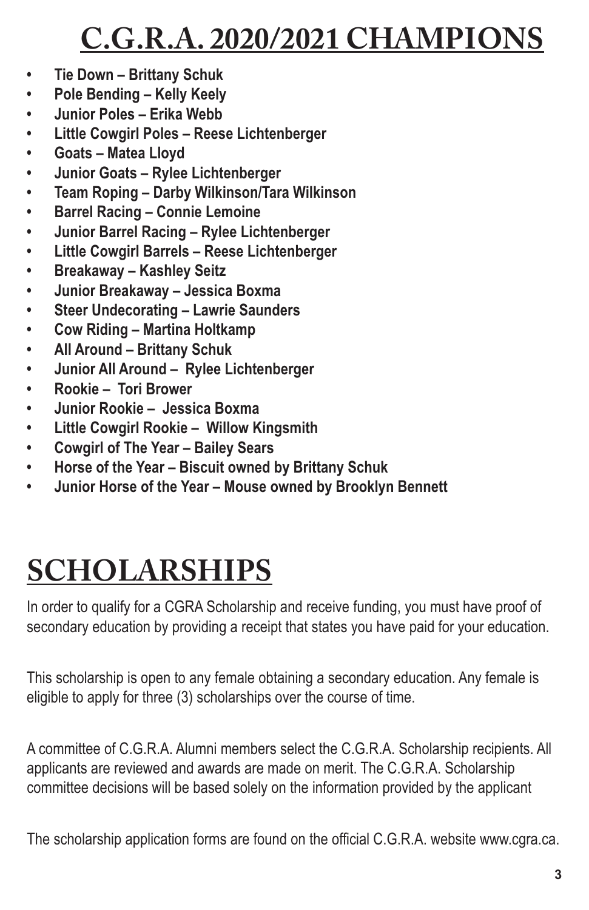# C.G.R.A. 2020/2021 CHAMPIONS

- **Tie Down – Brittany Schuk**
- **Pole Bending – Kelly Keely**
- **Junior Poles – Erika Webb**
- **Little Cowgirl Poles – Reese Lichtenberger**
- **Goats – Matea Lloyd**
- **Junior Goats – Rylee Lichtenberger**
- **Team Roping – Darby Wilkinson/Tara Wilkinson**
- **Barrel Racing – Connie Lemoine**
- **Junior Barrel Racing – Rylee Lichtenberger**
- **Little Cowgirl Barrels – Reese Lichtenberger**
- **Breakaway – Kashley Seitz**
- **Junior Breakaway – Jessica Boxma**
- **Steer Undecorating – Lawrie Saunders**
- **Cow Riding – Martina Holtkamp**
- **All Around – Brittany Schuk**
- **Junior All Around – Rylee Lichtenberger**
- **Rookie – Tori Brower**
- **Junior Rookie – Jessica Boxma**
- **Little Cowgirl Rookie – Willow Kingsmith**
- **Cowgirl of The Year – Bailey Sears**
- **Horse of the Year – Biscuit owned by Brittany Schuk**
- **Junior Horse of the Year – Mouse owned by Brooklyn Bennett**

# SCHOLARSHIPS

In order to qualify for a CGRA Scholarship and receive funding, you must have proof of secondary education by providing a receipt that states you have paid for your education.

This scholarship is open to any female obtaining a secondary education. Any female is eligible to apply for three (3) scholarships over the course of time.

A committee of C.G.R.A. Alumni members select the C.G.R.A. Scholarship recipients. All applicants are reviewed and awards are made on merit. The C.G.R.A. Scholarship committee decisions will be based solely on the information provided by the applicant

The scholarship application forms are found on the official C.G.R.A. website www.cgra.ca.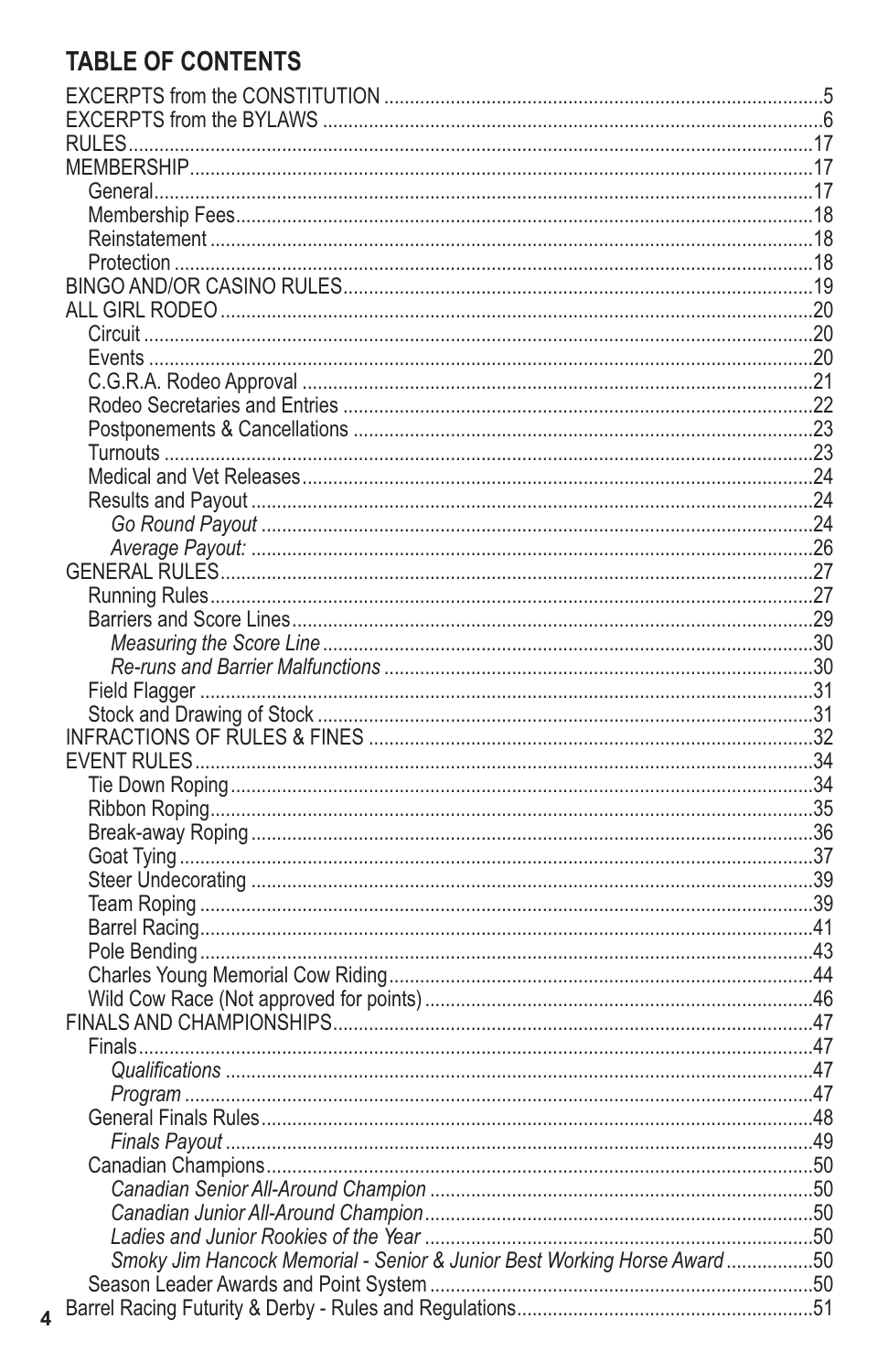## TABLE OF CONTENTS

EXCERPTS from the CONSTITUTION ....5
EXCERPTS from the BYLAWS ....6
RULES ....17
MEMBERSHIP ....17
- General ....17
- Membership Fees ....18
- Reinstatement ....18
- Protection ....18

BINGO AND/OR CASINO RULES ....19
ALL GIRL RODEO ....20
- Circuit ....20
- Events ....20
- C.G.R.A. Rodeo Approval ....21
- Rodeo Secretaries and Entries ....22
- Postponements & Cancellations ....23
- Turnouts ....23
- Medical and Vet Releases ....24
- Results and Payout ....24
  - *Go Round Payout* ....24
  - *Average Payout:* ....26

GENERAL RULES ....27
- Running Rules ....27
- Barriers and Score Lines ....29
  - *Measuring the Score Line* ....30
  - *Re-runs and Barrier Malfunctions* ....30
- Field Flagger ....31
- Stock and Drawing of Stock ....31

INFRACTIONS OF RULES & FINES ....32
EVENT RULES ....34
- Tie Down Roping ....34
- Ribbon Roping ....35
- Break-away Roping ....36
- Goat Tying ....37
- Steer Undecorating ....39
- Team Roping ....39
- Barrel Racing ....41
- Pole Bending ....43
- Charles Young Memorial Cow Riding ....44
- Wild Cow Race (Not approved for points) ....46

FINALS AND CHAMPIONSHIPS ....47
- Finals ....47
  - *Qualifications* ....47
  - *Program* ....47
- General Finals Rules ....48
  - *Finals Payout* ....49
- Canadian Champions ....50
  - *Canadian Senior All-Around Champion* ....50
  - *Canadian Junior All-Around Champion* ....50
  - *Ladies and Junior Rookies of the Year* ....50
  - *Smoky Jim Hancock Memorial - Senior & Junior Best Working Horse Award* ....50
- Season Leader Awards and Point System ....50

Barrel Racing Futurity & Derby - Rules and Regulations ....51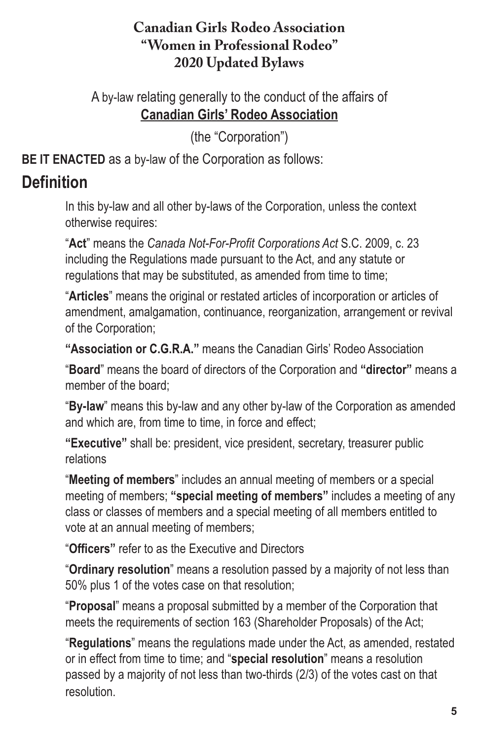# Canadian Girls Rodeo Association
# "Women in Professional Rodeo"
# 2020 Updated Bylaws

A by-law relating generally to the conduct of the affairs of
**Canadian Girls' Rodeo Association**

(the "Corporation")

**BE IT ENACTED** as a by-law of the Corporation as follows:

## Definition

In this by-law and all other by-laws of the Corporation, unless the context otherwise requires:

"**Act**" means the *Canada Not-For-Profit Corporations Act* S.C. 2009, c. 23 including the Regulations made pursuant to the Act, and any statute or regulations that may be substituted, as amended from time to time;

"**Articles**" means the original or restated articles of incorporation or articles of amendment, amalgamation, continuance, reorganization, arrangement or revival of the Corporation;

**"Association or C.G.R.A."** means the Canadian Girls' Rodeo Association

"**Board**" means the board of directors of the Corporation and **"director"** means a member of the board;

"**By-law**" means this by-law and any other by-law of the Corporation as amended and which are, from time to time, in force and effect;

**"Executive"** shall be: president, vice president, secretary, treasurer public relations

"**Meeting of members**" includes an annual meeting of members or a special meeting of members; **"special meeting of members"** includes a meeting of any class or classes of members and a special meeting of all members entitled to vote at an annual meeting of members;

"**Officers"** refer to as the Executive and Directors

"**Ordinary resolution**" means a resolution passed by a majority of not less than 50% plus 1 of the votes case on that resolution;

"**Proposal**" means a proposal submitted by a member of the Corporation that meets the requirements of section 163 (Shareholder Proposals) of the Act;

"**Regulations**" means the regulations made under the Act, as amended, restated or in effect from time to time; and "**special resolution**" means a resolution passed by a majority of not less than two-thirds (2/3) of the votes cast on that resolution.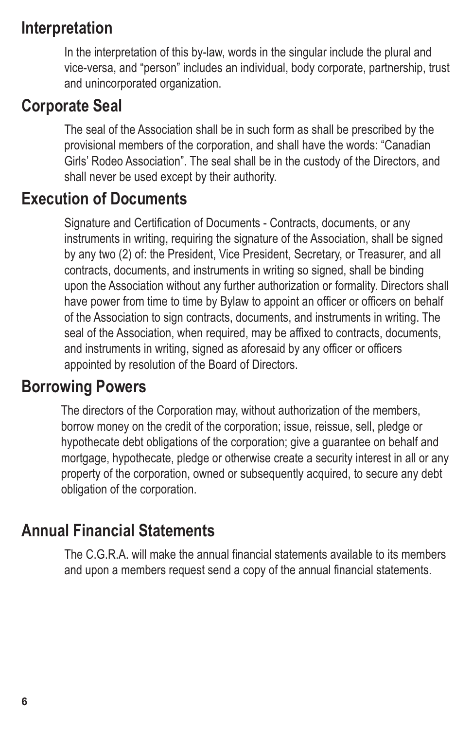## Interpretation

In the interpretation of this by-law, words in the singular include the plural and vice-versa, and “person” includes an individual, body corporate, partnership, trust and unincorporated organization.

## Corporate Seal

The seal of the Association shall be in such form as shall be prescribed by the provisional members of the corporation, and shall have the words: “Canadian Girls’ Rodeo Association”. The seal shall be in the custody of the Directors, and shall never be used except by their authority.

## Execution of Documents

Signature and Certification of Documents - Contracts, documents, or any instruments in writing, requiring the signature of the Association, shall be signed by any two (2) of: the President, Vice President, Secretary, or Treasurer, and all contracts, documents, and instruments in writing so signed, shall be binding upon the Association without any further authorization or formality. Directors shall have power from time to time by Bylaw to appoint an officer or officers on behalf of the Association to sign contracts, documents, and instruments in writing. The seal of the Association, when required, may be affixed to contracts, documents, and instruments in writing, signed as aforesaid by any officer or officers appointed by resolution of the Board of Directors.

## Borrowing Powers

The directors of the Corporation may, without authorization of the members, borrow money on the credit of the corporation; issue, reissue, sell, pledge or hypothecate debt obligations of the corporation; give a guarantee on behalf and mortgage, hypothecate, pledge or otherwise create a security interest in all or any property of the corporation, owned or subsequently acquired, to secure any debt obligation of the corporation.

## Annual Financial Statements

The C.G.R.A. will make the annual financial statements available to its members and upon a members request send a copy of the annual financial statements.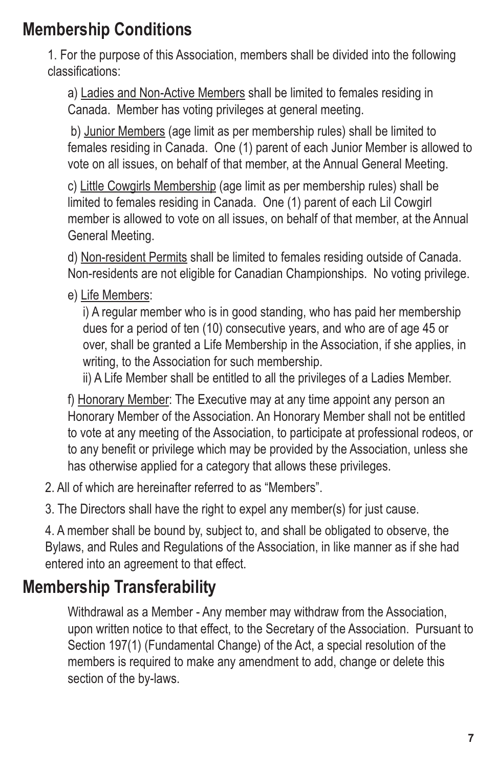## Membership Conditions

1. For the purpose of this Association, members shall be divided into the following classifications:

   a) <u>Ladies and Non-Active Members</u> shall be limited to females residing in Canada. Member has voting privileges at general meeting.

   b) <u>Junior Members</u> (age limit as per membership rules) shall be limited to females residing in Canada. One (1) parent of each Junior Member is allowed to vote on all issues, on behalf of that member, at the Annual General Meeting.

   c) <u>Little Cowgirls Membership</u> (age limit as per membership rules) shall be limited to females residing in Canada. One (1) parent of each Lil Cowgirl member is allowed to vote on all issues, on behalf of that member, at the Annual General Meeting.

   d) <u>Non-resident Permits</u> shall be limited to females residing outside of Canada. Non-residents are not eligible for Canadian Championships. No voting privilege.

   e) <u>Life Members</u>:

      i) A regular member who is in good standing, who has paid her membership dues for a period of ten (10) consecutive years, and who are of age 45 or over, shall be granted a Life Membership in the Association, if she applies, in writing, to the Association for such membership.

      ii) A Life Member shall be entitled to all the privileges of a Ladies Member.

   f) <u>Honorary Member</u>: The Executive may at any time appoint any person an Honorary Member of the Association. An Honorary Member shall not be entitled to vote at any meeting of the Association, to participate at professional rodeos, or to any benefit or privilege which may be provided by the Association, unless she has otherwise applied for a category that allows these privileges.

2. All of which are hereinafter referred to as "Members".

3. The Directors shall have the right to expel any member(s) for just cause.

4. A member shall be bound by, subject to, and shall be obligated to observe, the Bylaws, and Rules and Regulations of the Association, in like manner as if she had entered into an agreement to that effect.

## Membership Transferability

Withdrawal as a Member - Any member may withdraw from the Association, upon written notice to that effect, to the Secretary of the Association. Pursuant to Section 197(1) (Fundamental Change) of the Act, a special resolution of the members is required to make any amendment to add, change or delete this section of the by-laws.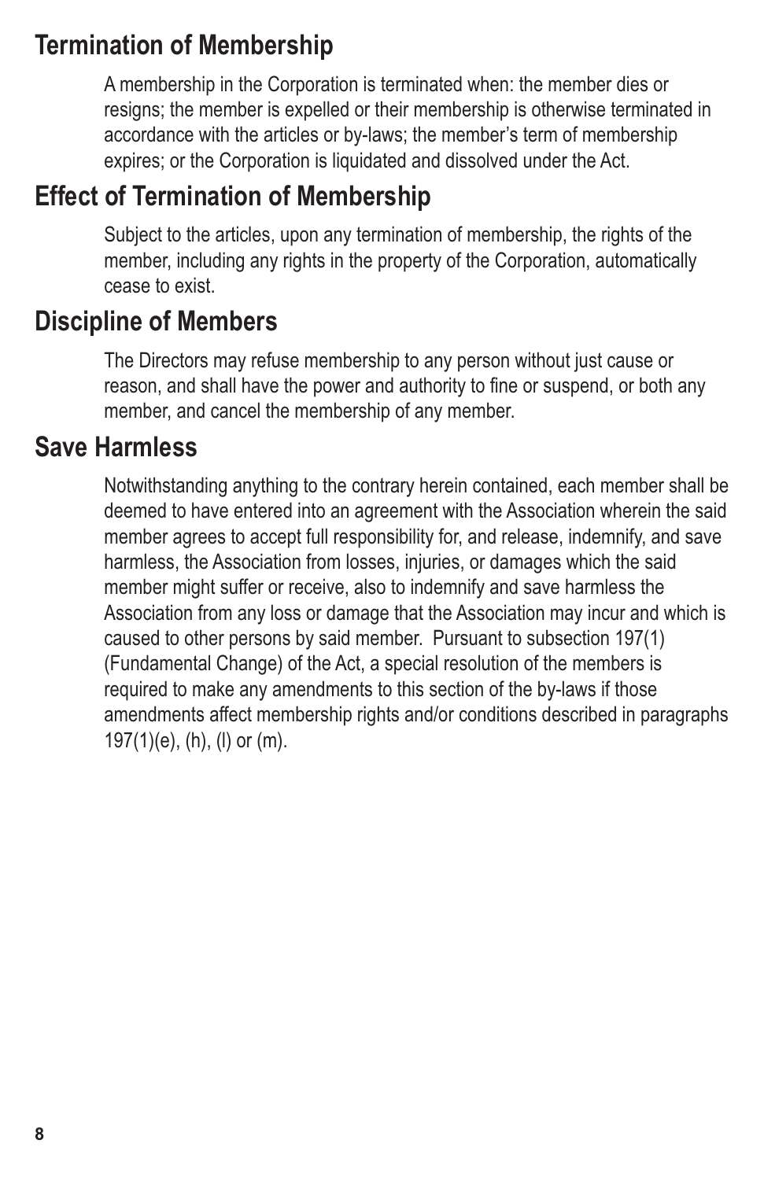## Termination of Membership

A membership in the Corporation is terminated when: the member dies or resigns; the member is expelled or their membership is otherwise terminated in accordance with the articles or by-laws; the member's term of membership expires; or the Corporation is liquidated and dissolved under the Act.

## Effect of Termination of Membership

Subject to the articles, upon any termination of membership, the rights of the member, including any rights in the property of the Corporation, automatically cease to exist.

## Discipline of Members

The Directors may refuse membership to any person without just cause or reason, and shall have the power and authority to fine or suspend, or both any member, and cancel the membership of any member.

## Save Harmless

Notwithstanding anything to the contrary herein contained, each member shall be deemed to have entered into an agreement with the Association wherein the said member agrees to accept full responsibility for, and release, indemnify, and save harmless, the Association from losses, injuries, or damages which the said member might suffer or receive, also to indemnify and save harmless the Association from any loss or damage that the Association may incur and which is caused to other persons by said member. Pursuant to subsection 197(1) (Fundamental Change) of the Act, a special resolution of the members is required to make any amendments to this section of the by-laws if those amendments affect membership rights and/or conditions described in paragraphs 197(1)(e), (h), (l) or (m).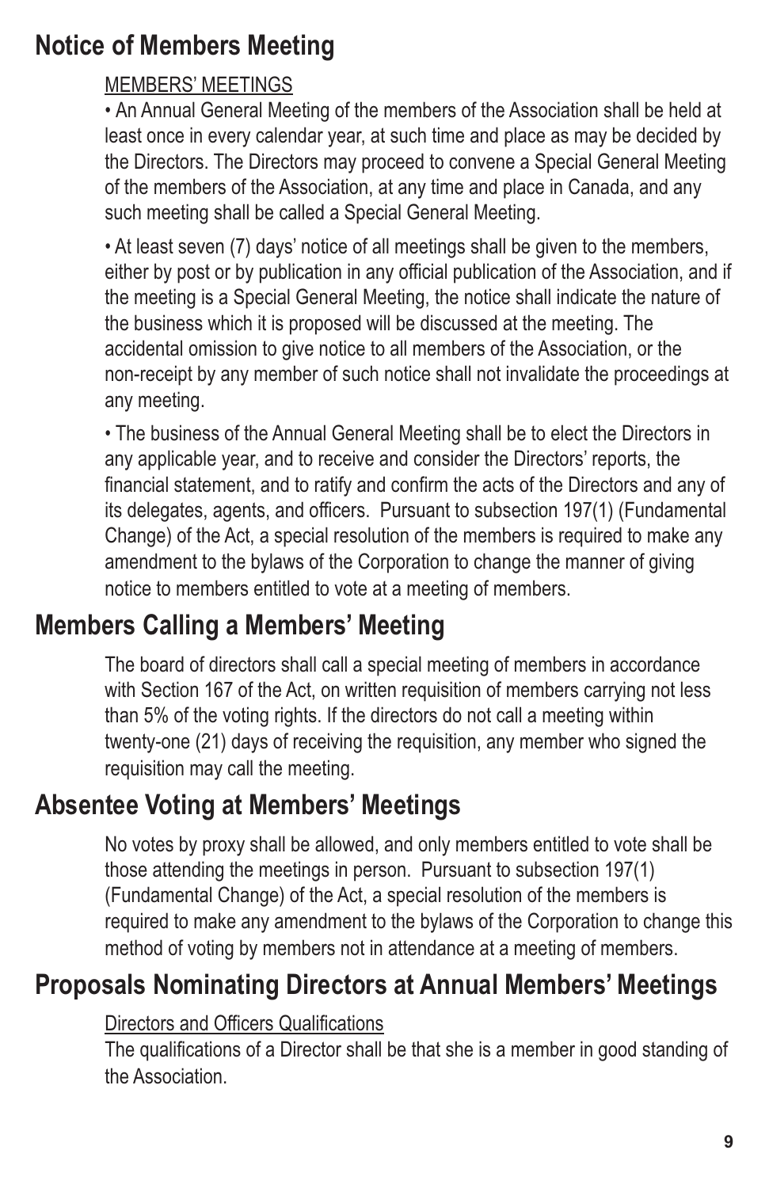## Notice of Members Meeting

MEMBERS' MEETINGS

- An Annual General Meeting of the members of the Association shall be held at least once in every calendar year, at such time and place as may be decided by the Directors. The Directors may proceed to convene a Special General Meeting of the members of the Association, at any time and place in Canada, and any such meeting shall be called a Special General Meeting.

- At least seven (7) days' notice of all meetings shall be given to the members, either by post or by publication in any official publication of the Association, and if the meeting is a Special General Meeting, the notice shall indicate the nature of the business which it is proposed will be discussed at the meeting. The accidental omission to give notice to all members of the Association, or the non-receipt by any member of such notice shall not invalidate the proceedings at any meeting.

- The business of the Annual General Meeting shall be to elect the Directors in any applicable year, and to receive and consider the Directors' reports, the financial statement, and to ratify and confirm the acts of the Directors and any of its delegates, agents, and officers. Pursuant to subsection 197(1) (Fundamental Change) of the Act, a special resolution of the members is required to make any amendment to the bylaws of the Corporation to change the manner of giving notice to members entitled to vote at a meeting of members.

## Members Calling a Members' Meeting

The board of directors shall call a special meeting of members in accordance with Section 167 of the Act, on written requisition of members carrying not less than 5% of the voting rights. If the directors do not call a meeting within twenty-one (21) days of receiving the requisition, any member who signed the requisition may call the meeting.

## Absentee Voting at Members' Meetings

No votes by proxy shall be allowed, and only members entitled to vote shall be those attending the meetings in person. Pursuant to subsection 197(1) (Fundamental Change) of the Act, a special resolution of the members is required to make any amendment to the bylaws of the Corporation to change this method of voting by members not in attendance at a meeting of members.

## Proposals Nominating Directors at Annual Members' Meetings

Directors and Officers Qualifications

The qualifications of a Director shall be that she is a member in good standing of the Association.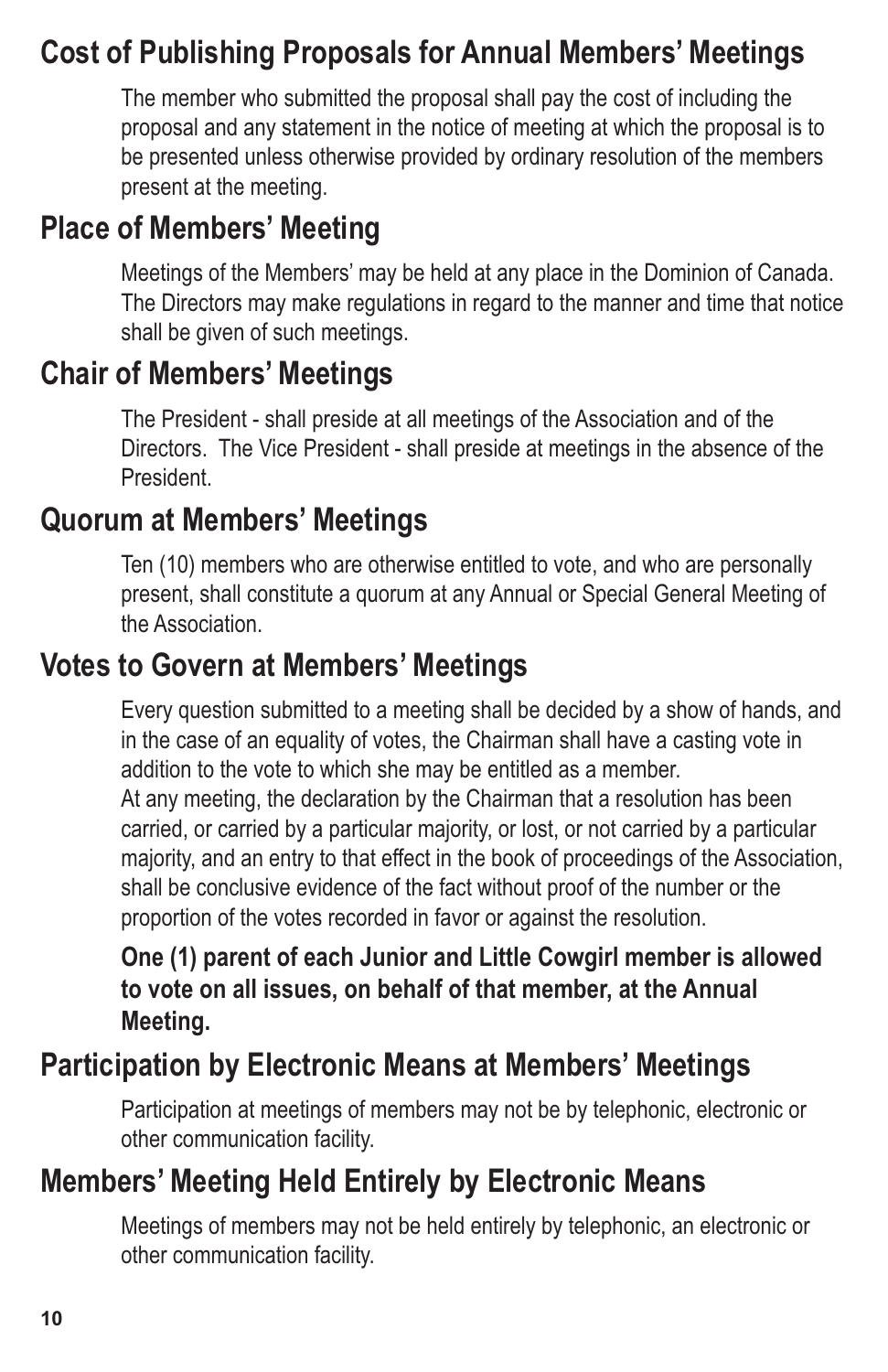## Cost of Publishing Proposals for Annual Members' Meetings

The member who submitted the proposal shall pay the cost of including the proposal and any statement in the notice of meeting at which the proposal is to be presented unless otherwise provided by ordinary resolution of the members present at the meeting.

## Place of Members' Meeting

Meetings of the Members' may be held at any place in the Dominion of Canada. The Directors may make regulations in regard to the manner and time that notice shall be given of such meetings.

## Chair of Members' Meetings

The President - shall preside at all meetings of the Association and of the Directors. The Vice President - shall preside at meetings in the absence of the President.

## Quorum at Members' Meetings

Ten (10) members who are otherwise entitled to vote, and who are personally present, shall constitute a quorum at any Annual or Special General Meeting of the Association.

## Votes to Govern at Members' Meetings

Every question submitted to a meeting shall be decided by a show of hands, and in the case of an equality of votes, the Chairman shall have a casting vote in addition to the vote to which she may be entitled as a member.
At any meeting, the declaration by the Chairman that a resolution has been carried, or carried by a particular majority, or lost, or not carried by a particular majority, and an entry to that effect in the book of proceedings of the Association, shall be conclusive evidence of the fact without proof of the number or the proportion of the votes recorded in favor or against the resolution.

**One (1) parent of each Junior and Little Cowgirl member is allowed to vote on all issues, on behalf of that member, at the Annual Meeting.**

## Participation by Electronic Means at Members' Meetings

Participation at meetings of members may not be by telephonic, electronic or other communication facility.

## Members' Meeting Held Entirely by Electronic Means

Meetings of members may not be held entirely by telephonic, an electronic or other communication facility.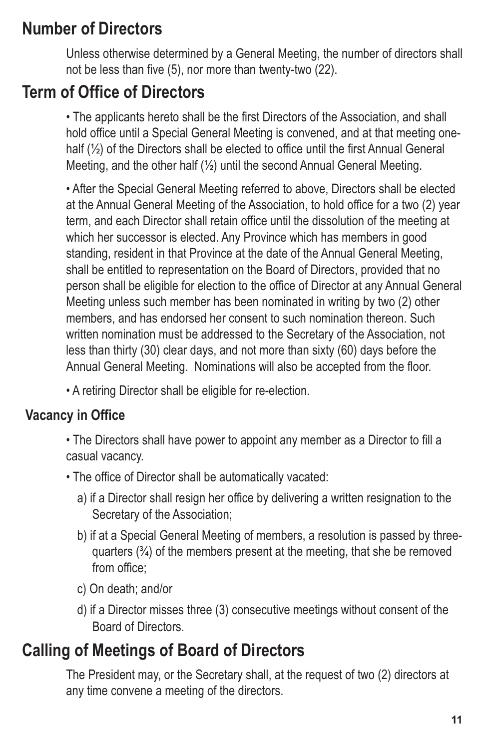## Number of Directors

Unless otherwise determined by a General Meeting, the number of directors shall not be less than five (5), nor more than twenty-two (22).

## Term of Office of Directors

- The applicants hereto shall be the first Directors of the Association, and shall hold office until a Special General Meeting is convened, and at that meeting one-half (½) of the Directors shall be elected to office until the first Annual General Meeting, and the other half (½) until the second Annual General Meeting.
- After the Special General Meeting referred to above, Directors shall be elected at the Annual General Meeting of the Association, to hold office for a two (2) year term, and each Director shall retain office until the dissolution of the meeting at which her successor is elected. Any Province which has members in good standing, resident in that Province at the date of the Annual General Meeting, shall be entitled to representation on the Board of Directors, provided that no person shall be eligible for election to the office of Director at any Annual General Meeting unless such member has been nominated in writing by two (2) other members, and has endorsed her consent to such nomination thereon. Such written nomination must be addressed to the Secretary of the Association, not less than thirty (30) clear days, and not more than sixty (60) days before the Annual General Meeting. Nominations will also be accepted from the floor.
- A retiring Director shall be eligible for re-election.

### Vacancy in Office

- The Directors shall have power to appoint any member as a Director to fill a casual vacancy.
- The office of Director shall be automatically vacated:
  - a) if a Director shall resign her office by delivering a written resignation to the Secretary of the Association;
  - b) if at a Special General Meeting of members, a resolution is passed by three-quarters (¾) of the members present at the meeting, that she be removed from office;
  - c) On death; and/or
  - d) if a Director misses three (3) consecutive meetings without consent of the Board of Directors.

## Calling of Meetings of Board of Directors

The President may, or the Secretary shall, at the request of two (2) directors at any time convene a meeting of the directors.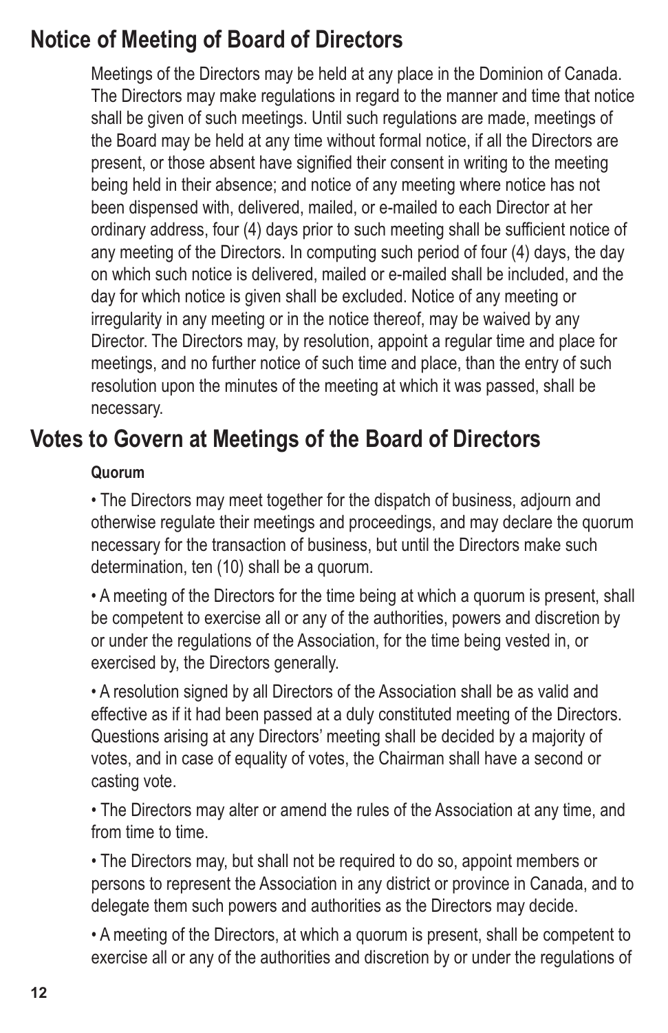## Notice of Meeting of Board of Directors

Meetings of the Directors may be held at any place in the Dominion of Canada. The Directors may make regulations in regard to the manner and time that notice shall be given of such meetings. Until such regulations are made, meetings of the Board may be held at any time without formal notice, if all the Directors are present, or those absent have signified their consent in writing to the meeting being held in their absence; and notice of any meeting where notice has not been dispensed with, delivered, mailed, or e-mailed to each Director at her ordinary address, four (4) days prior to such meeting shall be sufficient notice of any meeting of the Directors. In computing such period of four (4) days, the day on which such notice is delivered, mailed or e-mailed shall be included, and the day for which notice is given shall be excluded. Notice of any meeting or irregularity in any meeting or in the notice thereof, may be waived by any Director. The Directors may, by resolution, appoint a regular time and place for meetings, and no further notice of such time and place, than the entry of such resolution upon the minutes of the meeting at which it was passed, shall be necessary.

## Votes to Govern at Meetings of the Board of Directors

**Quorum**

- The Directors may meet together for the dispatch of business, adjourn and otherwise regulate their meetings and proceedings, and may declare the quorum necessary for the transaction of business, but until the Directors make such determination, ten (10) shall be a quorum.

- A meeting of the Directors for the time being at which a quorum is present, shall be competent to exercise all or any of the authorities, powers and discretion by or under the regulations of the Association, for the time being vested in, or exercised by, the Directors generally.

- A resolution signed by all Directors of the Association shall be as valid and effective as if it had been passed at a duly constituted meeting of the Directors. Questions arising at any Directors' meeting shall be decided by a majority of votes, and in case of equality of votes, the Chairman shall have a second or casting vote.

- The Directors may alter or amend the rules of the Association at any time, and from time to time.

- The Directors may, but shall not be required to do so, appoint members or persons to represent the Association in any district or province in Canada, and to delegate them such powers and authorities as the Directors may decide.

- A meeting of the Directors, at which a quorum is present, shall be competent to exercise all or any of the authorities and discretion by or under the regulations of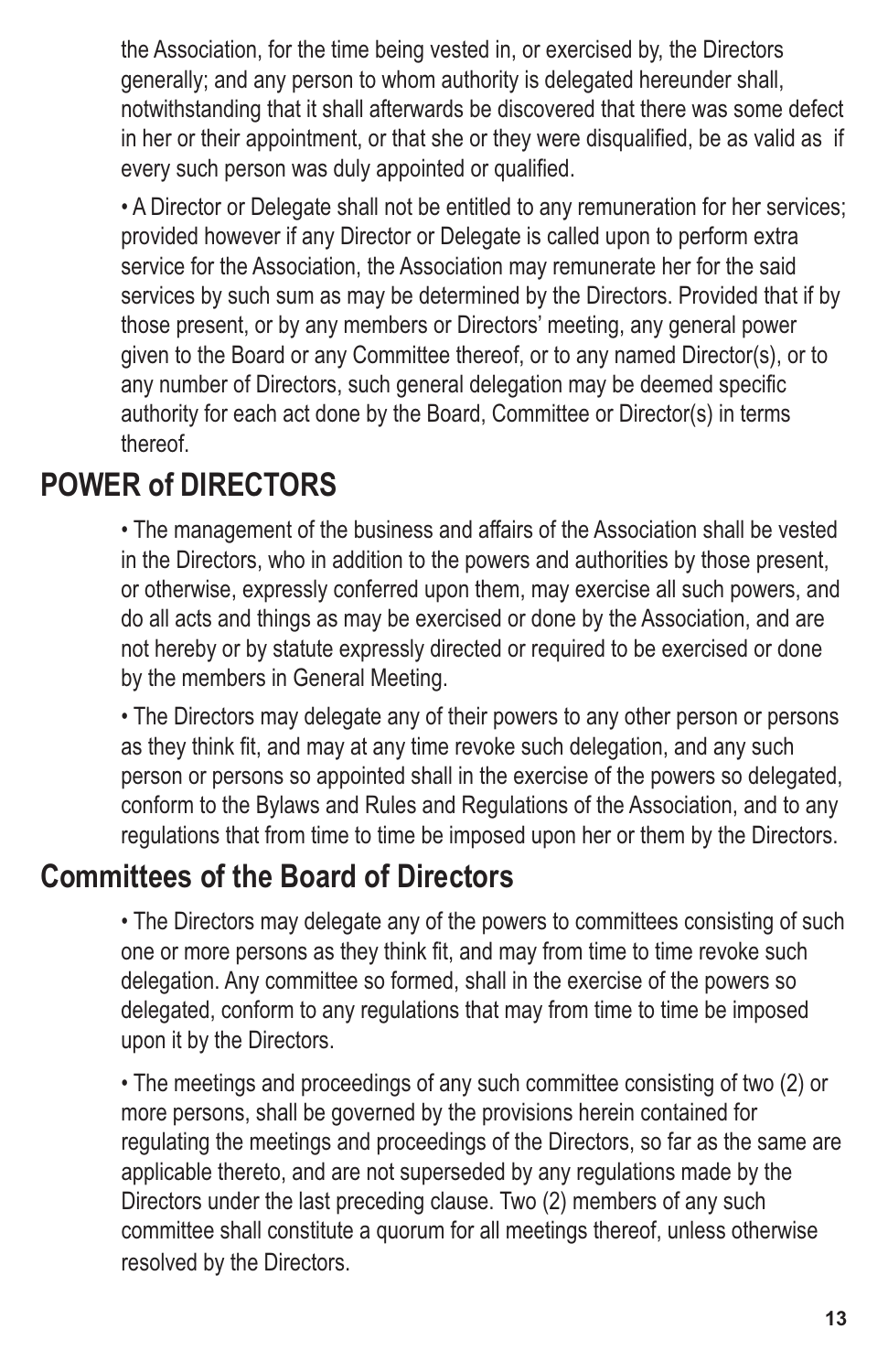the Association, for the time being vested in, or exercised by, the Directors generally; and any person to whom authority is delegated hereunder shall, notwithstanding that it shall afterwards be discovered that there was some defect in her or their appointment, or that she or they were disqualified, be as valid as if every such person was duly appointed or qualified.

• A Director or Delegate shall not be entitled to any remuneration for her services; provided however if any Director or Delegate is called upon to perform extra service for the Association, the Association may remunerate her for the said services by such sum as may be determined by the Directors. Provided that if by those present, or by any members or Directors' meeting, any general power given to the Board or any Committee thereof, or to any named Director(s), or to any number of Directors, such general delegation may be deemed specific authority for each act done by the Board, Committee or Director(s) in terms thereof.

## POWER of DIRECTORS

• The management of the business and affairs of the Association shall be vested in the Directors, who in addition to the powers and authorities by those present, or otherwise, expressly conferred upon them, may exercise all such powers, and do all acts and things as may be exercised or done by the Association, and are not hereby or by statute expressly directed or required to be exercised or done by the members in General Meeting.

• The Directors may delegate any of their powers to any other person or persons as they think fit, and may at any time revoke such delegation, and any such person or persons so appointed shall in the exercise of the powers so delegated, conform to the Bylaws and Rules and Regulations of the Association, and to any regulations that from time to time be imposed upon her or them by the Directors.

## Committees of the Board of Directors

• The Directors may delegate any of the powers to committees consisting of such one or more persons as they think fit, and may from time to time revoke such delegation. Any committee so formed, shall in the exercise of the powers so delegated, conform to any regulations that may from time to time be imposed upon it by the Directors.

• The meetings and proceedings of any such committee consisting of two (2) or more persons, shall be governed by the provisions herein contained for regulating the meetings and proceedings of the Directors, so far as the same are applicable thereto, and are not superseded by any regulations made by the Directors under the last preceding clause. Two (2) members of any such committee shall constitute a quorum for all meetings thereof, unless otherwise resolved by the Directors.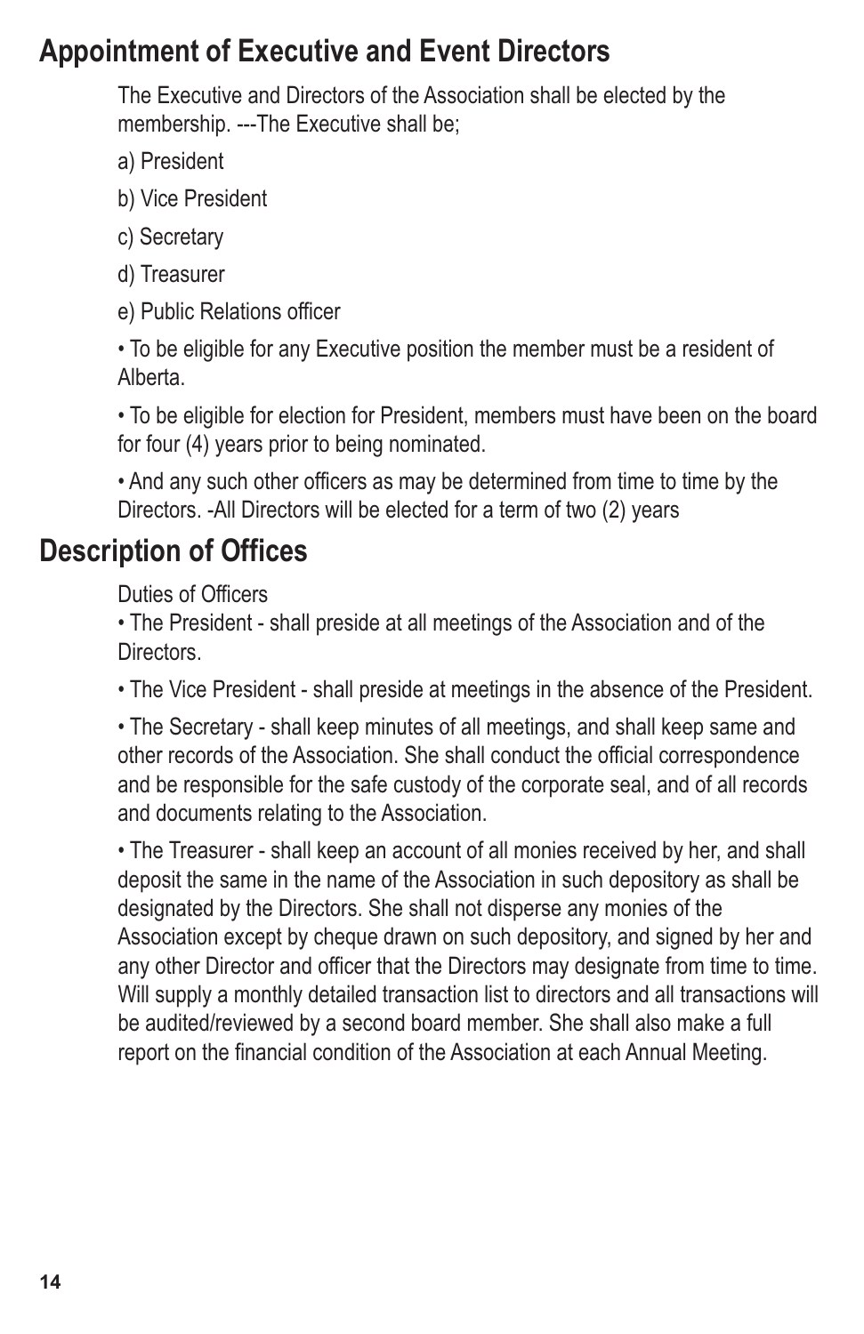## Appointment of Executive and Event Directors

The Executive and Directors of the Association shall be elected by the membership. ---The Executive shall be;

a) President

b) Vice President

c) Secretary

d) Treasurer

e) Public Relations officer

• To be eligible for any Executive position the member must be a resident of Alberta.

• To be eligible for election for President, members must have been on the board for four (4) years prior to being nominated.

• And any such other officers as may be determined from time to time by the Directors. -All Directors will be elected for a term of two (2) years

## Description of Offices

Duties of Officers

• The President - shall preside at all meetings of the Association and of the Directors.

• The Vice President - shall preside at meetings in the absence of the President.

• The Secretary - shall keep minutes of all meetings, and shall keep same and other records of the Association. She shall conduct the official correspondence and be responsible for the safe custody of the corporate seal, and of all records and documents relating to the Association.

• The Treasurer - shall keep an account of all monies received by her, and shall deposit the same in the name of the Association in such depository as shall be designated by the Directors. She shall not disperse any monies of the Association except by cheque drawn on such depository, and signed by her and any other Director and officer that the Directors may designate from time to time. Will supply a monthly detailed transaction list to directors and all transactions will be audited/reviewed by a second board member. She shall also make a full report on the financial condition of the Association at each Annual Meeting.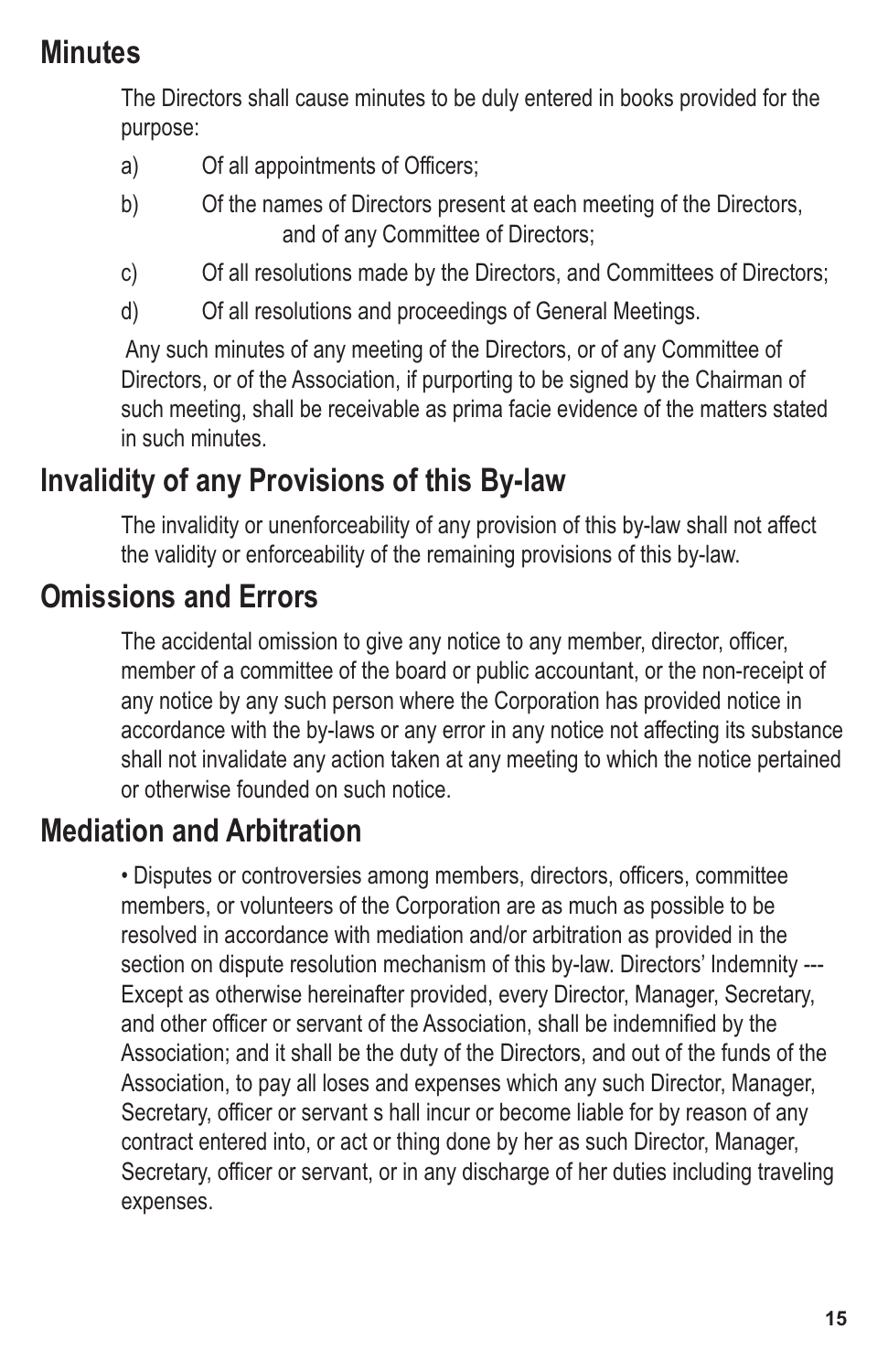## Minutes

The Directors shall cause minutes to be duly entered in books provided for the purpose:

a) Of all appointments of Officers;

b) Of the names of Directors present at each meeting of the Directors, and of any Committee of Directors;

c) Of all resolutions made by the Directors, and Committees of Directors;

d) Of all resolutions and proceedings of General Meetings.

Any such minutes of any meeting of the Directors, or of any Committee of Directors, or of the Association, if purporting to be signed by the Chairman of such meeting, shall be receivable as prima facie evidence of the matters stated in such minutes.

## Invalidity of any Provisions of this By-law

The invalidity or unenforceability of any provision of this by-law shall not affect the validity or enforceability of the remaining provisions of this by-law.

## Omissions and Errors

The accidental omission to give any notice to any member, director, officer, member of a committee of the board or public accountant, or the non-receipt of any notice by any such person where the Corporation has provided notice in accordance with the by-laws or any error in any notice not affecting its substance shall not invalidate any action taken at any meeting to which the notice pertained or otherwise founded on such notice.

## Mediation and Arbitration

• Disputes or controversies among members, directors, officers, committee members, or volunteers of the Corporation are as much as possible to be resolved in accordance with mediation and/or arbitration as provided in the section on dispute resolution mechanism of this by-law. Directors' Indemnity --- Except as otherwise hereinafter provided, every Director, Manager, Secretary, and other officer or servant of the Association, shall be indemnified by the Association; and it shall be the duty of the Directors, and out of the funds of the Association, to pay all loses and expenses which any such Director, Manager, Secretary, officer or servant s hall incur or become liable for by reason of any contract entered into, or act or thing done by her as such Director, Manager, Secretary, officer or servant, or in any discharge of her duties including traveling expenses.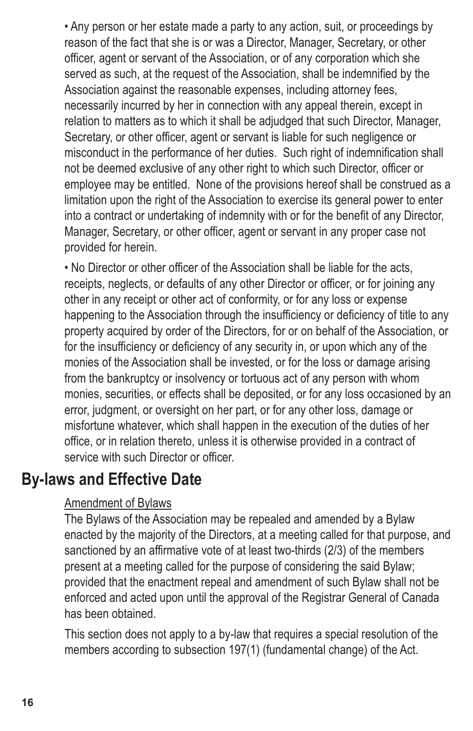- Any person or her estate made a party to any action, suit, or proceedings by reason of the fact that she is or was a Director, Manager, Secretary, or other officer, agent or servant of the Association, or of any corporation which she served as such, at the request of the Association, shall be indemnified by the Association against the reasonable expenses, including attorney fees, necessarily incurred by her in connection with any appeal therein, except in relation to matters as to which it shall be adjudged that such Director, Manager, Secretary, or other officer, agent or servant is liable for such negligence or misconduct in the performance of her duties. Such right of indemnification shall not be deemed exclusive of any other right to which such Director, officer or employee may be entitled. None of the provisions hereof shall be construed as a limitation upon the right of the Association to exercise its general power to enter into a contract or undertaking of indemnity with or for the benefit of any Director, Manager, Secretary, or other officer, agent or servant in any proper case not provided for herein.

- No Director or other officer of the Association shall be liable for the acts, receipts, neglects, or defaults of any other Director or officer, or for joining any other in any receipt or other act of conformity, or for any loss or expense happening to the Association through the insufficiency or deficiency of title to any property acquired by order of the Directors, for or on behalf of the Association, or for the insufficiency or deficiency of any security in, or upon which any of the monies of the Association shall be invested, or for the loss or damage arising from the bankruptcy or insolvency or tortuous act of any person with whom monies, securities, or effects shall be deposited, or for any loss occasioned by an error, judgment, or oversight on her part, or for any other loss, damage or misfortune whatever, which shall happen in the execution of the duties of her office, or in relation thereto, unless it is otherwise provided in a contract of service with such Director or officer.

## By-laws and Effective Date

Amendment of Bylaws

The Bylaws of the Association may be repealed and amended by a Bylaw enacted by the majority of the Directors, at a meeting called for that purpose, and sanctioned by an affirmative vote of at least two-thirds (2/3) of the members present at a meeting called for the purpose of considering the said Bylaw; provided that the enactment repeal and amendment of such Bylaw shall not be enforced and acted upon until the approval of the Registrar General of Canada has been obtained.

This section does not apply to a by-law that requires a special resolution of the members according to subsection 197(1) (fundamental change) of the Act.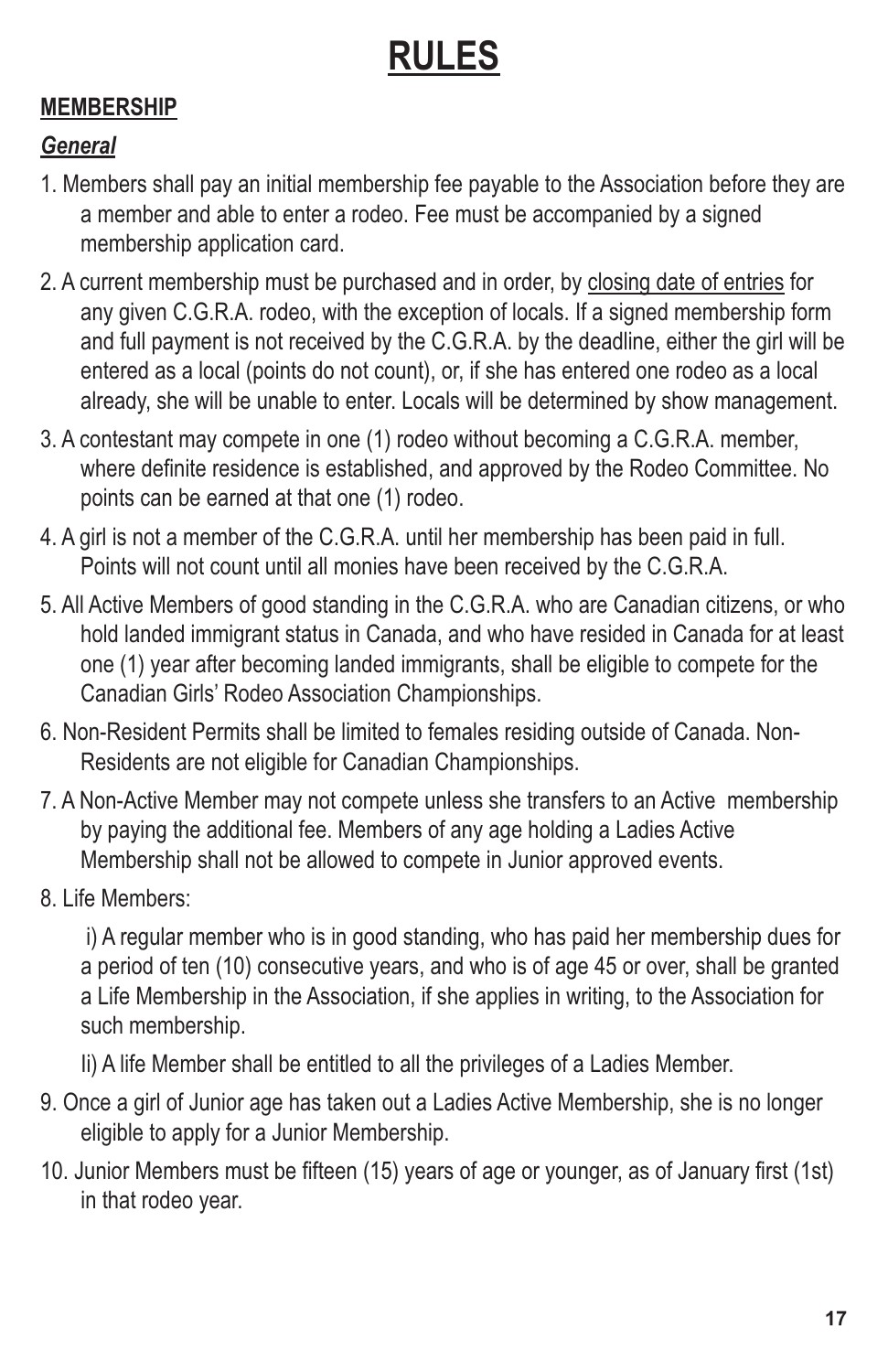# RULES

## MEMBERSHIP

### *General*

1. Members shall pay an initial membership fee payable to the Association before they are a member and able to enter a rodeo. Fee must be accompanied by a signed membership application card.
2. A current membership must be purchased and in order, by closing date of entries for any given C.G.R.A. rodeo, with the exception of locals. If a signed membership form and full payment is not received by the C.G.R.A. by the deadline, either the girl will be entered as a local (points do not count), or, if she has entered one rodeo as a local already, she will be unable to enter. Locals will be determined by show management.
3. A contestant may compete in one (1) rodeo without becoming a C.G.R.A. member, where definite residence is established, and approved by the Rodeo Committee. No points can be earned at that one (1) rodeo.
4. A girl is not a member of the C.G.R.A. until her membership has been paid in full. Points will not count until all monies have been received by the C.G.R.A.
5. All Active Members of good standing in the C.G.R.A. who are Canadian citizens, or who hold landed immigrant status in Canada, and who have resided in Canada for at least one (1) year after becoming landed immigrants, shall be eligible to compete for the Canadian Girls' Rodeo Association Championships.
6. Non-Resident Permits shall be limited to females residing outside of Canada. Non-Residents are not eligible for Canadian Championships.
7. A Non-Active Member may not compete unless she transfers to an Active membership by paying the additional fee. Members of any age holding a Ladies Active Membership shall not be allowed to compete in Junior approved events.
8. Life Members:

   i) A regular member who is in good standing, who has paid her membership dues for a period of ten (10) consecutive years, and who is of age 45 or over, shall be granted a Life Membership in the Association, if she applies in writing, to the Association for such membership.

   Ii) A life Member shall be entitled to all the privileges of a Ladies Member.
9. Once a girl of Junior age has taken out a Ladies Active Membership, she is no longer eligible to apply for a Junior Membership.
10. Junior Members must be fifteen (15) years of age or younger, as of January first (1st) in that rodeo year.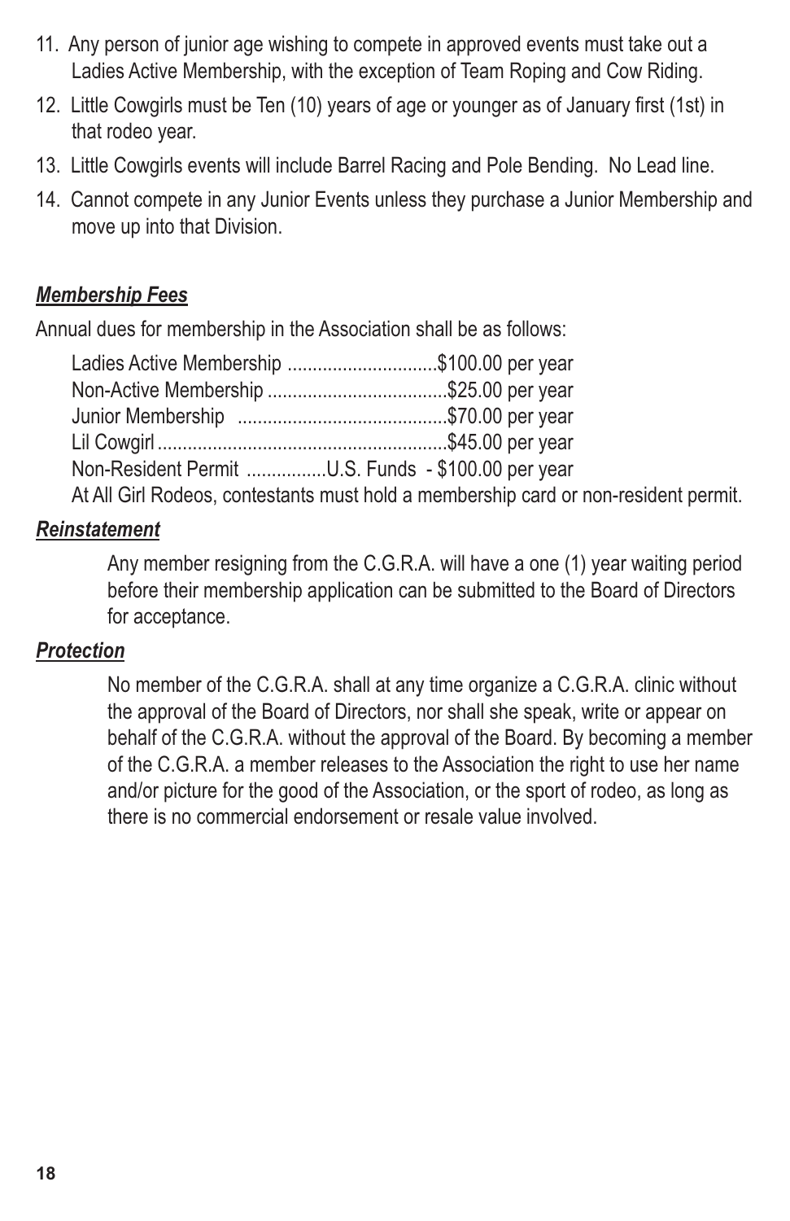11. Any person of junior age wishing to compete in approved events must take out a Ladies Active Membership, with the exception of Team Roping and Cow Riding.
12. Little Cowgirls must be Ten (10) years of age or younger as of January first (1st) in that rodeo year.
13. Little Cowgirls events will include Barrel Racing and Pole Bending. No Lead line.
14. Cannot compete in any Junior Events unless they purchase a Junior Membership and move up into that Division.

### ***Membership Fees***

Annual dues for membership in the Association shall be as follows:

Ladies Active Membership .............................$100.00 per year
Non-Active Membership ...................................$25.00 per year
Junior Membership .........................................$70.00 per year
Lil Cowgirl .........................................................$45.00 per year
Non-Resident Permit ................U.S. Funds - $100.00 per year
At All Girl Rodeos, contestants must hold a membership card or non-resident permit.

### ***Reinstatement***

Any member resigning from the C.G.R.A. will have a one (1) year waiting period before their membership application can be submitted to the Board of Directors for acceptance.

### ***Protection***

No member of the C.G.R.A. shall at any time organize a C.G.R.A. clinic without the approval of the Board of Directors, nor shall she speak, write or appear on behalf of the C.G.R.A. without the approval of the Board. By becoming a member of the C.G.R.A. a member releases to the Association the right to use her name and/or picture for the good of the Association, or the sport of rodeo, as long as there is no commercial endorsement or resale value involved.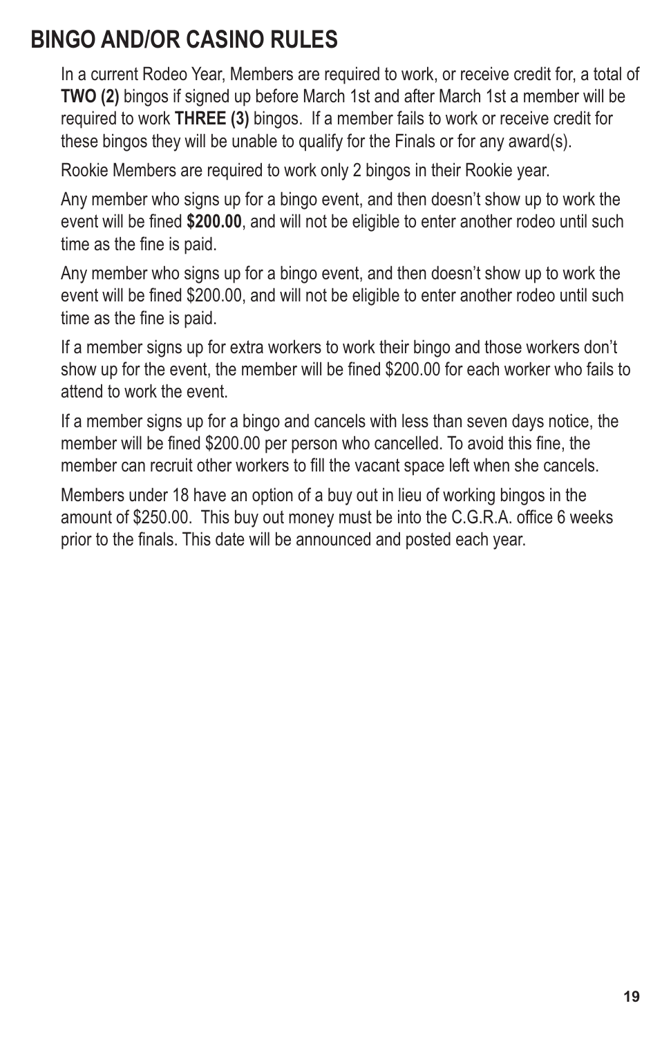## BINGO AND/OR CASINO RULES

In a current Rodeo Year, Members are required to work, or receive credit for, a total of **TWO (2)** bingos if signed up before March 1st and after March 1st a member will be required to work **THREE (3)** bingos. If a member fails to work or receive credit for these bingos they will be unable to qualify for the Finals or for any award(s).

Rookie Members are required to work only 2 bingos in their Rookie year.

Any member who signs up for a bingo event, and then doesn't show up to work the event will be fined **$200.00**, and will not be eligible to enter another rodeo until such time as the fine is paid.

Any member who signs up for a bingo event, and then doesn't show up to work the event will be fined $200.00, and will not be eligible to enter another rodeo until such time as the fine is paid.

If a member signs up for extra workers to work their bingo and those workers don't show up for the event, the member will be fined $200.00 for each worker who fails to attend to work the event.

If a member signs up for a bingo and cancels with less than seven days notice, the member will be fined $200.00 per person who cancelled. To avoid this fine, the member can recruit other workers to fill the vacant space left when she cancels.

Members under 18 have an option of a buy out in lieu of working bingos in the amount of $250.00. This buy out money must be into the C.G.R.A. office 6 weeks prior to the finals. This date will be announced and posted each year.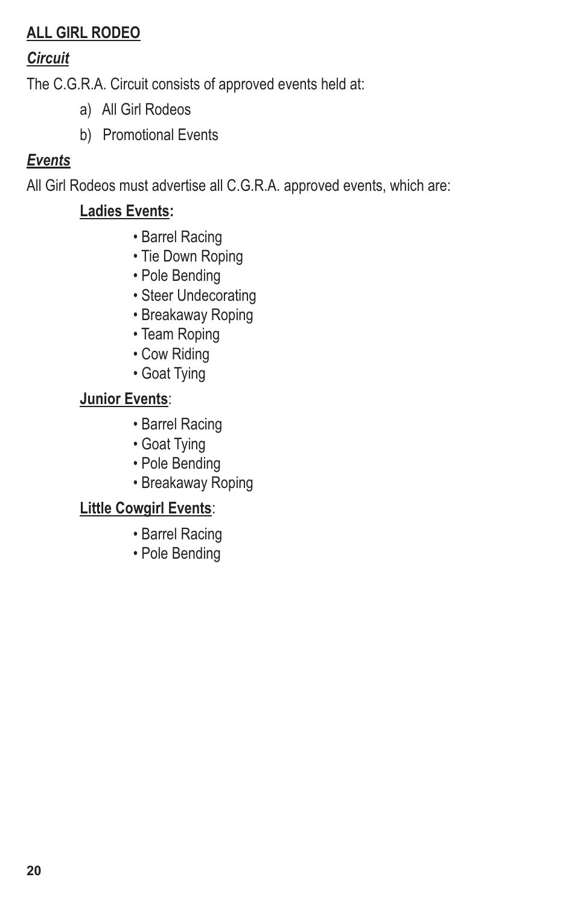## ALL GIRL RODEO

### *Circuit*

The C.G.R.A. Circuit consists of approved events held at:

a) All Girl Rodeos

b) Promotional Events

### *Events*

All Girl Rodeos must advertise all C.G.R.A. approved events, which are:

**Ladies Events:**

- Barrel Racing
- Tie Down Roping
- Pole Bending
- Steer Undecorating
- Breakaway Roping
- Team Roping
- Cow Riding
- Goat Tying

**Junior Events**:

- Barrel Racing
- Goat Tying
- Pole Bending
- Breakaway Roping

**Little Cowgirl Events**:

- Barrel Racing
- Pole Bending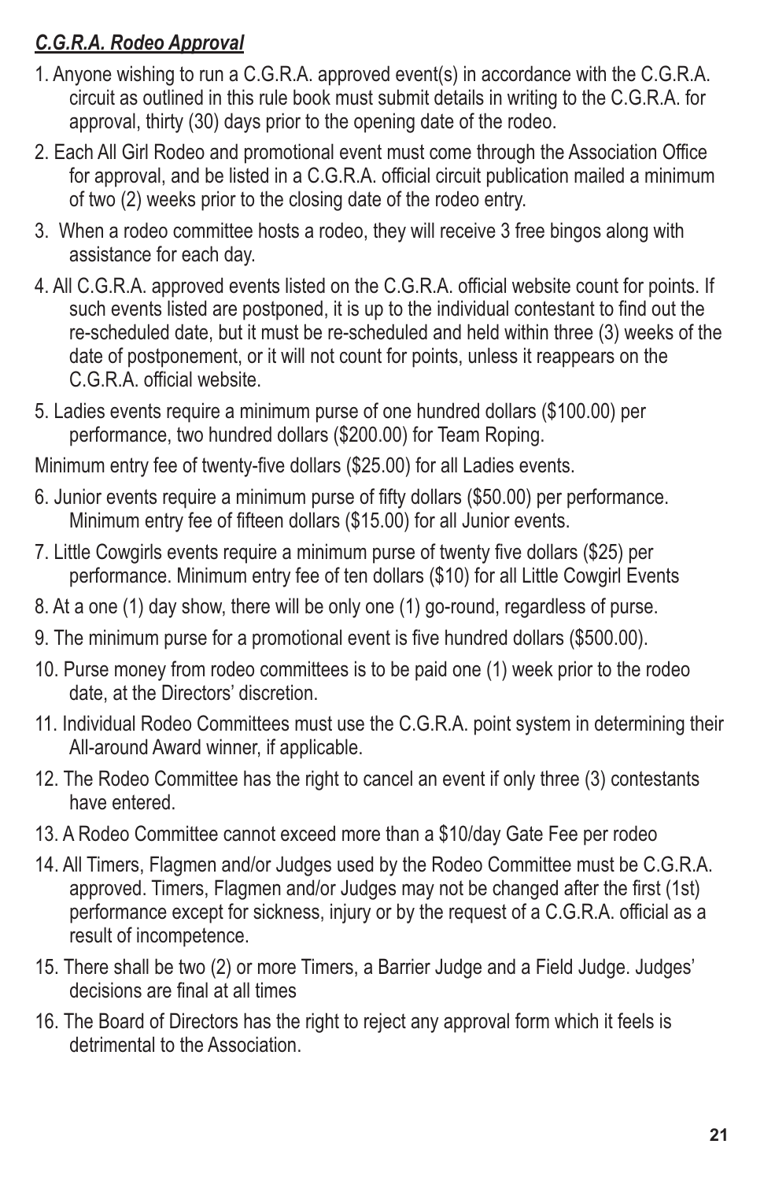***C.G.R.A. Rodeo Approval***

1. Anyone wishing to run a C.G.R.A. approved event(s) in accordance with the C.G.R.A. circuit as outlined in this rule book must submit details in writing to the C.G.R.A. for approval, thirty (30) days prior to the opening date of the rodeo.
2. Each All Girl Rodeo and promotional event must come through the Association Office for approval, and be listed in a C.G.R.A. official circuit publication mailed a minimum of two (2) weeks prior to the closing date of the rodeo entry.
3. When a rodeo committee hosts a rodeo, they will receive 3 free bingos along with assistance for each day.
4. All C.G.R.A. approved events listed on the C.G.R.A. official website count for points. If such events listed are postponed, it is up to the individual contestant to find out the re-scheduled date, but it must be re-scheduled and held within three (3) weeks of the date of postponement, or it will not count for points, unless it reappears on the C.G.R.A. official website.
5. Ladies events require a minimum purse of one hundred dollars ($100.00) per performance, two hundred dollars ($200.00) for Team Roping.

Minimum entry fee of twenty-five dollars ($25.00) for all Ladies events.

6. Junior events require a minimum purse of fifty dollars ($50.00) per performance. Minimum entry fee of fifteen dollars ($15.00) for all Junior events.
7. Little Cowgirls events require a minimum purse of twenty five dollars ($25) per performance. Minimum entry fee of ten dollars ($10) for all Little Cowgirl Events
8. At a one (1) day show, there will be only one (1) go-round, regardless of purse.
9. The minimum purse for a promotional event is five hundred dollars ($500.00).
10. Purse money from rodeo committees is to be paid one (1) week prior to the rodeo date, at the Directors' discretion.
11. Individual Rodeo Committees must use the C.G.R.A. point system in determining their All-around Award winner, if applicable.
12. The Rodeo Committee has the right to cancel an event if only three (3) contestants have entered.
13. A Rodeo Committee cannot exceed more than a $10/day Gate Fee per rodeo
14. All Timers, Flagmen and/or Judges used by the Rodeo Committee must be C.G.R.A. approved. Timers, Flagmen and/or Judges may not be changed after the first (1st) performance except for sickness, injury or by the request of a C.G.R.A. official as a result of incompetence.
15. There shall be two (2) or more Timers, a Barrier Judge and a Field Judge. Judges' decisions are final at all times
16. The Board of Directors has the right to reject any approval form which it feels is detrimental to the Association.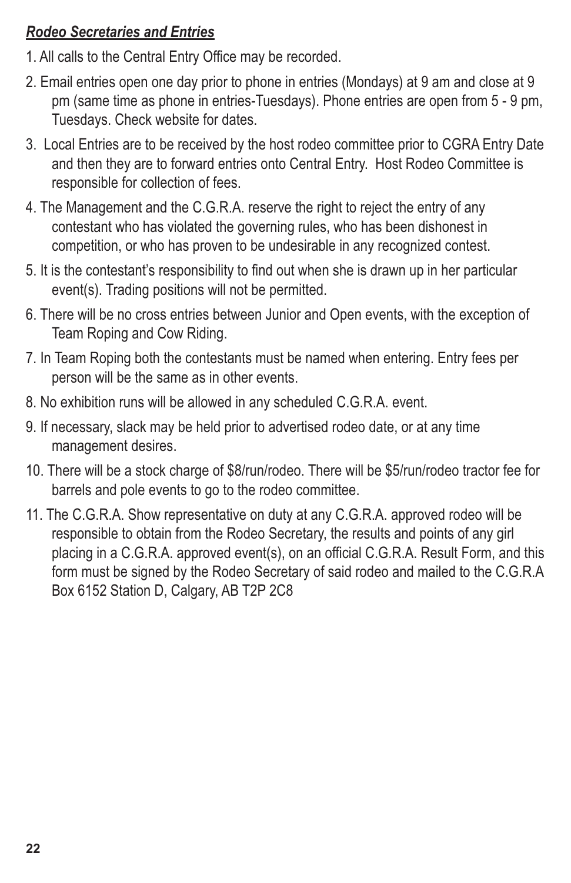***Rodeo Secretaries and Entries***

1. All calls to the Central Entry Office may be recorded.
2. Email entries open one day prior to phone in entries (Mondays) at 9 am and close at 9 pm (same time as phone in entries-Tuesdays). Phone entries are open from 5 - 9 pm, Tuesdays. Check website for dates.
3. Local Entries are to be received by the host rodeo committee prior to CGRA Entry Date and then they are to forward entries onto Central Entry. Host Rodeo Committee is responsible for collection of fees.
4. The Management and the C.G.R.A. reserve the right to reject the entry of any contestant who has violated the governing rules, who has been dishonest in competition, or who has proven to be undesirable in any recognized contest.
5. It is the contestant's responsibility to find out when she is drawn up in her particular event(s). Trading positions will not be permitted.
6. There will be no cross entries between Junior and Open events, with the exception of Team Roping and Cow Riding.
7. In Team Roping both the contestants must be named when entering. Entry fees per person will be the same as in other events.
8. No exhibition runs will be allowed in any scheduled C.G.R.A. event.
9. If necessary, slack may be held prior to advertised rodeo date, or at any time management desires.
10. There will be a stock charge of $8/run/rodeo. There will be $5/run/rodeo tractor fee for barrels and pole events to go to the rodeo committee.
11. The C.G.R.A. Show representative on duty at any C.G.R.A. approved rodeo will be responsible to obtain from the Rodeo Secretary, the results and points of any girl placing in a C.G.R.A. approved event(s), on an official C.G.R.A. Result Form, and this form must be signed by the Rodeo Secretary of said rodeo and mailed to the C.G.R.A Box 6152 Station D, Calgary, AB T2P 2C8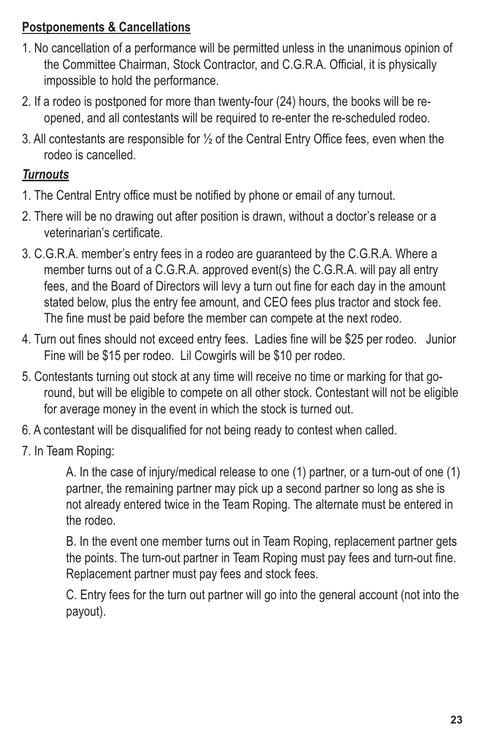**Postponements & Cancellations**

1. No cancellation of a performance will be permitted unless in the unanimous opinion of the Committee Chairman, Stock Contractor, and C.G.R.A. Official, it is physically impossible to hold the performance.
2. If a rodeo is postponed for more than twenty-four (24) hours, the books will be re-opened, and all contestants will be required to re-enter the re-scheduled rodeo.
3. All contestants are responsible for ½ of the Central Entry Office fees, even when the rodeo is cancelled.

***Turnouts***

1. The Central Entry office must be notified by phone or email of any turnout.
2. There will be no drawing out after position is drawn, without a doctor's release or a veterinarian's certificate.
3. C.G.R.A. member's entry fees in a rodeo are guaranteed by the C.G.R.A. Where a member turns out of a C.G.R.A. approved event(s) the C.G.R.A. will pay all entry fees, and the Board of Directors will levy a turn out fine for each day in the amount stated below, plus the entry fee amount, and CEO fees plus tractor and stock fee. The fine must be paid before the member can compete at the next rodeo.
4. Turn out fines should not exceed entry fees. Ladies fine will be $25 per rodeo. Junior Fine will be $15 per rodeo. Lil Cowgirls will be $10 per rodeo.
5. Contestants turning out stock at any time will receive no time or marking for that go-round, but will be eligible to compete on all other stock. Contestant will not be eligible for average money in the event in which the stock is turned out.
6. A contestant will be disqualified for not being ready to contest when called.
7. In Team Roping:

   A. In the case of injury/medical release to one (1) partner, or a turn-out of one (1) partner, the remaining partner may pick up a second partner so long as she is not already entered twice in the Team Roping. The alternate must be entered in the rodeo.

   B. In the event one member turns out in Team Roping, replacement partner gets the points. The turn-out partner in Team Roping must pay fees and turn-out fine. Replacement partner must pay fees and stock fees.

   C. Entry fees for the turn out partner will go into the general account (not into the payout).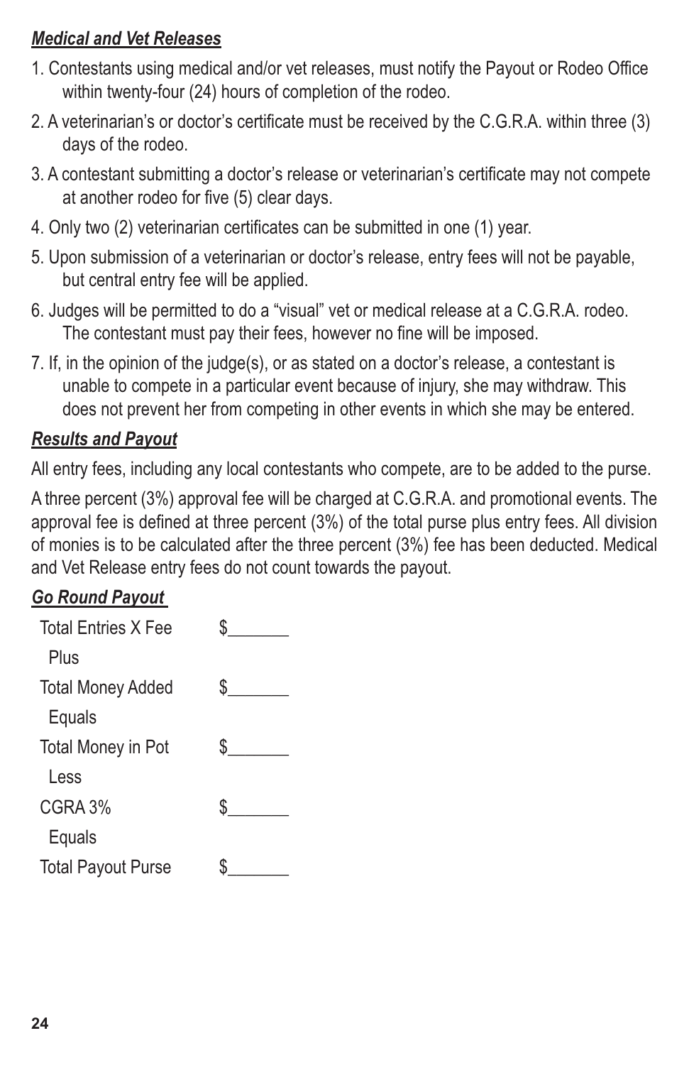***Medical and Vet Releases***

1. Contestants using medical and/or vet releases, must notify the Payout or Rodeo Office within twenty-four (24) hours of completion of the rodeo.
2. A veterinarian's or doctor's certificate must be received by the C.G.R.A. within three (3) days of the rodeo.
3. A contestant submitting a doctor's release or veterinarian's certificate may not compete at another rodeo for five (5) clear days.
4. Only two (2) veterinarian certificates can be submitted in one (1) year.
5. Upon submission of a veterinarian or doctor's release, entry fees will not be payable, but central entry fee will be applied.
6. Judges will be permitted to do a "visual" vet or medical release at a C.G.R.A. rodeo. The contestant must pay their fees, however no fine will be imposed.
7. If, in the opinion of the judge(s), or as stated on a doctor's release, a contestant is unable to compete in a particular event because of injury, she may withdraw. This does not prevent her from competing in other events in which she may be entered.

***Results and Payout***

All entry fees, including any local contestants who compete, are to be added to the purse.

A three percent (3%) approval fee will be charged at C.G.R.A. and promotional events. The approval fee is defined at three percent (3%) of the total purse plus entry fees. All division of monies is to be calculated after the three percent (3%) fee has been deducted. Medical and Vet Release entry fees do not count towards the payout.

***Go Round Payout***

Total Entries X Fee $_______

Plus

Total Money Added $_______

Equals

Total Money in Pot $_______

Less

CGRA 3% $_______

Equals

Total Payout Purse $_______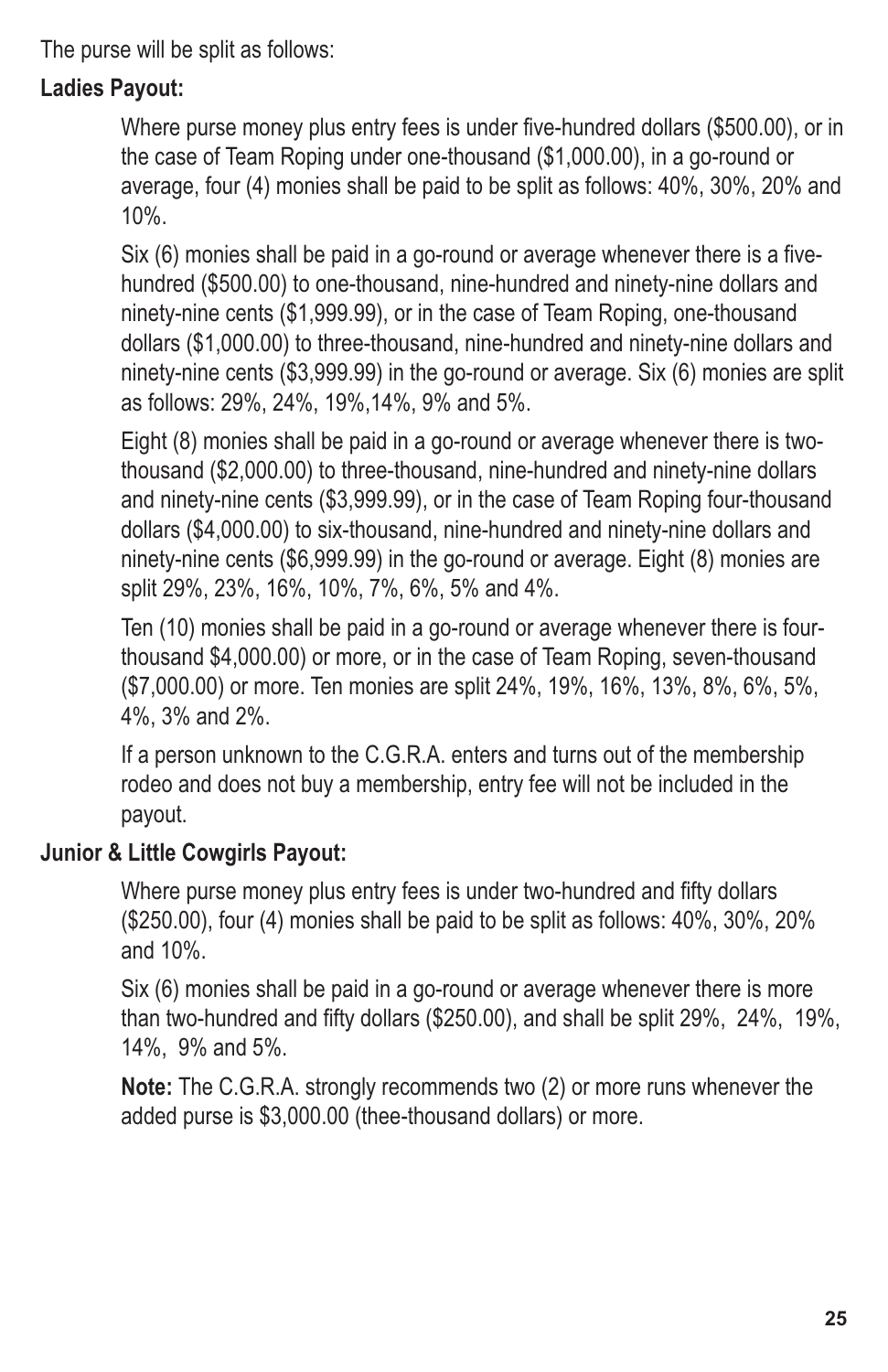The purse will be split as follows:

**Ladies Payout:**

Where purse money plus entry fees is under five-hundred dollars ($500.00), or in the case of Team Roping under one-thousand ($1,000.00), in a go-round or average, four (4) monies shall be paid to be split as follows: 40%, 30%, 20% and 10%.

Six (6) monies shall be paid in a go-round or average whenever there is a five-hundred ($500.00) to one-thousand, nine-hundred and ninety-nine dollars and ninety-nine cents ($1,999.99), or in the case of Team Roping, one-thousand dollars ($1,000.00) to three-thousand, nine-hundred and ninety-nine dollars and ninety-nine cents ($3,999.99) in the go-round or average. Six (6) monies are split as follows: 29%, 24%, 19%,14%, 9% and 5%.

Eight (8) monies shall be paid in a go-round or average whenever there is two-thousand ($2,000.00) to three-thousand, nine-hundred and ninety-nine dollars and ninety-nine cents ($3,999.99), or in the case of Team Roping four-thousand dollars ($4,000.00) to six-thousand, nine-hundred and ninety-nine dollars and ninety-nine cents ($6,999.99) in the go-round or average. Eight (8) monies are split 29%, 23%, 16%, 10%, 7%, 6%, 5% and 4%.

Ten (10) monies shall be paid in a go-round or average whenever there is four-thousand $4,000.00) or more, or in the case of Team Roping, seven-thousand ($7,000.00) or more. Ten monies are split 24%, 19%, 16%, 13%, 8%, 6%, 5%, 4%, 3% and 2%.

If a person unknown to the C.G.R.A. enters and turns out of the membership rodeo and does not buy a membership, entry fee will not be included in the payout.

**Junior & Little Cowgirls Payout:**

Where purse money plus entry fees is under two-hundred and fifty dollars ($250.00), four (4) monies shall be paid to be split as follows: 40%, 30%, 20% and 10%.

Six (6) monies shall be paid in a go-round or average whenever there is more than two-hundred and fifty dollars ($250.00), and shall be split 29%, 24%, 19%, 14%, 9% and 5%.

**Note:** The C.G.R.A. strongly recommends two (2) or more runs whenever the added purse is $3,000.00 (thee-thousand dollars) or more.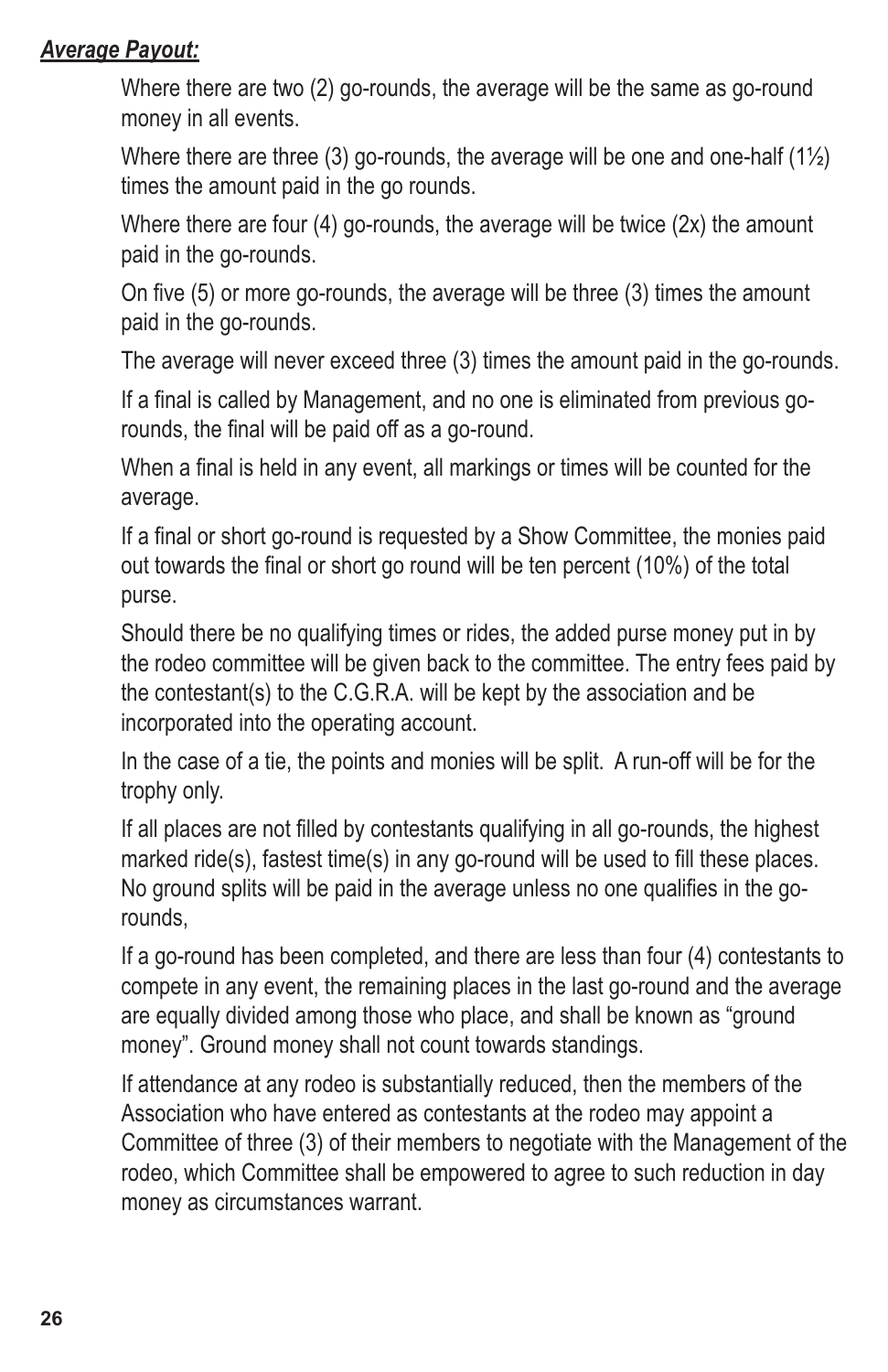***Average Payout:***

Where there are two (2) go-rounds, the average will be the same as go-round money in all events.

Where there are three (3) go-rounds, the average will be one and one-half (1½) times the amount paid in the go rounds.

Where there are four (4) go-rounds, the average will be twice (2x) the amount paid in the go-rounds.

On five (5) or more go-rounds, the average will be three (3) times the amount paid in the go-rounds.

The average will never exceed three (3) times the amount paid in the go-rounds.

If a final is called by Management, and no one is eliminated from previous go-rounds, the final will be paid off as a go-round.

When a final is held in any event, all markings or times will be counted for the average.

If a final or short go-round is requested by a Show Committee, the monies paid out towards the final or short go round will be ten percent (10%) of the total purse.

Should there be no qualifying times or rides, the added purse money put in by the rodeo committee will be given back to the committee. The entry fees paid by the contestant(s) to the C.G.R.A. will be kept by the association and be incorporated into the operating account.

In the case of a tie, the points and monies will be split. A run-off will be for the trophy only.

If all places are not filled by contestants qualifying in all go-rounds, the highest marked ride(s), fastest time(s) in any go-round will be used to fill these places. No ground splits will be paid in the average unless no one qualifies in the go-rounds,

If a go-round has been completed, and there are less than four (4) contestants to compete in any event, the remaining places in the last go-round and the average are equally divided among those who place, and shall be known as "ground money". Ground money shall not count towards standings.

If attendance at any rodeo is substantially reduced, then the members of the Association who have entered as contestants at the rodeo may appoint a Committee of three (3) of their members to negotiate with the Management of the rodeo, which Committee shall be empowered to agree to such reduction in day money as circumstances warrant.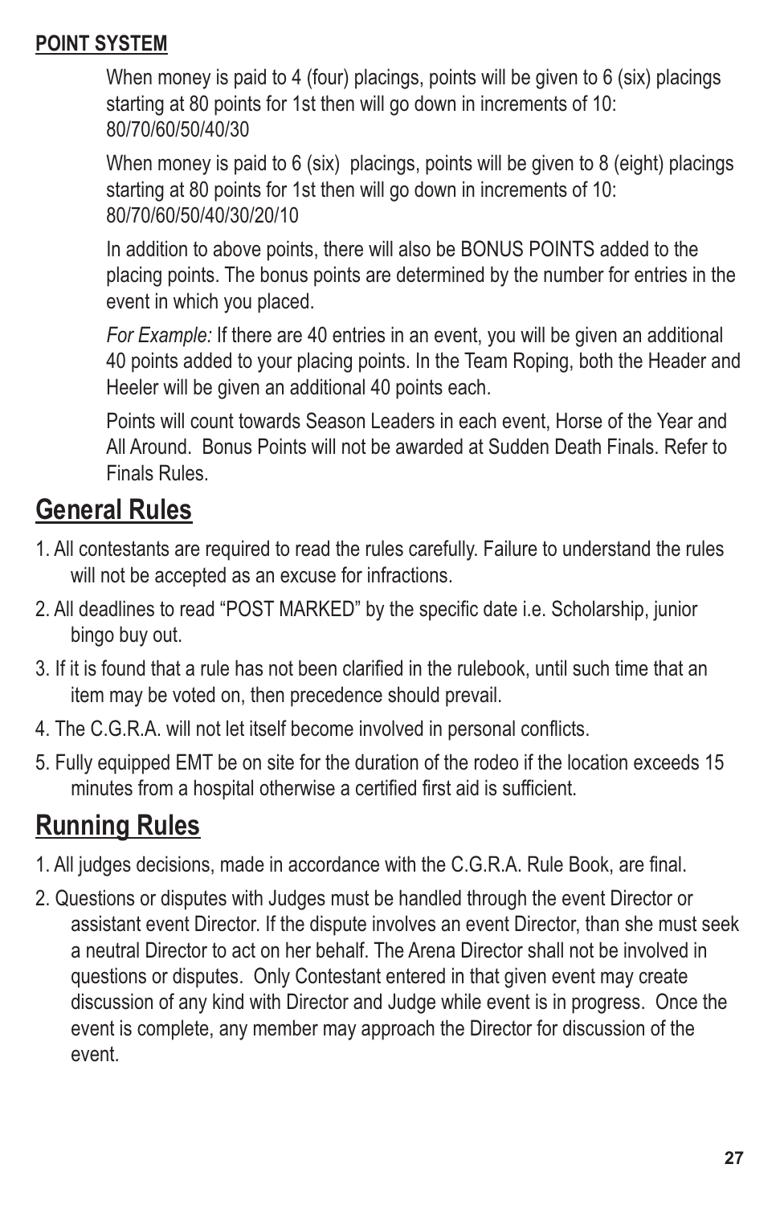**POINT SYSTEM**

When money is paid to 4 (four) placings, points will be given to 6 (six) placings starting at 80 points for 1st then will go down in increments of 10: 80/70/60/50/40/30

When money is paid to 6 (six) placings, points will be given to 8 (eight) placings starting at 80 points for 1st then will go down in increments of 10: 80/70/60/50/40/30/20/10

In addition to above points, there will also be BONUS POINTS added to the placing points. The bonus points are determined by the number for entries in the event in which you placed.

*For Example:* If there are 40 entries in an event, you will be given an additional 40 points added to your placing points. In the Team Roping, both the Header and Heeler will be given an additional 40 points each.

Points will count towards Season Leaders in each event, Horse of the Year and All Around. Bonus Points will not be awarded at Sudden Death Finals. Refer to Finals Rules.

# General Rules

1. All contestants are required to read the rules carefully. Failure to understand the rules will not be accepted as an excuse for infractions.
2. All deadlines to read "POST MARKED" by the specific date i.e. Scholarship, junior bingo buy out.
3. If it is found that a rule has not been clarified in the rulebook, until such time that an item may be voted on, then precedence should prevail.
4. The C.G.R.A. will not let itself become involved in personal conflicts.
5. Fully equipped EMT be on site for the duration of the rodeo if the location exceeds 15 minutes from a hospital otherwise a certified first aid is sufficient.

# Running Rules

1. All judges decisions, made in accordance with the C.G.R.A. Rule Book, are final.
2. Questions or disputes with Judges must be handled through the event Director or assistant event Director. If the dispute involves an event Director, than she must seek a neutral Director to act on her behalf. The Arena Director shall not be involved in questions or disputes. Only Contestant entered in that given event may create discussion of any kind with Director and Judge while event is in progress. Once the event is complete, any member may approach the Director for discussion of the event.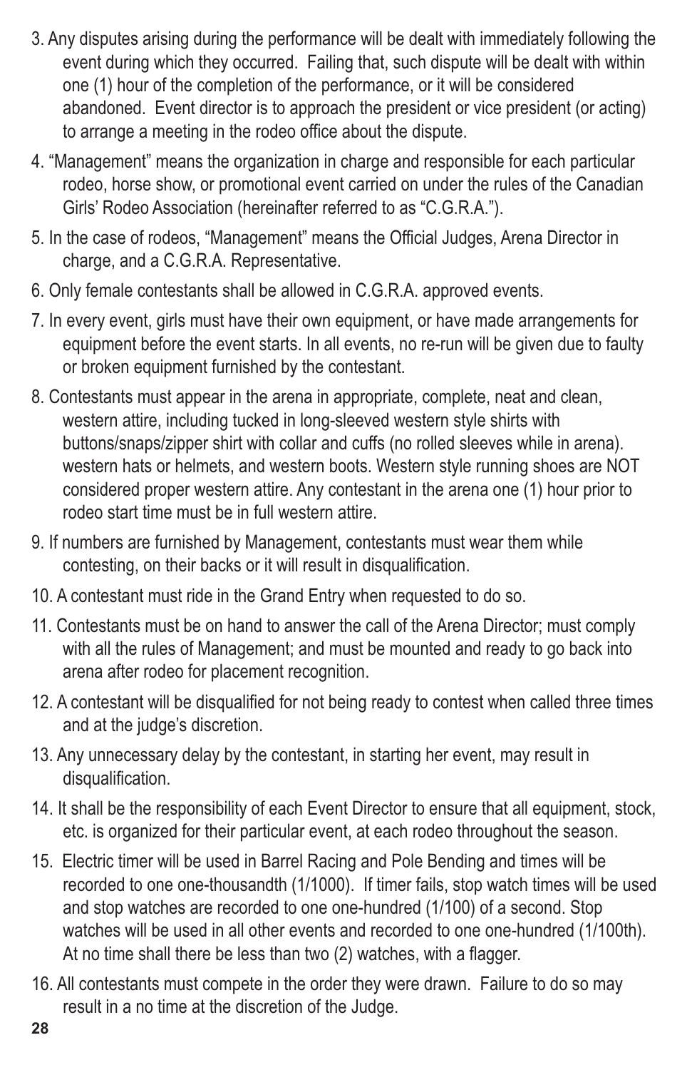3. Any disputes arising during the performance will be dealt with immediately following the event during which they occurred. Failing that, such dispute will be dealt with within one (1) hour of the completion of the performance, or it will be considered abandoned. Event director is to approach the president or vice president (or acting) to arrange a meeting in the rodeo office about the dispute.

4. "Management" means the organization in charge and responsible for each particular rodeo, horse show, or promotional event carried on under the rules of the Canadian Girls' Rodeo Association (hereinafter referred to as "C.G.R.A.").

5. In the case of rodeos, "Management" means the Official Judges, Arena Director in charge, and a C.G.R.A. Representative.

6. Only female contestants shall be allowed in C.G.R.A. approved events.

7. In every event, girls must have their own equipment, or have made arrangements for equipment before the event starts. In all events, no re-run will be given due to faulty or broken equipment furnished by the contestant.

8. Contestants must appear in the arena in appropriate, complete, neat and clean, western attire, including tucked in long-sleeved western style shirts with buttons/snaps/zipper shirt with collar and cuffs (no rolled sleeves while in arena). western hats or helmets, and western boots. Western style running shoes are NOT considered proper western attire. Any contestant in the arena one (1) hour prior to rodeo start time must be in full western attire.

9. If numbers are furnished by Management, contestants must wear them while contesting, on their backs or it will result in disqualification.

10. A contestant must ride in the Grand Entry when requested to do so.

11. Contestants must be on hand to answer the call of the Arena Director; must comply with all the rules of Management; and must be mounted and ready to go back into arena after rodeo for placement recognition.

12. A contestant will be disqualified for not being ready to contest when called three times and at the judge's discretion.

13. Any unnecessary delay by the contestant, in starting her event, may result in disqualification.

14. It shall be the responsibility of each Event Director to ensure that all equipment, stock, etc. is organized for their particular event, at each rodeo throughout the season.

15. Electric timer will be used in Barrel Racing and Pole Bending and times will be recorded to one one-thousandth (1/1000). If timer fails, stop watch times will be used and stop watches are recorded to one one-hundred (1/100) of a second. Stop watches will be used in all other events and recorded to one one-hundred (1/100th). At no time shall there be less than two (2) watches, with a flagger.

16. All contestants must compete in the order they were drawn. Failure to do so may result in a no time at the discretion of the Judge.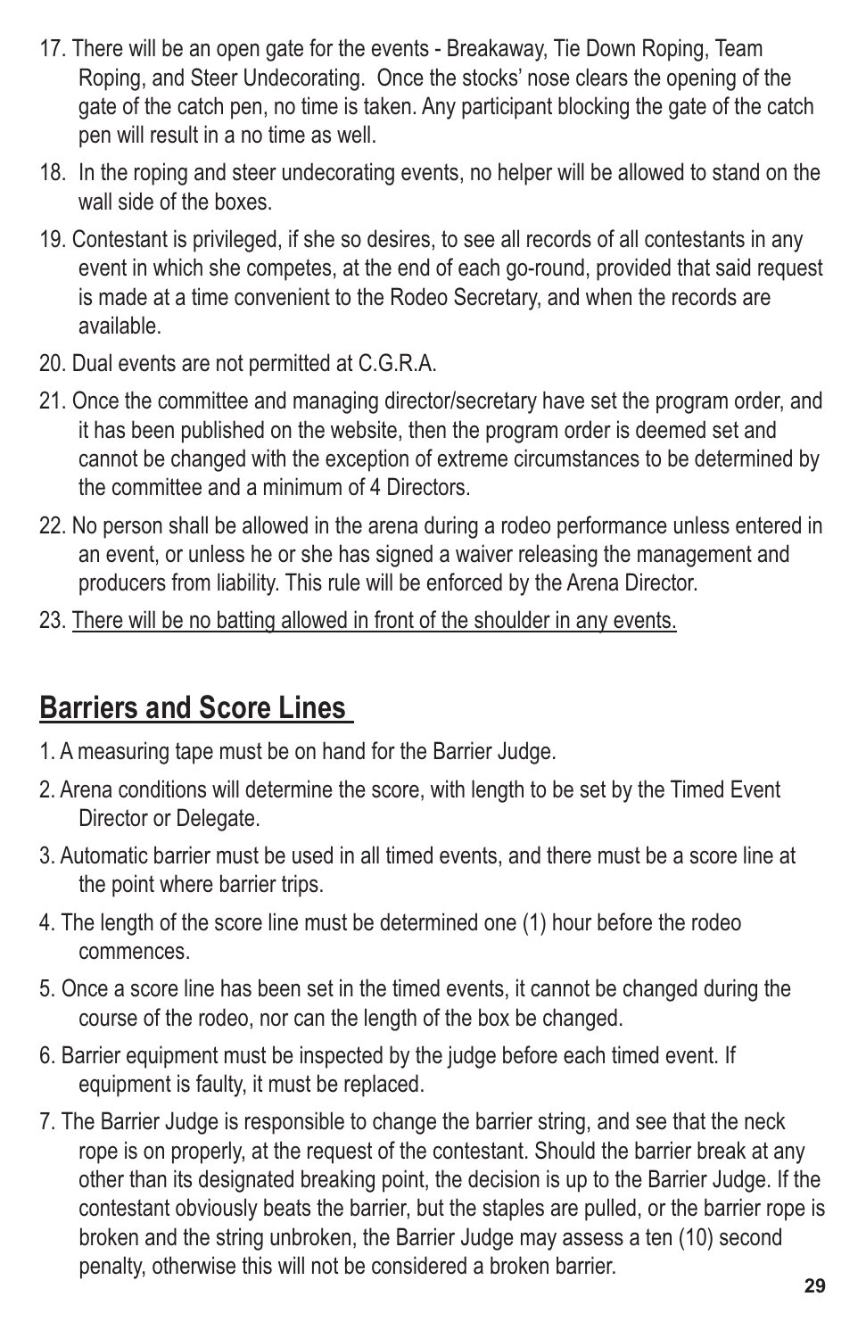17. There will be an open gate for the events - Breakaway, Tie Down Roping, Team Roping, and Steer Undecorating. Once the stocks' nose clears the opening of the gate of the catch pen, no time is taken. Any participant blocking the gate of the catch pen will result in a no time as well.
18. In the roping and steer undecorating events, no helper will be allowed to stand on the wall side of the boxes.
19. Contestant is privileged, if she so desires, to see all records of all contestants in any event in which she competes, at the end of each go-round, provided that said request is made at a time convenient to the Rodeo Secretary, and when the records are available.
20. Dual events are not permitted at C.G.R.A.
21. Once the committee and managing director/secretary have set the program order, and it has been published on the website, then the program order is deemed set and cannot be changed with the exception of extreme circumstances to be determined by the committee and a minimum of 4 Directors.
22. No person shall be allowed in the arena during a rodeo performance unless entered in an event, or unless he or she has signed a waiver releasing the management and producers from liability. This rule will be enforced by the Arena Director.
23. <u>There will be no batting allowed in front of the shoulder in any events.</u>

## Barriers and Score Lines

1. A measuring tape must be on hand for the Barrier Judge.
2. Arena conditions will determine the score, with length to be set by the Timed Event Director or Delegate.
3. Automatic barrier must be used in all timed events, and there must be a score line at the point where barrier trips.
4. The length of the score line must be determined one (1) hour before the rodeo commences.
5. Once a score line has been set in the timed events, it cannot be changed during the course of the rodeo, nor can the length of the box be changed.
6. Barrier equipment must be inspected by the judge before each timed event. If equipment is faulty, it must be replaced.
7. The Barrier Judge is responsible to change the barrier string, and see that the neck rope is on properly, at the request of the contestant. Should the barrier break at any other than its designated breaking point, the decision is up to the Barrier Judge. If the contestant obviously beats the barrier, but the staples are pulled, or the barrier rope is broken and the string unbroken, the Barrier Judge may assess a ten (10) second penalty, otherwise this will not be considered a broken barrier.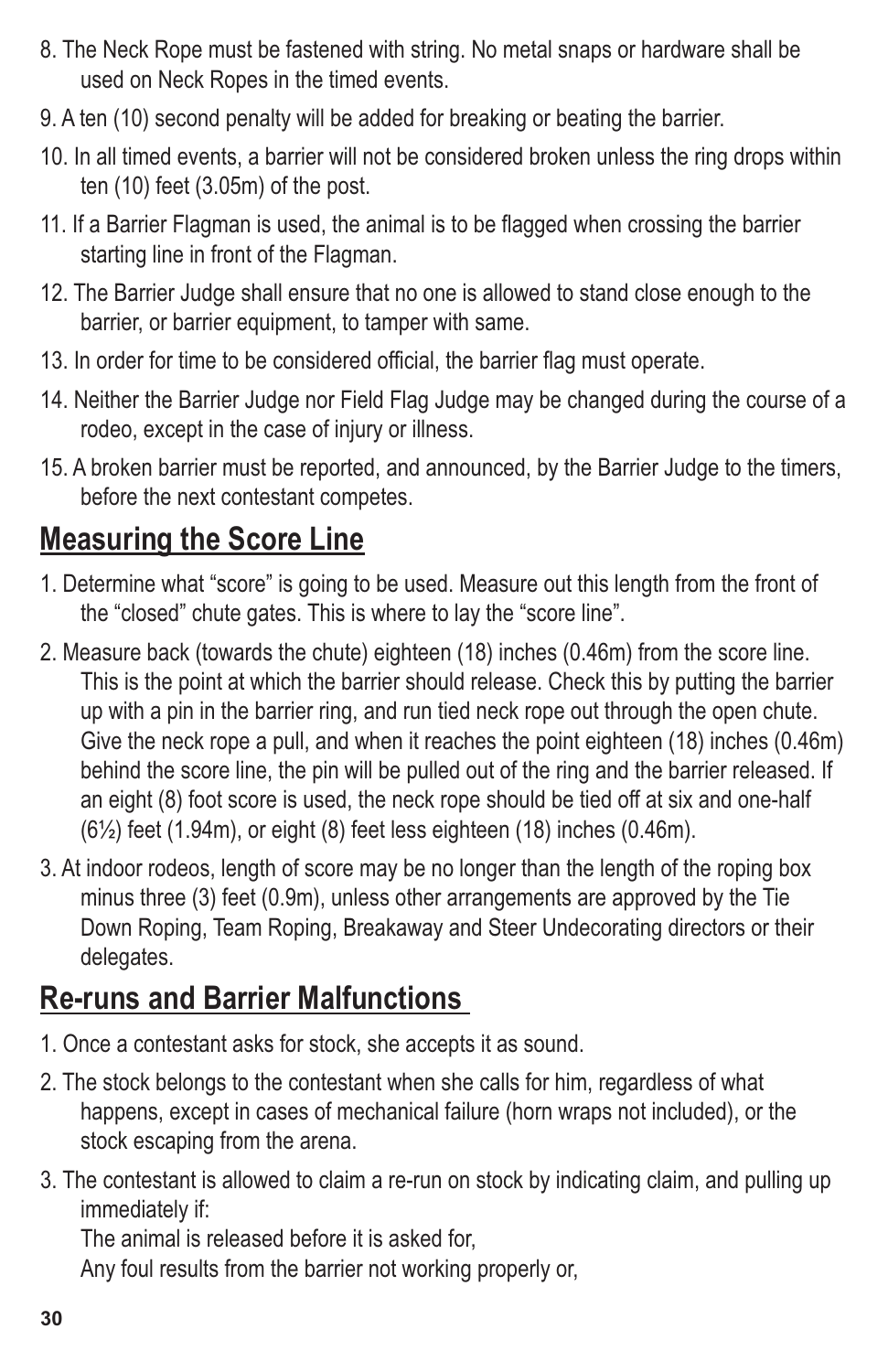8. The Neck Rope must be fastened with string. No metal snaps or hardware shall be used on Neck Ropes in the timed events.
9. A ten (10) second penalty will be added for breaking or beating the barrier.
10. In all timed events, a barrier will not be considered broken unless the ring drops within ten (10) feet (3.05m) of the post.
11. If a Barrier Flagman is used, the animal is to be flagged when crossing the barrier starting line in front of the Flagman.
12. The Barrier Judge shall ensure that no one is allowed to stand close enough to the barrier, or barrier equipment, to tamper with same.
13. In order for time to be considered official, the barrier flag must operate.
14. Neither the Barrier Judge nor Field Flag Judge may be changed during the course of a rodeo, except in the case of injury or illness.
15. A broken barrier must be reported, and announced, by the Barrier Judge to the timers, before the next contestant competes.

## Measuring the Score Line

1. Determine what "score" is going to be used. Measure out this length from the front of the "closed" chute gates. This is where to lay the "score line".
2. Measure back (towards the chute) eighteen (18) inches (0.46m) from the score line. This is the point at which the barrier should release. Check this by putting the barrier up with a pin in the barrier ring, and run tied neck rope out through the open chute. Give the neck rope a pull, and when it reaches the point eighteen (18) inches (0.46m) behind the score line, the pin will be pulled out of the ring and the barrier released. If an eight (8) foot score is used, the neck rope should be tied off at six and one-half (6½) feet (1.94m), or eight (8) feet less eighteen (18) inches (0.46m).
3. At indoor rodeos, length of score may be no longer than the length of the roping box minus three (3) feet (0.9m), unless other arrangements are approved by the Tie Down Roping, Team Roping, Breakaway and Steer Undecorating directors or their delegates.

## Re-runs and Barrier Malfunctions

1. Once a contestant asks for stock, she accepts it as sound.
2. The stock belongs to the contestant when she calls for him, regardless of what happens, except in cases of mechanical failure (horn wraps not included), or the stock escaping from the arena.
3. The contestant is allowed to claim a re-run on stock by indicating claim, and pulling up immediately if:

   The animal is released before it is asked for,

   Any foul results from the barrier not working properly or,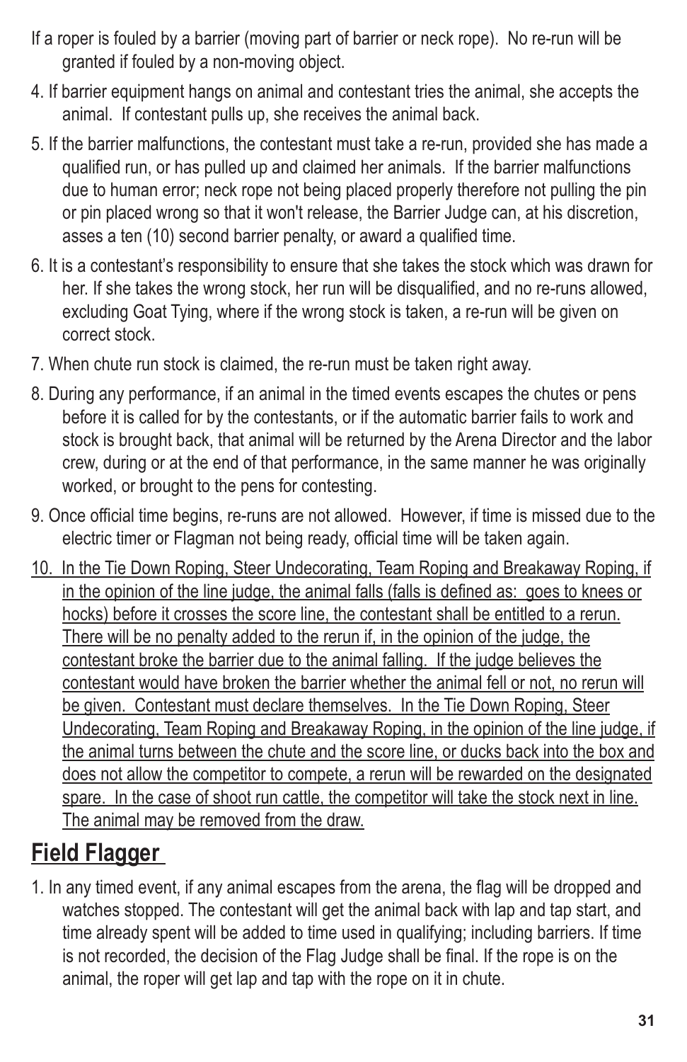If a roper is fouled by a barrier (moving part of barrier or neck rope). No re-run will be granted if fouled by a non-moving object.

4. If barrier equipment hangs on animal and contestant tries the animal, she accepts the animal. If contestant pulls up, she receives the animal back.
5. If the barrier malfunctions, the contestant must take a re-run, provided she has made a qualified run, or has pulled up and claimed her animals. If the barrier malfunctions due to human error; neck rope not being placed properly therefore not pulling the pin or pin placed wrong so that it won't release, the Barrier Judge can, at his discretion, asses a ten (10) second barrier penalty, or award a qualified time.
6. It is a contestant's responsibility to ensure that she takes the stock which was drawn for her. If she takes the wrong stock, her run will be disqualified, and no re-runs allowed, excluding Goat Tying, where if the wrong stock is taken, a re-run will be given on correct stock.
7. When chute run stock is claimed, the re-run must be taken right away.
8. During any performance, if an animal in the timed events escapes the chutes or pens before it is called for by the contestants, or if the automatic barrier fails to work and stock is brought back, that animal will be returned by the Arena Director and the labor crew, during or at the end of that performance, in the same manner he was originally worked, or brought to the pens for contesting.
9. Once official time begins, re-runs are not allowed. However, if time is missed due to the electric timer or Flagman not being ready, official time will be taken again.
10. <u>In the Tie Down Roping, Steer Undecorating, Team Roping and Breakaway Roping, if in the opinion of the line judge, the animal falls (falls is defined as: goes to knees or hocks) before it crosses the score line, the contestant shall be entitled to a rerun. There will be no penalty added to the rerun if, in the opinion of the judge, the contestant broke the barrier due to the animal falling. If the judge believes the contestant would have broken the barrier whether the animal fell or not, no rerun will be given. Contestant must declare themselves. In the Tie Down Roping, Steer Undecorating, Team Roping and Breakaway Roping, in the opinion of the line judge, if the animal turns between the chute and the score line, or ducks back into the box and does not allow the competitor to compete, a rerun will be rewarded on the designated spare. In the case of shoot run cattle, the competitor will take the stock next in line. The animal may be removed from the draw.</u>

## Field Flagger

1. In any timed event, if any animal escapes from the arena, the flag will be dropped and watches stopped. The contestant will get the animal back with lap and tap start, and time already spent will be added to time used in qualifying; including barriers. If time is not recorded, the decision of the Flag Judge shall be final. If the rope is on the animal, the roper will get lap and tap with the rope on it in chute.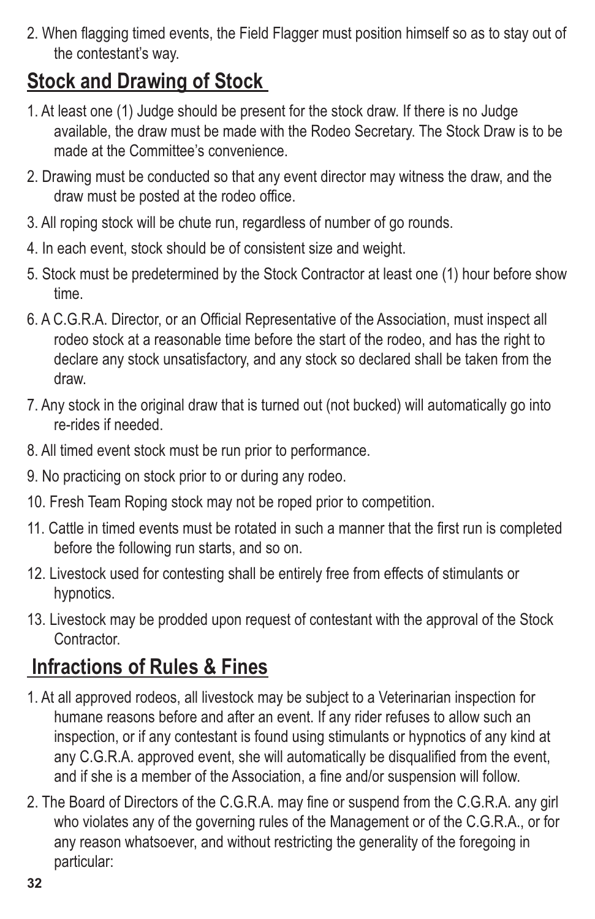2. When flagging timed events, the Field Flagger must position himself so as to stay out of the contestant's way.

## Stock and Drawing of Stock

1. At least one (1) Judge should be present for the stock draw. If there is no Judge available, the draw must be made with the Rodeo Secretary. The Stock Draw is to be made at the Committee's convenience.
2. Drawing must be conducted so that any event director may witness the draw, and the draw must be posted at the rodeo office.
3. All roping stock will be chute run, regardless of number of go rounds.
4. In each event, stock should be of consistent size and weight.
5. Stock must be predetermined by the Stock Contractor at least one (1) hour before show time.
6. A C.G.R.A. Director, or an Official Representative of the Association, must inspect all rodeo stock at a reasonable time before the start of the rodeo, and has the right to declare any stock unsatisfactory, and any stock so declared shall be taken from the draw.
7. Any stock in the original draw that is turned out (not bucked) will automatically go into re-rides if needed.
8. All timed event stock must be run prior to performance.
9. No practicing on stock prior to or during any rodeo.
10. Fresh Team Roping stock may not be roped prior to competition.
11. Cattle in timed events must be rotated in such a manner that the first run is completed before the following run starts, and so on.
12. Livestock used for contesting shall be entirely free from effects of stimulants or hypnotics.
13. Livestock may be prodded upon request of contestant with the approval of the Stock Contractor.

## Infractions of Rules & Fines

1. At all approved rodeos, all livestock may be subject to a Veterinarian inspection for humane reasons before and after an event. If any rider refuses to allow such an inspection, or if any contestant is found using stimulants or hypnotics of any kind at any C.G.R.A. approved event, she will automatically be disqualified from the event, and if she is a member of the Association, a fine and/or suspension will follow.
2. The Board of Directors of the C.G.R.A. may fine or suspend from the C.G.R.A. any girl who violates any of the governing rules of the Management or of the C.G.R.A., or for any reason whatsoever, and without restricting the generality of the foregoing in particular: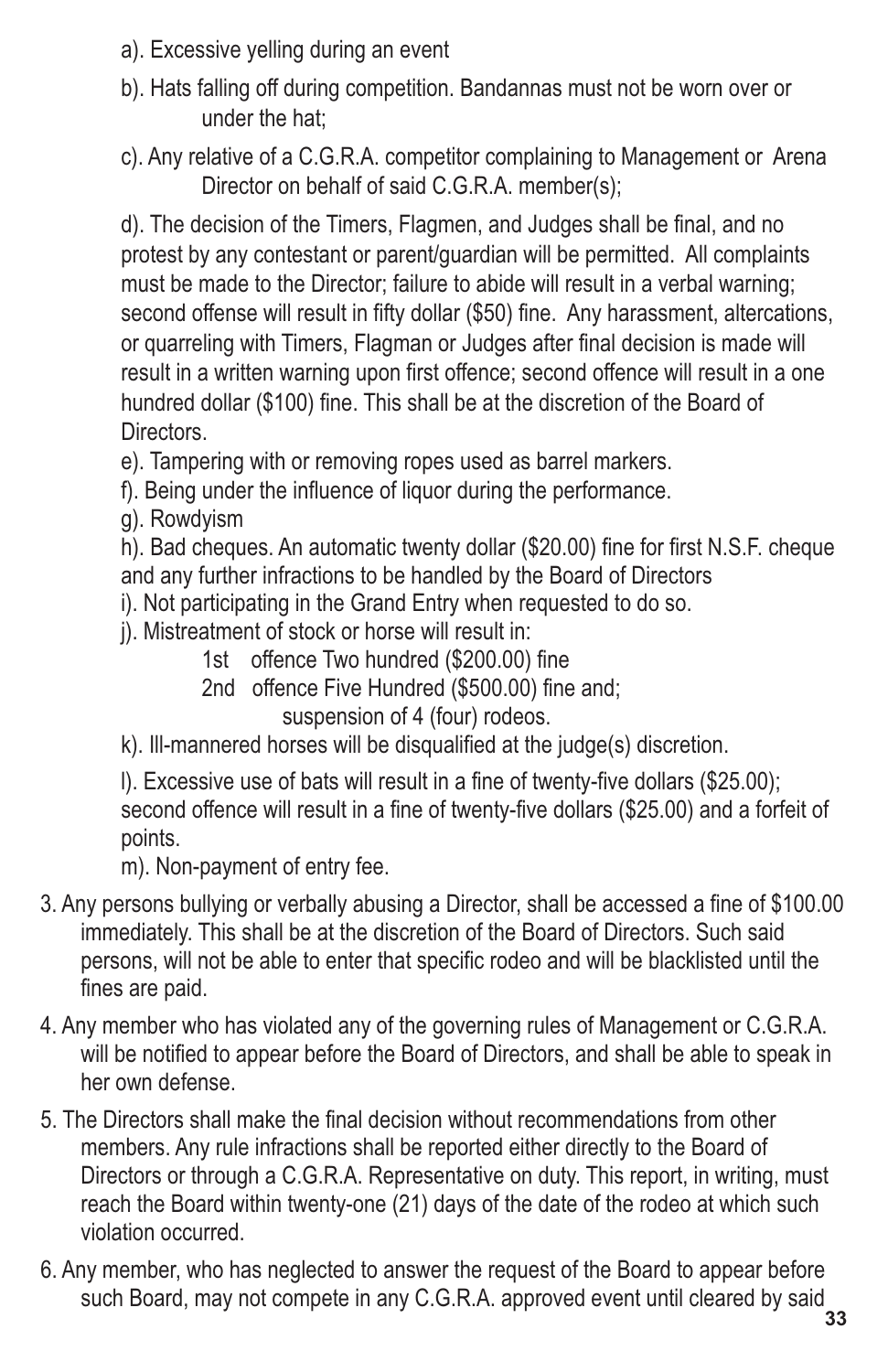a). Excessive yelling during an event

b). Hats falling off during competition. Bandannas must not be worn over or under the hat;

c). Any relative of a C.G.R.A. competitor complaining to Management or Arena Director on behalf of said C.G.R.A. member(s);

d). The decision of the Timers, Flagmen, and Judges shall be final, and no protest by any contestant or parent/guardian will be permitted. All complaints must be made to the Director; failure to abide will result in a verbal warning; second offense will result in fifty dollar ($50) fine. Any harassment, altercations, or quarreling with Timers, Flagman or Judges after final decision is made will result in a written warning upon first offence; second offence will result in a one hundred dollar ($100) fine. This shall be at the discretion of the Board of Directors.

e). Tampering with or removing ropes used as barrel markers.

f). Being under the influence of liquor during the performance.

g). Rowdyism

h). Bad cheques. An automatic twenty dollar ($20.00) fine for first N.S.F. cheque and any further infractions to be handled by the Board of Directors

i). Not participating in the Grand Entry when requested to do so.

j). Mistreatment of stock or horse will result in:

- 1st offence Two hundred ($200.00) fine
- 2nd offence Five Hundred ($500.00) fine and; suspension of 4 (four) rodeos.

k). Ill-mannered horses will be disqualified at the judge(s) discretion.

l). Excessive use of bats will result in a fine of twenty-five dollars ($25.00); second offence will result in a fine of twenty-five dollars ($25.00) and a forfeit of points.

m). Non-payment of entry fee.

3. Any persons bullying or verbally abusing a Director, shall be accessed a fine of $100.00 immediately. This shall be at the discretion of the Board of Directors. Such said persons, will not be able to enter that specific rodeo and will be blacklisted until the fines are paid.

4. Any member who has violated any of the governing rules of Management or C.G.R.A. will be notified to appear before the Board of Directors, and shall be able to speak in her own defense.

5. The Directors shall make the final decision without recommendations from other members. Any rule infractions shall be reported either directly to the Board of Directors or through a C.G.R.A. Representative on duty. This report, in writing, must reach the Board within twenty-one (21) days of the date of the rodeo at which such violation occurred.

6. Any member, who has neglected to answer the request of the Board to appear before such Board, may not compete in any C.G.R.A. approved event until cleared by said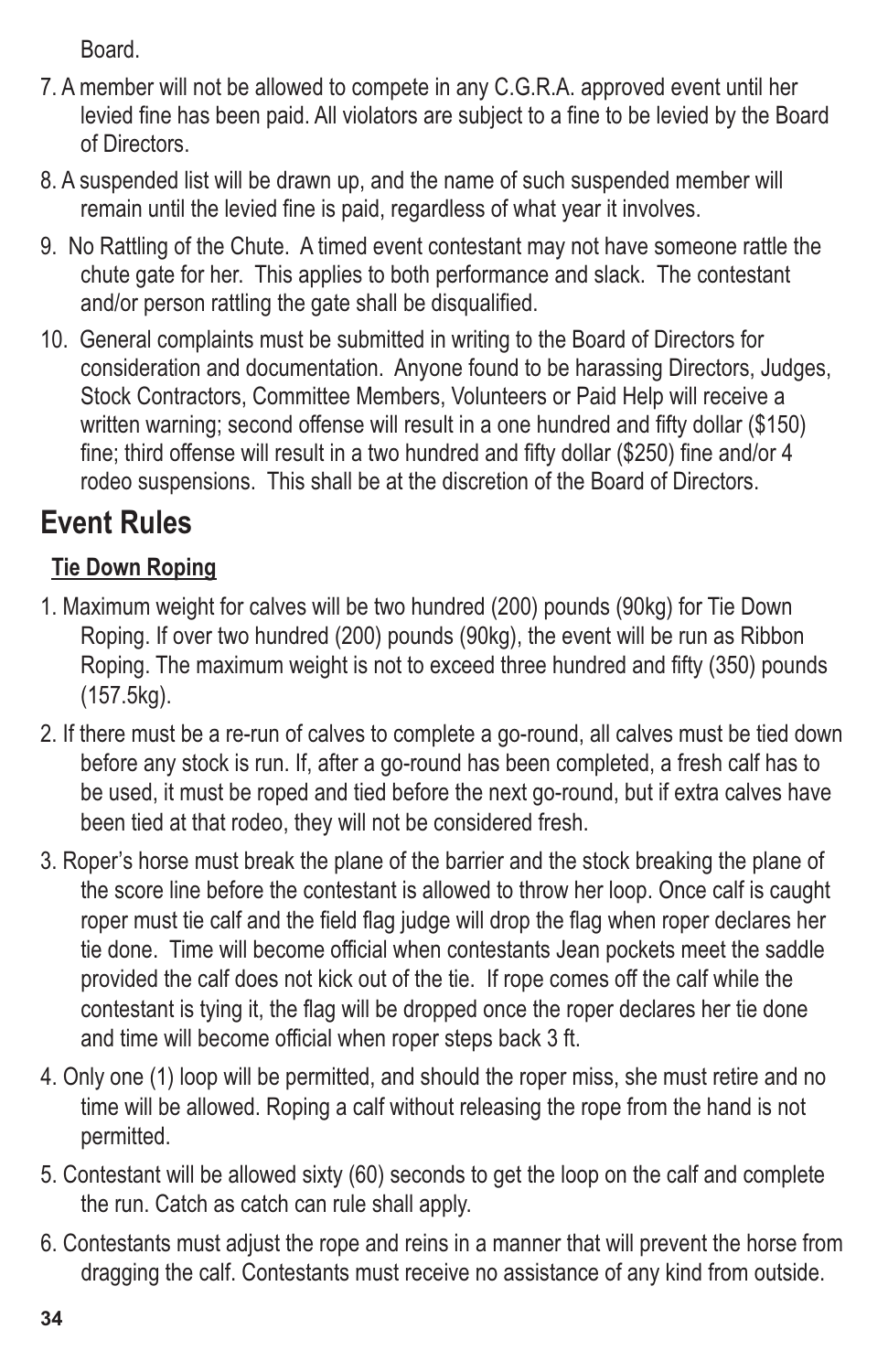Board.

7. A member will not be allowed to compete in any C.G.R.A. approved event until her levied fine has been paid. All violators are subject to a fine to be levied by the Board of Directors.
8. A suspended list will be drawn up, and the name of such suspended member will remain until the levied fine is paid, regardless of what year it involves.
9. No Rattling of the Chute. A timed event contestant may not have someone rattle the chute gate for her. This applies to both performance and slack. The contestant and/or person rattling the gate shall be disqualified.
10. General complaints must be submitted in writing to the Board of Directors for consideration and documentation. Anyone found to be harassing Directors, Judges, Stock Contractors, Committee Members, Volunteers or Paid Help will receive a written warning; second offense will result in a one hundred and fifty dollar ($150) fine; third offense will result in a two hundred and fifty dollar ($250) fine and/or 4 rodeo suspensions. This shall be at the discretion of the Board of Directors.

# Event Rules

## Tie Down Roping

1. Maximum weight for calves will be two hundred (200) pounds (90kg) for Tie Down Roping. If over two hundred (200) pounds (90kg), the event will be run as Ribbon Roping. The maximum weight is not to exceed three hundred and fifty (350) pounds (157.5kg).
2. If there must be a re-run of calves to complete a go-round, all calves must be tied down before any stock is run. If, after a go-round has been completed, a fresh calf has to be used, it must be roped and tied before the next go-round, but if extra calves have been tied at that rodeo, they will not be considered fresh.
3. Roper's horse must break the plane of the barrier and the stock breaking the plane of the score line before the contestant is allowed to throw her loop. Once calf is caught roper must tie calf and the field flag judge will drop the flag when roper declares her tie done. Time will become official when contestants Jean pockets meet the saddle provided the calf does not kick out of the tie. If rope comes off the calf while the contestant is tying it, the flag will be dropped once the roper declares her tie done and time will become official when roper steps back 3 ft.
4. Only one (1) loop will be permitted, and should the roper miss, she must retire and no time will be allowed. Roping a calf without releasing the rope from the hand is not permitted.
5. Contestant will be allowed sixty (60) seconds to get the loop on the calf and complete the run. Catch as catch can rule shall apply.
6. Contestants must adjust the rope and reins in a manner that will prevent the horse from dragging the calf. Contestants must receive no assistance of any kind from outside.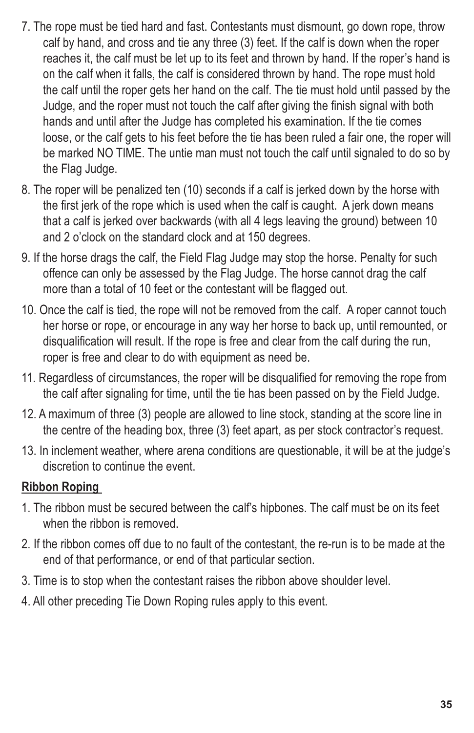7. The rope must be tied hard and fast. Contestants must dismount, go down rope, throw calf by hand, and cross and tie any three (3) feet. If the calf is down when the roper reaches it, the calf must be let up to its feet and thrown by hand. If the roper's hand is on the calf when it falls, the calf is considered thrown by hand. The rope must hold the calf until the roper gets her hand on the calf. The tie must hold until passed by the Judge, and the roper must not touch the calf after giving the finish signal with both hands and until after the Judge has completed his examination. If the tie comes loose, or the calf gets to his feet before the tie has been ruled a fair one, the roper will be marked NO TIME. The untie man must not touch the calf until signaled to do so by the Flag Judge.

8. The roper will be penalized ten (10) seconds if a calf is jerked down by the horse with the first jerk of the rope which is used when the calf is caught. A jerk down means that a calf is jerked over backwards (with all 4 legs leaving the ground) between 10 and 2 o'clock on the standard clock and at 150 degrees.

9. If the horse drags the calf, the Field Flag Judge may stop the horse. Penalty for such offence can only be assessed by the Flag Judge. The horse cannot drag the calf more than a total of 10 feet or the contestant will be flagged out.

10. Once the calf is tied, the rope will not be removed from the calf. A roper cannot touch her horse or rope, or encourage in any way her horse to back up, until remounted, or disqualification will result. If the rope is free and clear from the calf during the run, roper is free and clear to do with equipment as need be.

11. Regardless of circumstances, the roper will be disqualified for removing the rope from the calf after signaling for time, until the tie has been passed on by the Field Judge.

12. A maximum of three (3) people are allowed to line stock, standing at the score line in the centre of the heading box, three (3) feet apart, as per stock contractor's request.

13. In inclement weather, where arena conditions are questionable, it will be at the judge's discretion to continue the event.

**Ribbon Roping**

1. The ribbon must be secured between the calf's hipbones. The calf must be on its feet when the ribbon is removed.

2. If the ribbon comes off due to no fault of the contestant, the re-run is to be made at the end of that performance, or end of that particular section.

3. Time is to stop when the contestant raises the ribbon above shoulder level.

4. All other preceding Tie Down Roping rules apply to this event.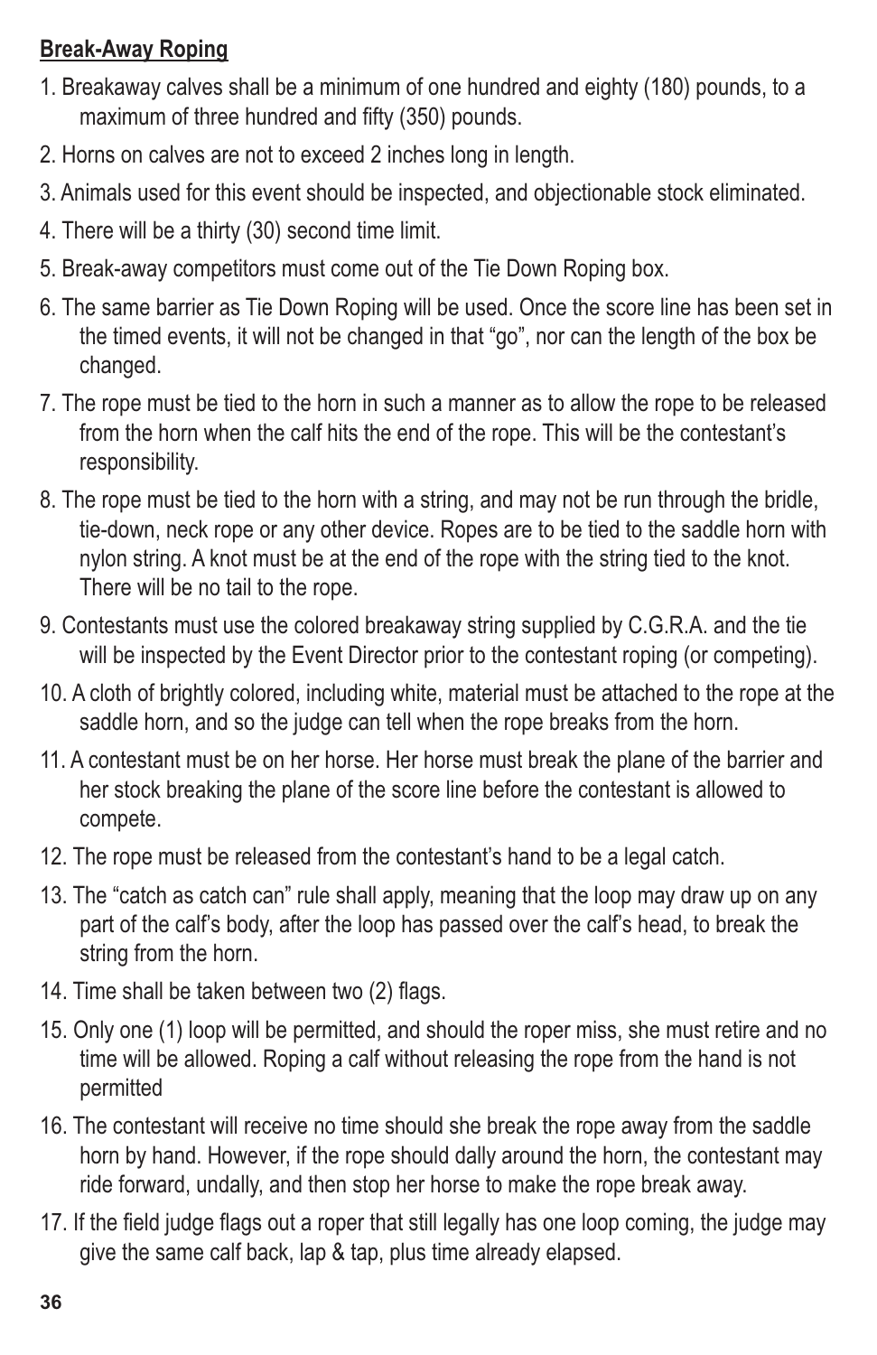**Break-Away Roping**

1. Breakaway calves shall be a minimum of one hundred and eighty (180) pounds, to a maximum of three hundred and fifty (350) pounds.
2. Horns on calves are not to exceed 2 inches long in length.
3. Animals used for this event should be inspected, and objectionable stock eliminated.
4. There will be a thirty (30) second time limit.
5. Break-away competitors must come out of the Tie Down Roping box.
6. The same barrier as Tie Down Roping will be used. Once the score line has been set in the timed events, it will not be changed in that "go", nor can the length of the box be changed.
7. The rope must be tied to the horn in such a manner as to allow the rope to be released from the horn when the calf hits the end of the rope. This will be the contestant's responsibility.
8. The rope must be tied to the horn with a string, and may not be run through the bridle, tie-down, neck rope or any other device. Ropes are to be tied to the saddle horn with nylon string. A knot must be at the end of the rope with the string tied to the knot. There will be no tail to the rope.
9. Contestants must use the colored breakaway string supplied by C.G.R.A. and the tie will be inspected by the Event Director prior to the contestant roping (or competing).
10. A cloth of brightly colored, including white, material must be attached to the rope at the saddle horn, and so the judge can tell when the rope breaks from the horn.
11. A contestant must be on her horse. Her horse must break the plane of the barrier and her stock breaking the plane of the score line before the contestant is allowed to compete.
12. The rope must be released from the contestant's hand to be a legal catch.
13. The "catch as catch can" rule shall apply, meaning that the loop may draw up on any part of the calf's body, after the loop has passed over the calf's head, to break the string from the horn.
14. Time shall be taken between two (2) flags.
15. Only one (1) loop will be permitted, and should the roper miss, she must retire and no time will be allowed. Roping a calf without releasing the rope from the hand is not permitted
16. The contestant will receive no time should she break the rope away from the saddle horn by hand. However, if the rope should dally around the horn, the contestant may ride forward, undally, and then stop her horse to make the rope break away.
17. If the field judge flags out a roper that still legally has one loop coming, the judge may give the same calf back, lap & tap, plus time already elapsed.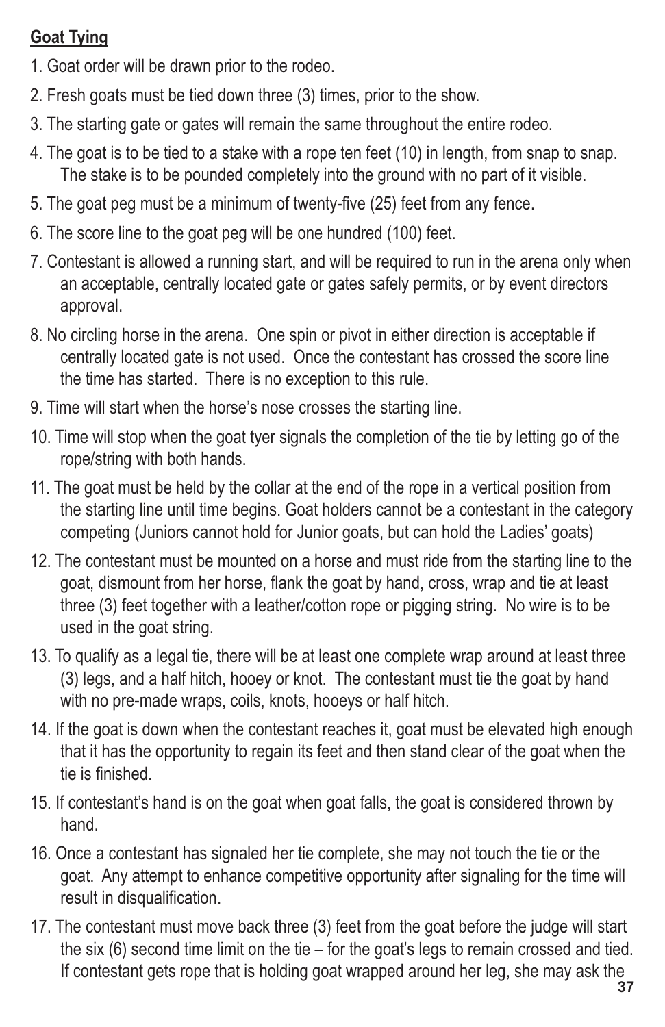**Goat Tying**

1. Goat order will be drawn prior to the rodeo.
2. Fresh goats must be tied down three (3) times, prior to the show.
3. The starting gate or gates will remain the same throughout the entire rodeo.
4. The goat is to be tied to a stake with a rope ten feet (10) in length, from snap to snap. The stake is to be pounded completely into the ground with no part of it visible.
5. The goat peg must be a minimum of twenty-five (25) feet from any fence.
6. The score line to the goat peg will be one hundred (100) feet.
7. Contestant is allowed a running start, and will be required to run in the arena only when an acceptable, centrally located gate or gates safely permits, or by event directors approval.
8. No circling horse in the arena. One spin or pivot in either direction is acceptable if centrally located gate is not used. Once the contestant has crossed the score line the time has started. There is no exception to this rule.
9. Time will start when the horse's nose crosses the starting line.
10. Time will stop when the goat tyer signals the completion of the tie by letting go of the rope/string with both hands.
11. The goat must be held by the collar at the end of the rope in a vertical position from the starting line until time begins. Goat holders cannot be a contestant in the category competing (Juniors cannot hold for Junior goats, but can hold the Ladies' goats)
12. The contestant must be mounted on a horse and must ride from the starting line to the goat, dismount from her horse, flank the goat by hand, cross, wrap and tie at least three (3) feet together with a leather/cotton rope or pigging string. No wire is to be used in the goat string.
13. To qualify as a legal tie, there will be at least one complete wrap around at least three (3) legs, and a half hitch, hooey or knot. The contestant must tie the goat by hand with no pre-made wraps, coils, knots, hooeys or half hitch.
14. If the goat is down when the contestant reaches it, goat must be elevated high enough that it has the opportunity to regain its feet and then stand clear of the goat when the tie is finished.
15. If contestant's hand is on the goat when goat falls, the goat is considered thrown by hand.
16. Once a contestant has signaled her tie complete, she may not touch the tie or the goat. Any attempt to enhance competitive opportunity after signaling for the time will result in disqualification.
17. The contestant must move back three (3) feet from the goat before the judge will start the six (6) second time limit on the tie – for the goat's legs to remain crossed and tied. If contestant gets rope that is holding goat wrapped around her leg, she may ask the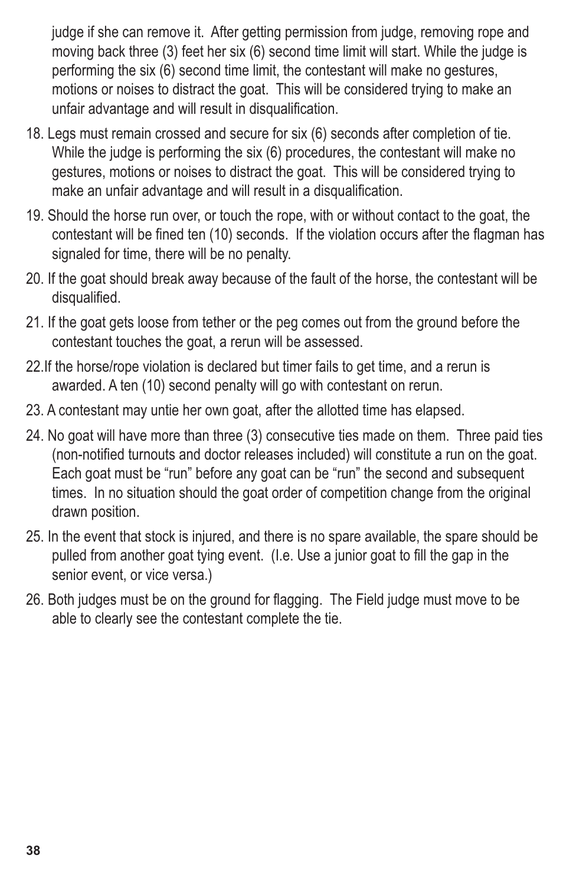judge if she can remove it. After getting permission from judge, removing rope and moving back three (3) feet her six (6) second time limit will start. While the judge is performing the six (6) second time limit, the contestant will make no gestures, motions or noises to distract the goat. This will be considered trying to make an unfair advantage and will result in disqualification.

18. Legs must remain crossed and secure for six (6) seconds after completion of tie. While the judge is performing the six (6) procedures, the contestant will make no gestures, motions or noises to distract the goat. This will be considered trying to make an unfair advantage and will result in a disqualification.

19. Should the horse run over, or touch the rope, with or without contact to the goat, the contestant will be fined ten (10) seconds. If the violation occurs after the flagman has signaled for time, there will be no penalty.

20. If the goat should break away because of the fault of the horse, the contestant will be disqualified.

21. If the goat gets loose from tether or the peg comes out from the ground before the contestant touches the goat, a rerun will be assessed.

22.If the horse/rope violation is declared but timer fails to get time, and a rerun is awarded. A ten (10) second penalty will go with contestant on rerun.

23. A contestant may untie her own goat, after the allotted time has elapsed.

24. No goat will have more than three (3) consecutive ties made on them. Three paid ties (non-notified turnouts and doctor releases included) will constitute a run on the goat. Each goat must be "run" before any goat can be "run" the second and subsequent times. In no situation should the goat order of competition change from the original drawn position.

25. In the event that stock is injured, and there is no spare available, the spare should be pulled from another goat tying event. (I.e. Use a junior goat to fill the gap in the senior event, or vice versa.)

26. Both judges must be on the ground for flagging. The Field judge must move to be able to clearly see the contestant complete the tie.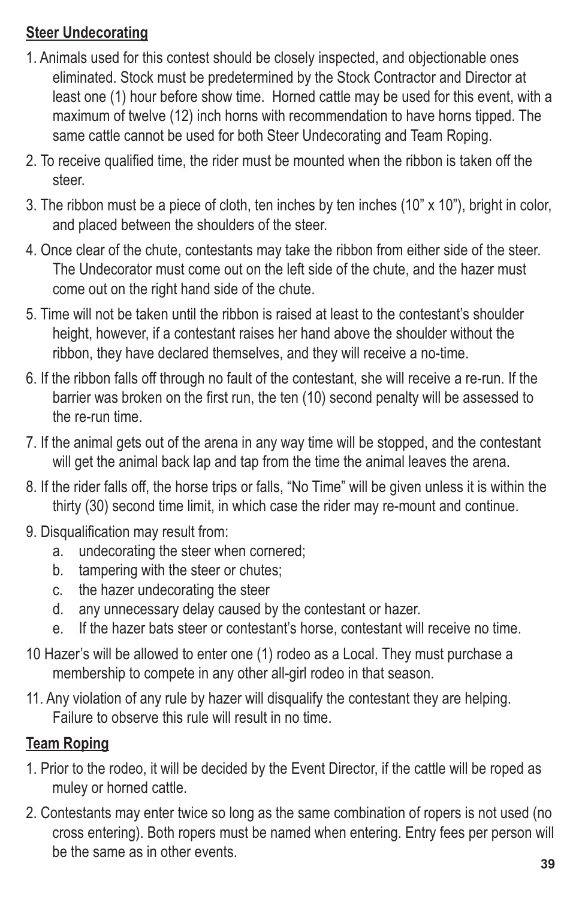**Steer Undecorating**

1. Animals used for this contest should be closely inspected, and objectionable ones eliminated. Stock must be predetermined by the Stock Contractor and Director at least one (1) hour before show time. Horned cattle may be used for this event, with a maximum of twelve (12) inch horns with recommendation to have horns tipped. The same cattle cannot be used for both Steer Undecorating and Team Roping.
2. To receive qualified time, the rider must be mounted when the ribbon is taken off the steer.
3. The ribbon must be a piece of cloth, ten inches by ten inches (10" x 10"), bright in color, and placed between the shoulders of the steer.
4. Once clear of the chute, contestants may take the ribbon from either side of the steer. The Undecorator must come out on the left side of the chute, and the hazer must come out on the right hand side of the chute.
5. Time will not be taken until the ribbon is raised at least to the contestant's shoulder height, however, if a contestant raises her hand above the shoulder without the ribbon, they have declared themselves, and they will receive a no-time.
6. If the ribbon falls off through no fault of the contestant, she will receive a re-run. If the barrier was broken on the first run, the ten (10) second penalty will be assessed to the re-run time.
7. If the animal gets out of the arena in any way time will be stopped, and the contestant will get the animal back lap and tap from the time the animal leaves the arena.
8. If the rider falls off, the horse trips or falls, "No Time" will be given unless it is within the thirty (30) second time limit, in which case the rider may re-mount and continue.
9. Disqualification may result from:
   a. undecorating the steer when cornered;
   b. tampering with the steer or chutes;
   c. the hazer undecorating the steer
   d. any unnecessary delay caused by the contestant or hazer.
   e. If the hazer bats steer or contestant's horse, contestant will receive no time.

10 Hazer's will be allowed to enter one (1) rodeo as a Local. They must purchase a membership to compete in any other all-girl rodeo in that season.

11. Any violation of any rule by hazer will disqualify the contestant they are helping. Failure to observe this rule will result in no time.

**Team Roping**

1. Prior to the rodeo, it will be decided by the Event Director, if the cattle will be roped as muley or horned cattle.
2. Contestants may enter twice so long as the same combination of ropers is not used (no cross entering). Both ropers must be named when entering. Entry fees per person will be the same as in other events.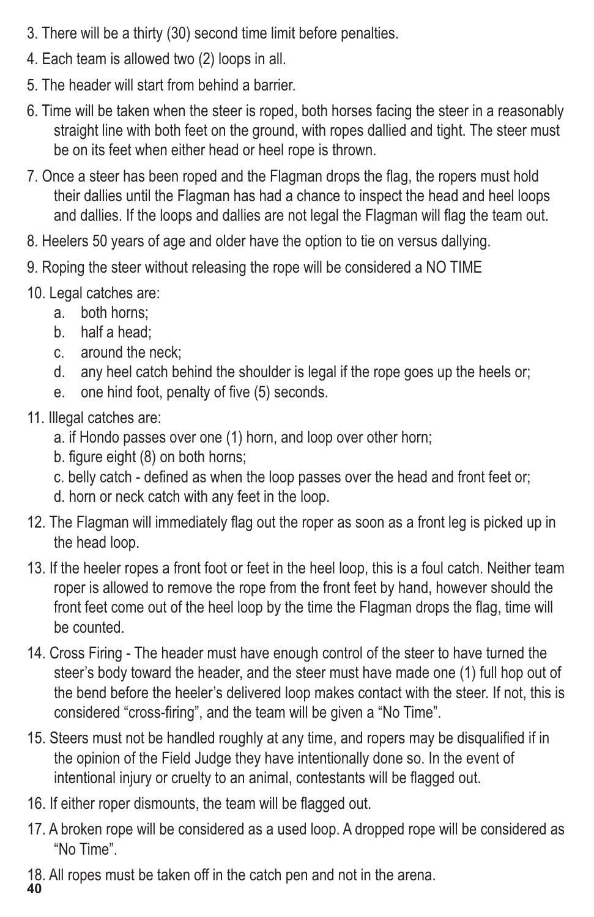3. There will be a thirty (30) second time limit before penalties.
4. Each team is allowed two (2) loops in all.
5. The header will start from behind a barrier.
6. Time will be taken when the steer is roped, both horses facing the steer in a reasonably straight line with both feet on the ground, with ropes dallied and tight. The steer must be on its feet when either head or heel rope is thrown.
7. Once a steer has been roped and the Flagman drops the flag, the ropers must hold their dallies until the Flagman has had a chance to inspect the head and heel loops and dallies. If the loops and dallies are not legal the Flagman will flag the team out.
8. Heelers 50 years of age and older have the option to tie on versus dallying.
9. Roping the steer without releasing the rope will be considered a NO TIME
10. Legal catches are:
    a. both horns;
    b. half a head;
    c. around the neck;
    d. any heel catch behind the shoulder is legal if the rope goes up the heels or;
    e. one hind foot, penalty of five (5) seconds.
11. Illegal catches are:
    a. if Hondo passes over one (1) horn, and loop over other horn;
    b. figure eight (8) on both horns;
    c. belly catch - defined as when the loop passes over the head and front feet or;
    d. horn or neck catch with any feet in the loop.
12. The Flagman will immediately flag out the roper as soon as a front leg is picked up in the head loop.
13. If the heeler ropes a front foot or feet in the heel loop, this is a foul catch. Neither team roper is allowed to remove the rope from the front feet by hand, however should the front feet come out of the heel loop by the time the Flagman drops the flag, time will be counted.
14. Cross Firing - The header must have enough control of the steer to have turned the steer's body toward the header, and the steer must have made one (1) full hop out of the bend before the heeler's delivered loop makes contact with the steer. If not, this is considered "cross-firing", and the team will be given a "No Time".
15. Steers must not be handled roughly at any time, and ropers may be disqualified if in the opinion of the Field Judge they have intentionally done so. In the event of intentional injury or cruelty to an animal, contestants will be flagged out.
16. If either roper dismounts, the team will be flagged out.
17. A broken rope will be considered as a used loop. A dropped rope will be considered as "No Time".
18. All ropes must be taken off in the catch pen and not in the arena.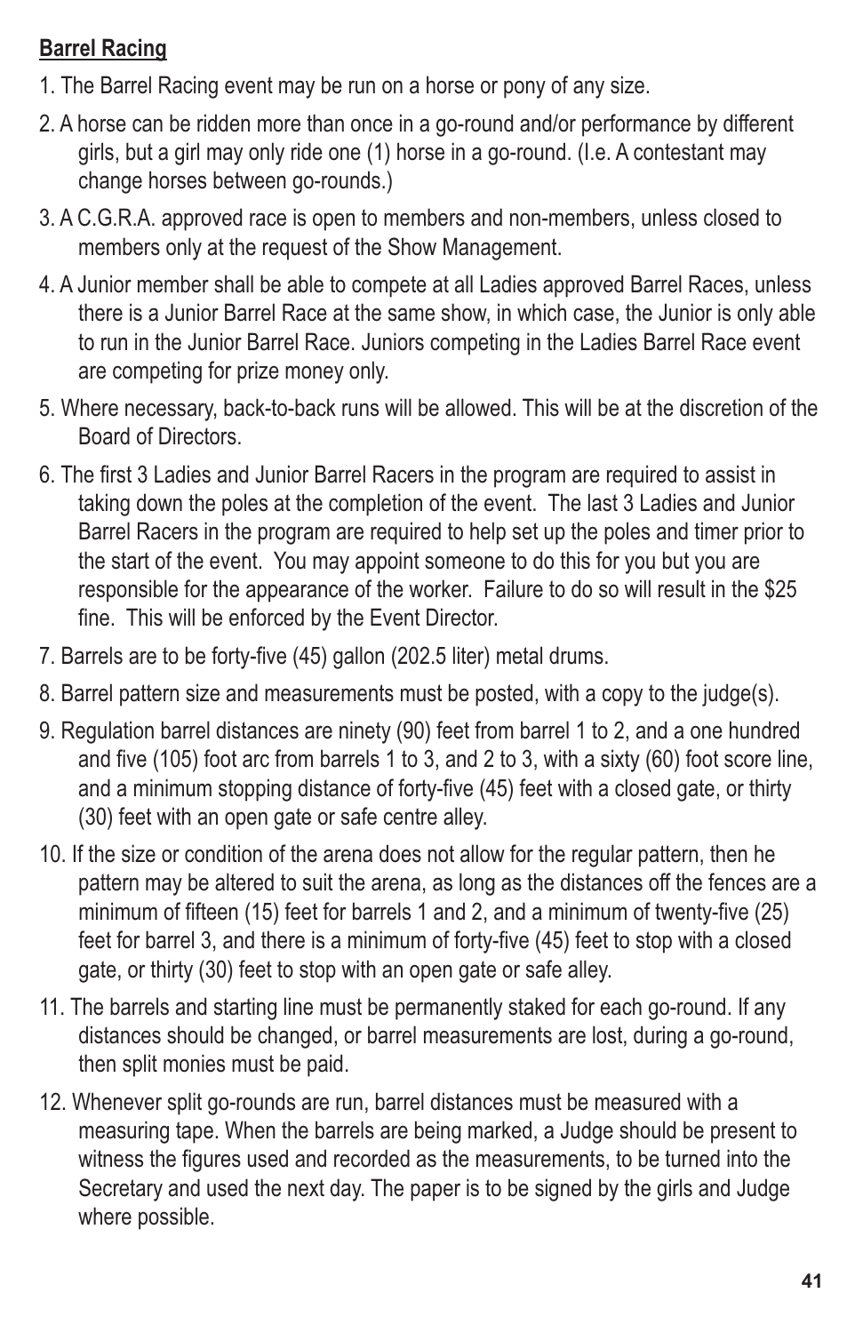**Barrel Racing**

1. The Barrel Racing event may be run on a horse or pony of any size.

2. A horse can be ridden more than once in a go-round and/or performance by different girls, but a girl may only ride one (1) horse in a go-round. (I.e. A contestant may change horses between go-rounds.)

3. A C.G.R.A. approved race is open to members and non-members, unless closed to members only at the request of the Show Management.

4. A Junior member shall be able to compete at all Ladies approved Barrel Races, unless there is a Junior Barrel Race at the same show, in which case, the Junior is only able to run in the Junior Barrel Race. Juniors competing in the Ladies Barrel Race event are competing for prize money only.

5. Where necessary, back-to-back runs will be allowed. This will be at the discretion of the Board of Directors.

6. The first 3 Ladies and Junior Barrel Racers in the program are required to assist in taking down the poles at the completion of the event. The last 3 Ladies and Junior Barrel Racers in the program are required to help set up the poles and timer prior to the start of the event. You may appoint someone to do this for you but you are responsible for the appearance of the worker. Failure to do so will result in the $25 fine. This will be enforced by the Event Director.

7. Barrels are to be forty-five (45) gallon (202.5 liter) metal drums.

8. Barrel pattern size and measurements must be posted, with a copy to the judge(s).

9. Regulation barrel distances are ninety (90) feet from barrel 1 to 2, and a one hundred and five (105) foot arc from barrels 1 to 3, and 2 to 3, with a sixty (60) foot score line, and a minimum stopping distance of forty-five (45) feet with a closed gate, or thirty (30) feet with an open gate or safe centre alley.

10. If the size or condition of the arena does not allow for the regular pattern, then he pattern may be altered to suit the arena, as long as the distances off the fences are a minimum of fifteen (15) feet for barrels 1 and 2, and a minimum of twenty-five (25) feet for barrel 3, and there is a minimum of forty-five (45) feet to stop with a closed gate, or thirty (30) feet to stop with an open gate or safe alley.

11. The barrels and starting line must be permanently staked for each go-round. If any distances should be changed, or barrel measurements are lost, during a go-round, then split monies must be paid.

12. Whenever split go-rounds are run, barrel distances must be measured with a measuring tape. When the barrels are being marked, a Judge should be present to witness the figures used and recorded as the measurements, to be turned into the Secretary and used the next day. The paper is to be signed by the girls and Judge where possible.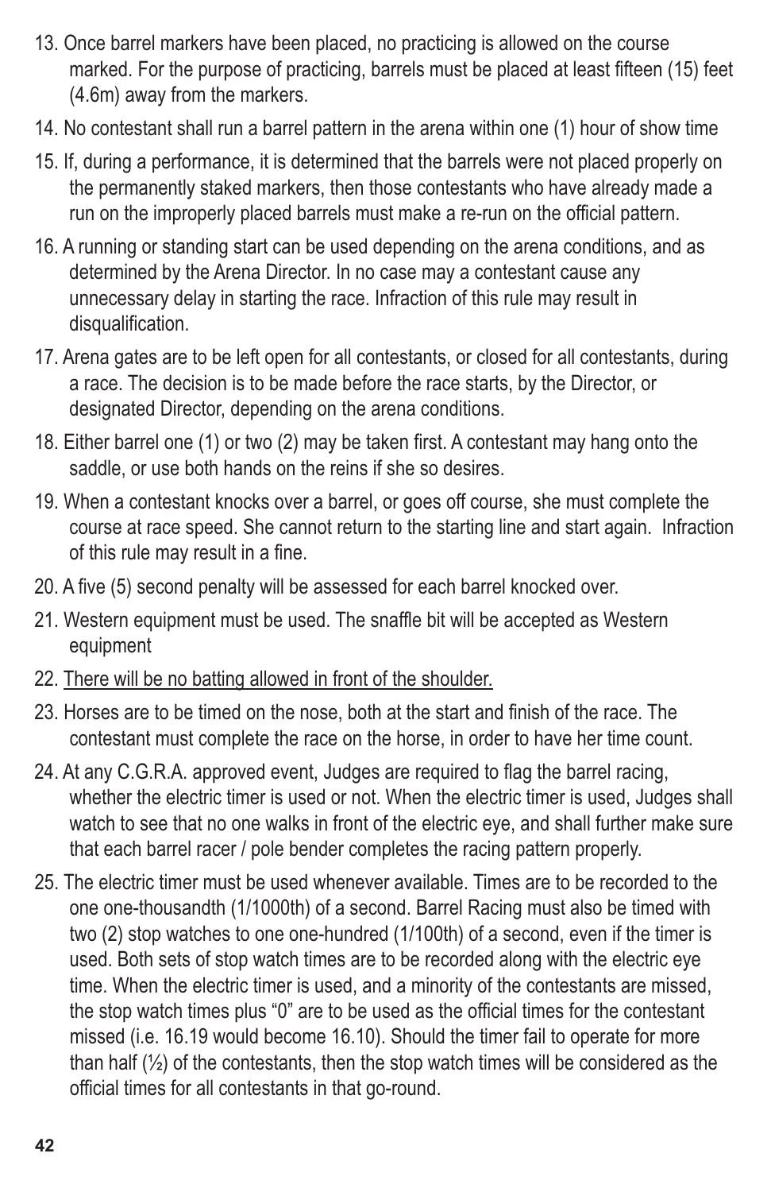13. Once barrel markers have been placed, no practicing is allowed on the course marked. For the purpose of practicing, barrels must be placed at least fifteen (15) feet (4.6m) away from the markers.
14. No contestant shall run a barrel pattern in the arena within one (1) hour of show time
15. If, during a performance, it is determined that the barrels were not placed properly on the permanently staked markers, then those contestants who have already made a run on the improperly placed barrels must make a re-run on the official pattern.
16. A running or standing start can be used depending on the arena conditions, and as determined by the Arena Director. In no case may a contestant cause any unnecessary delay in starting the race. Infraction of this rule may result in disqualification.
17. Arena gates are to be left open for all contestants, or closed for all contestants, during a race. The decision is to be made before the race starts, by the Director, or designated Director, depending on the arena conditions.
18. Either barrel one (1) or two (2) may be taken first. A contestant may hang onto the saddle, or use both hands on the reins if she so desires.
19. When a contestant knocks over a barrel, or goes off course, she must complete the course at race speed. She cannot return to the starting line and start again. Infraction of this rule may result in a fine.
20. A five (5) second penalty will be assessed for each barrel knocked over.
21. Western equipment must be used. The snaffle bit will be accepted as Western equipment
22. <u>There will be no batting allowed in front of the shoulder.</u>
23. Horses are to be timed on the nose, both at the start and finish of the race. The contestant must complete the race on the horse, in order to have her time count.
24. At any C.G.R.A. approved event, Judges are required to flag the barrel racing, whether the electric timer is used or not. When the electric timer is used, Judges shall watch to see that no one walks in front of the electric eye, and shall further make sure that each barrel racer / pole bender completes the racing pattern properly.
25. The electric timer must be used whenever available. Times are to be recorded to the one one-thousandth (1/1000th) of a second. Barrel Racing must also be timed with two (2) stop watches to one one-hundred (1/100th) of a second, even if the timer is used. Both sets of stop watch times are to be recorded along with the electric eye time. When the electric timer is used, and a minority of the contestants are missed, the stop watch times plus "0" are to be used as the official times for the contestant missed (i.e. 16.19 would become 16.10). Should the timer fail to operate for more than half (½) of the contestants, then the stop watch times will be considered as the official times for all contestants in that go-round.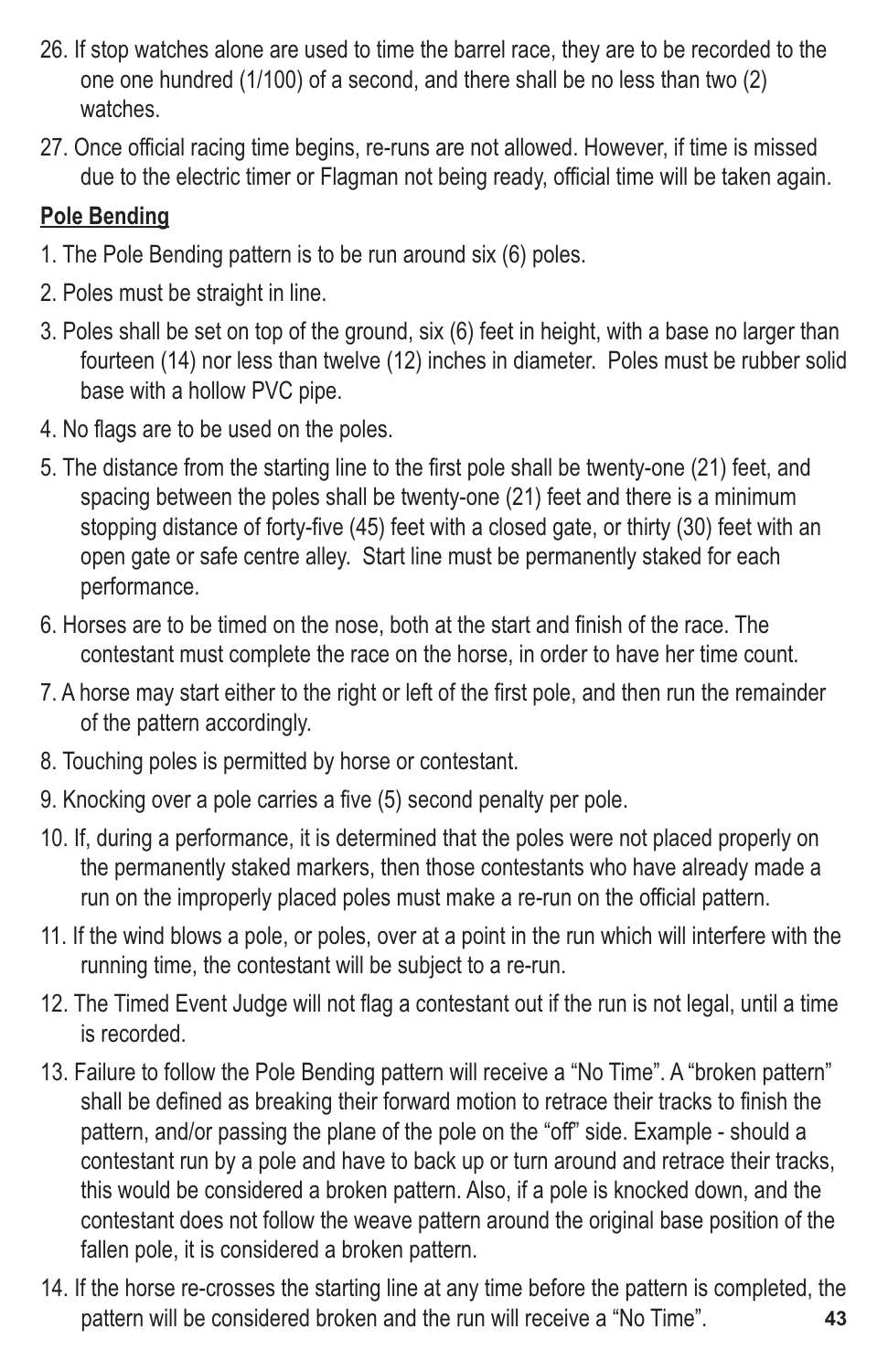26. If stop watches alone are used to time the barrel race, they are to be recorded to the one one hundred (1/100) of a second, and there shall be no less than two (2) watches.

27. Once official racing time begins, re-runs are not allowed. However, if time is missed due to the electric timer or Flagman not being ready, official time will be taken again.

**<u>Pole Bending</u>**

1. The Pole Bending pattern is to be run around six (6) poles.

2. Poles must be straight in line.

3. Poles shall be set on top of the ground, six (6) feet in height, with a base no larger than fourteen (14) nor less than twelve (12) inches in diameter. Poles must be rubber solid base with a hollow PVC pipe.

4. No flags are to be used on the poles.

5. The distance from the starting line to the first pole shall be twenty-one (21) feet, and spacing between the poles shall be twenty-one (21) feet and there is a minimum stopping distance of forty-five (45) feet with a closed gate, or thirty (30) feet with an open gate or safe centre alley. Start line must be permanently staked for each performance.

6. Horses are to be timed on the nose, both at the start and finish of the race. The contestant must complete the race on the horse, in order to have her time count.

7. A horse may start either to the right or left of the first pole, and then run the remainder of the pattern accordingly.

8. Touching poles is permitted by horse or contestant.

9. Knocking over a pole carries a five (5) second penalty per pole.

10. If, during a performance, it is determined that the poles were not placed properly on the permanently staked markers, then those contestants who have already made a run on the improperly placed poles must make a re-run on the official pattern.

11. If the wind blows a pole, or poles, over at a point in the run which will interfere with the running time, the contestant will be subject to a re-run.

12. The Timed Event Judge will not flag a contestant out if the run is not legal, until a time is recorded.

13. Failure to follow the Pole Bending pattern will receive a "No Time". A "broken pattern" shall be defined as breaking their forward motion to retrace their tracks to finish the pattern, and/or passing the plane of the pole on the "off" side. Example - should a contestant run by a pole and have to back up or turn around and retrace their tracks, this would be considered a broken pattern. Also, if a pole is knocked down, and the contestant does not follow the weave pattern around the original base position of the fallen pole, it is considered a broken pattern.

14. If the horse re-crosses the starting line at any time before the pattern is completed, the pattern will be considered broken and the run will receive a "No Time".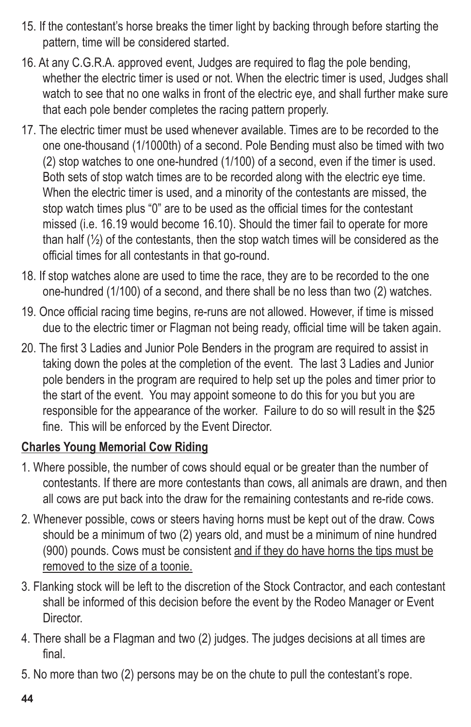15. If the contestant's horse breaks the timer light by backing through before starting the pattern, time will be considered started.

16. At any C.G.R.A. approved event, Judges are required to flag the pole bending, whether the electric timer is used or not. When the electric timer is used, Judges shall watch to see that no one walks in front of the electric eye, and shall further make sure that each pole bender completes the racing pattern properly.

17. The electric timer must be used whenever available. Times are to be recorded to the one one-thousand (1/1000th) of a second. Pole Bending must also be timed with two (2) stop watches to one one-hundred (1/100) of a second, even if the timer is used. Both sets of stop watch times are to be recorded along with the electric eye time. When the electric timer is used, and a minority of the contestants are missed, the stop watch times plus "0" are to be used as the official times for the contestant missed (i.e. 16.19 would become 16.10). Should the timer fail to operate for more than half (½) of the contestants, then the stop watch times will be considered as the official times for all contestants in that go-round.

18. If stop watches alone are used to time the race, they are to be recorded to the one one-hundred (1/100) of a second, and there shall be no less than two (2) watches.

19. Once official racing time begins, re-runs are not allowed. However, if time is missed due to the electric timer or Flagman not being ready, official time will be taken again.

20. The first 3 Ladies and Junior Pole Benders in the program are required to assist in taking down the poles at the completion of the event. The last 3 Ladies and Junior pole benders in the program are required to help set up the poles and timer prior to the start of the event. You may appoint someone to do this for you but you are responsible for the appearance of the worker. Failure to do so will result in the $25 fine. This will be enforced by the Event Director.

**Charles Young Memorial Cow Riding**

1. Where possible, the number of cows should equal or be greater than the number of contestants. If there are more contestants than cows, all animals are drawn, and then all cows are put back into the draw for the remaining contestants and re-ride cows.

2. Whenever possible, cows or steers having horns must be kept out of the draw. Cows should be a minimum of two (2) years old, and must be a minimum of nine hundred (900) pounds. Cows must be consistent and if they do have horns the tips must be removed to the size of a toonie.

3. Flanking stock will be left to the discretion of the Stock Contractor, and each contestant shall be informed of this decision before the event by the Rodeo Manager or Event Director.

4. There shall be a Flagman and two (2) judges. The judges decisions at all times are final.

5. No more than two (2) persons may be on the chute to pull the contestant's rope.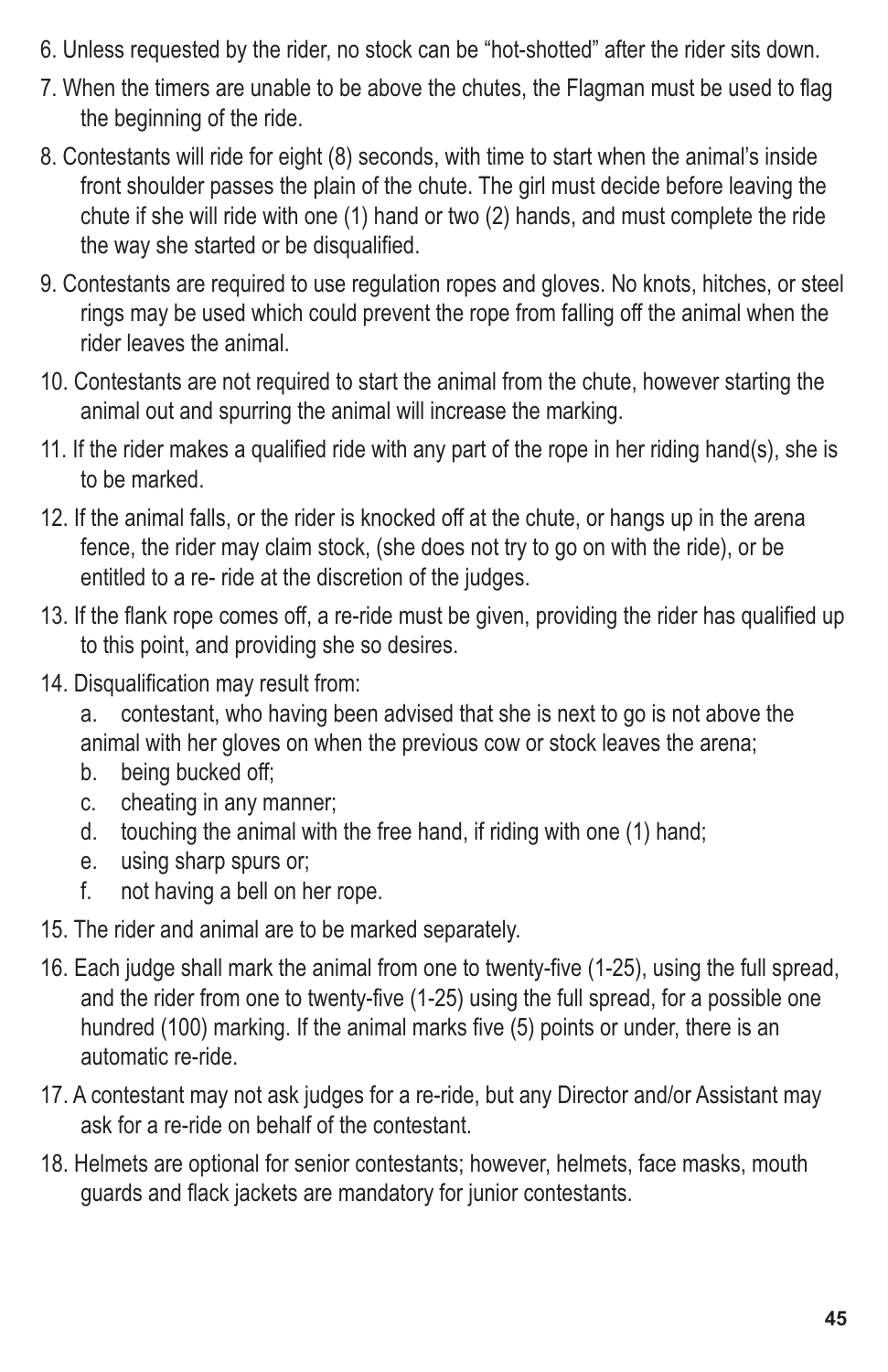6. Unless requested by the rider, no stock can be "hot-shotted" after the rider sits down.
7. When the timers are unable to be above the chutes, the Flagman must be used to flag the beginning of the ride.
8. Contestants will ride for eight (8) seconds, with time to start when the animal's inside front shoulder passes the plain of the chute. The girl must decide before leaving the chute if she will ride with one (1) hand or two (2) hands, and must complete the ride the way she started or be disqualified.
9. Contestants are required to use regulation ropes and gloves. No knots, hitches, or steel rings may be used which could prevent the rope from falling off the animal when the rider leaves the animal.
10. Contestants are not required to start the animal from the chute, however starting the animal out and spurring the animal will increase the marking.
11. If the rider makes a qualified ride with any part of the rope in her riding hand(s), she is to be marked.
12. If the animal falls, or the rider is knocked off at the chute, or hangs up in the arena fence, the rider may claim stock, (she does not try to go on with the ride), or be entitled to a re- ride at the discretion of the judges.
13. If the flank rope comes off, a re-ride must be given, providing the rider has qualified up to this point, and providing she so desires.
14. Disqualification may result from:
    a. contestant, who having been advised that she is next to go is not above the animal with her gloves on when the previous cow or stock leaves the arena;
    b. being bucked off;
    c. cheating in any manner;
    d. touching the animal with the free hand, if riding with one (1) hand;
    e. using sharp spurs or;
    f. not having a bell on her rope.
15. The rider and animal are to be marked separately.
16. Each judge shall mark the animal from one to twenty-five (1-25), using the full spread, and the rider from one to twenty-five (1-25) using the full spread, for a possible one hundred (100) marking. If the animal marks five (5) points or under, there is an automatic re-ride.
17. A contestant may not ask judges for a re-ride, but any Director and/or Assistant may ask for a re-ride on behalf of the contestant.
18. Helmets are optional for senior contestants; however, helmets, face masks, mouth guards and flack jackets are mandatory for junior contestants.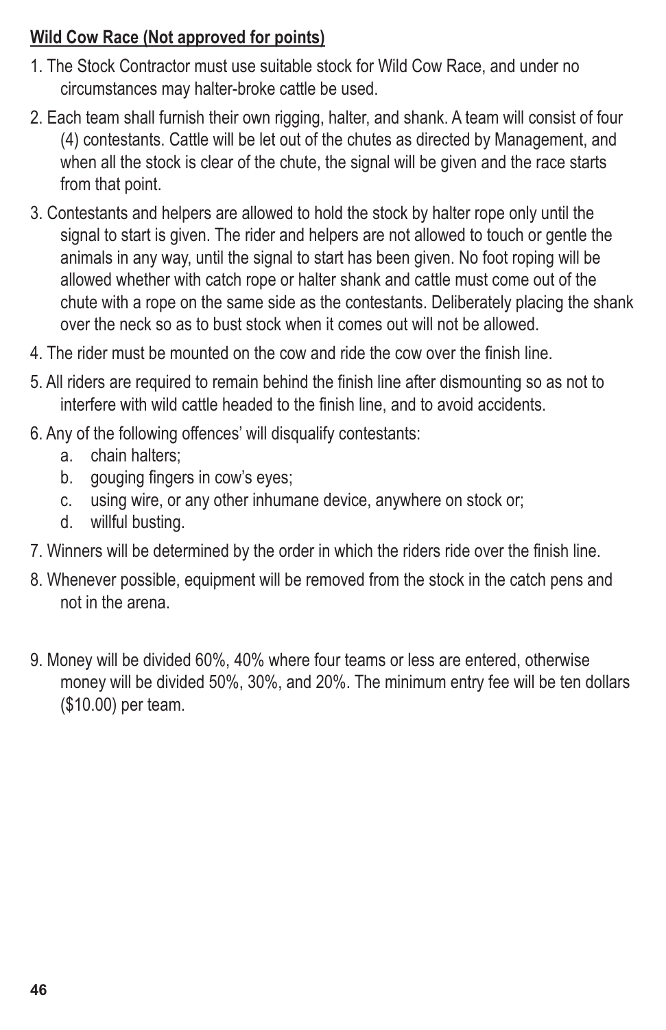**Wild Cow Race (Not approved for points)**

1. The Stock Contractor must use suitable stock for Wild Cow Race, and under no circumstances may halter-broke cattle be used.
2. Each team shall furnish their own rigging, halter, and shank. A team will consist of four (4) contestants. Cattle will be let out of the chutes as directed by Management, and when all the stock is clear of the chute, the signal will be given and the race starts from that point.
3. Contestants and helpers are allowed to hold the stock by halter rope only until the signal to start is given. The rider and helpers are not allowed to touch or gentle the animals in any way, until the signal to start has been given. No foot roping will be allowed whether with catch rope or halter shank and cattle must come out of the chute with a rope on the same side as the contestants. Deliberately placing the shank over the neck so as to bust stock when it comes out will not be allowed.
4. The rider must be mounted on the cow and ride the cow over the finish line.
5. All riders are required to remain behind the finish line after dismounting so as not to interfere with wild cattle headed to the finish line, and to avoid accidents.
6. Any of the following offences' will disqualify contestants:
   a. chain halters;
   b. gouging fingers in cow's eyes;
   c. using wire, or any other inhumane device, anywhere on stock or;
   d. willful busting.
7. Winners will be determined by the order in which the riders ride over the finish line.
8. Whenever possible, equipment will be removed from the stock in the catch pens and not in the arena.
9. Money will be divided 60%, 40% where four teams or less are entered, otherwise money will be divided 50%, 30%, and 20%. The minimum entry fee will be ten dollars ($10.00) per team.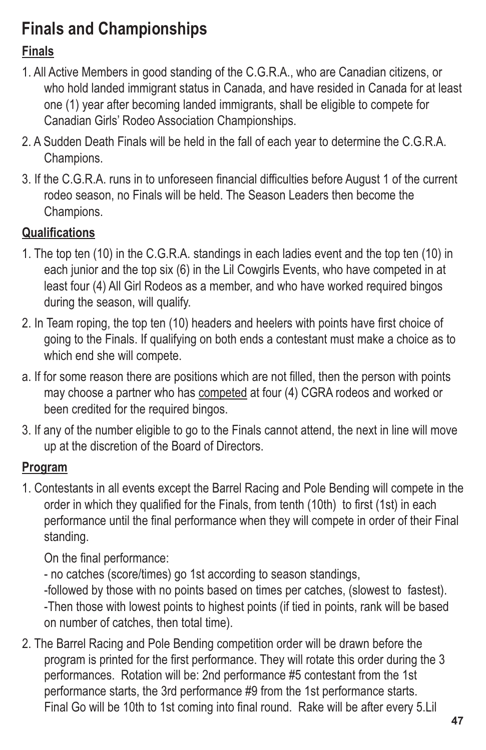# Finals and Championships

## Finals

1. All Active Members in good standing of the C.G.R.A., who are Canadian citizens, or who hold landed immigrant status in Canada, and have resided in Canada for at least one (1) year after becoming landed immigrants, shall be eligible to compete for Canadian Girls' Rodeo Association Championships.
2. A Sudden Death Finals will be held in the fall of each year to determine the C.G.R.A. Champions.
3. If the C.G.R.A. runs in to unforeseen financial difficulties before August 1 of the current rodeo season, no Finals will be held. The Season Leaders then become the Champions.

## Qualifications

1. The top ten (10) in the C.G.R.A. standings in each ladies event and the top ten (10) in each junior and the top six (6) in the Lil Cowgirls Events, who have competed in at least four (4) All Girl Rodeos as a member, and who have worked required bingos during the season, will qualify.
2. In Team roping, the top ten (10) headers and heelers with points have first choice of going to the Finals. If qualifying on both ends a contestant must make a choice as to which end she will compete.

a. If for some reason there are positions which are not filled, then the person with points may choose a partner who has competed at four (4) CGRA rodeos and worked or been credited for the required bingos.

3. If any of the number eligible to go to the Finals cannot attend, the next in line will move up at the discretion of the Board of Directors.

## Program

1. Contestants in all events except the Barrel Racing and Pole Bending will compete in the order in which they qualified for the Finals, from tenth (10th) to first (1st) in each performance until the final performance when they will compete in order of their Final standing.

   On the final performance:
   - no catches (score/times) go 1st according to season standings,
   -followed by those with no points based on times per catches, (slowest to fastest).
   -Then those with lowest points to highest points (if tied in points, rank will be based on number of catches, then total time).

2. The Barrel Racing and Pole Bending competition order will be drawn before the program is printed for the first performance. They will rotate this order during the 3 performances. Rotation will be: 2nd performance #5 contestant from the 1st performance starts, the 3rd performance #9 from the 1st performance starts. Final Go will be 10th to 1st coming into final round. Rake will be after every 5.Lil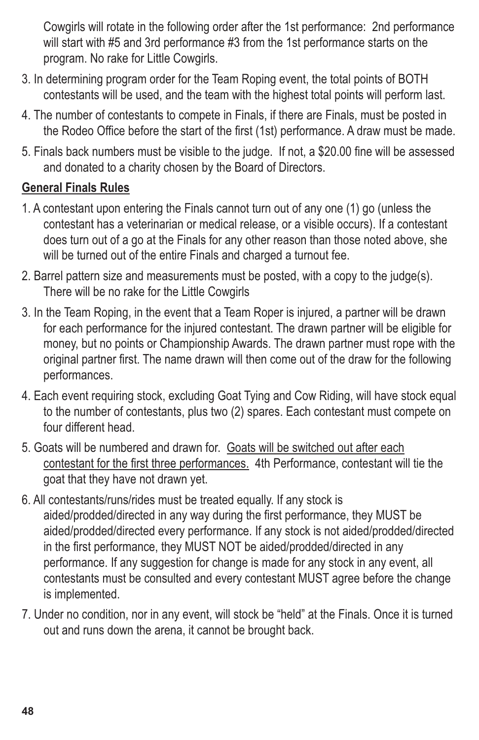Cowgirls will rotate in the following order after the 1st performance: 2nd performance will start with #5 and 3rd performance #3 from the 1st performance starts on the program. No rake for Little Cowgirls.

3. In determining program order for the Team Roping event, the total points of BOTH contestants will be used, and the team with the highest total points will perform last.
4. The number of contestants to compete in Finals, if there are Finals, must be posted in the Rodeo Office before the start of the first (1st) performance. A draw must be made.
5. Finals back numbers must be visible to the judge. If not, a $20.00 fine will be assessed and donated to a charity chosen by the Board of Directors.

**General Finals Rules**

1. A contestant upon entering the Finals cannot turn out of any one (1) go (unless the contestant has a veterinarian or medical release, or a visible occurs). If a contestant does turn out of a go at the Finals for any other reason than those noted above, she will be turned out of the entire Finals and charged a turnout fee.
2. Barrel pattern size and measurements must be posted, with a copy to the judge(s). There will be no rake for the Little Cowgirls
3. In the Team Roping, in the event that a Team Roper is injured, a partner will be drawn for each performance for the injured contestant. The drawn partner will be eligible for money, but no points or Championship Awards. The drawn partner must rope with the original partner first. The name drawn will then come out of the draw for the following performances.
4. Each event requiring stock, excluding Goat Tying and Cow Riding, will have stock equal to the number of contestants, plus two (2) spares. Each contestant must compete on four different head.
5. Goats will be numbered and drawn for. <u>Goats will be switched out after each contestant for the first three performances.</u> 4th Performance, contestant will tie the goat that they have not drawn yet.
6. All contestants/runs/rides must be treated equally. If any stock is aided/prodded/directed in any way during the first performance, they MUST be aided/prodded/directed every performance. If any stock is not aided/prodded/directed in the first performance, they MUST NOT be aided/prodded/directed in any performance. If any suggestion for change is made for any stock in any event, all contestants must be consulted and every contestant MUST agree before the change is implemented.
7. Under no condition, nor in any event, will stock be "held" at the Finals. Once it is turned out and runs down the arena, it cannot be brought back.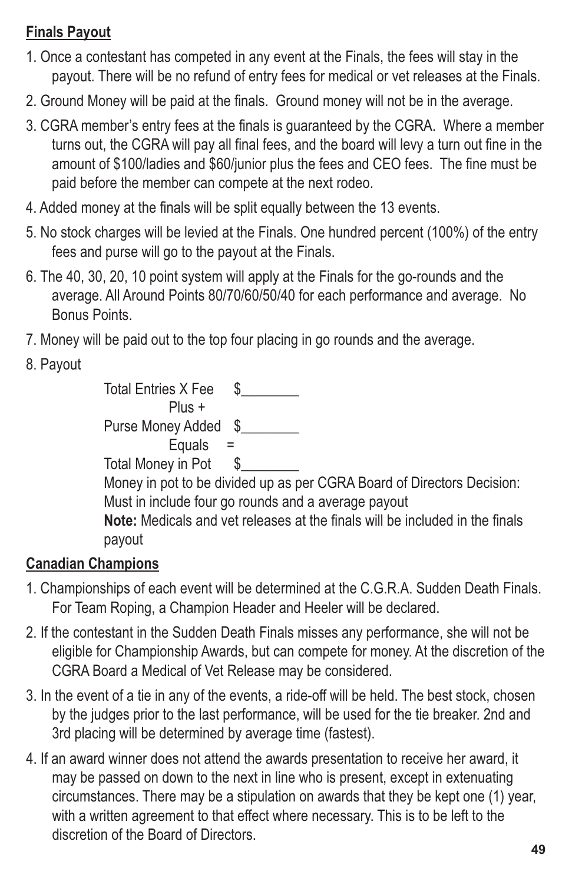**Finals Payout**

1. Once a contestant has competed in any event at the Finals, the fees will stay in the payout. There will be no refund of entry fees for medical or vet releases at the Finals.
2. Ground Money will be paid at the finals. Ground money will not be in the average.
3. CGRA member's entry fees at the finals is guaranteed by the CGRA. Where a member turns out, the CGRA will pay all final fees, and the board will levy a turn out fine in the amount of $100/ladies and $60/junior plus the fees and CEO fees. The fine must be paid before the member can compete at the next rodeo.
4. Added money at the finals will be split equally between the 13 events.
5. No stock charges will be levied at the Finals. One hundred percent (100%) of the entry fees and purse will go to the payout at the Finals.
6. The 40, 30, 20, 10 point system will apply at the Finals for the go-rounds and the average. All Around Points 80/70/60/50/40 for each performance and average. No Bonus Points.
7. Money will be paid out to the top four placing in go rounds and the average.
8. Payout

   Total Entries X Fee $________
   Plus +
   Purse Money Added $________
   Equals =
   Total Money in Pot $________
   Money in pot to be divided up as per CGRA Board of Directors Decision:
   Must in include four go rounds and a average payout
   **Note:** Medicals and vet releases at the finals will be included in the finals payout

**Canadian Champions**

1. Championships of each event will be determined at the C.G.R.A. Sudden Death Finals. For Team Roping, a Champion Header and Heeler will be declared.
2. If the contestant in the Sudden Death Finals misses any performance, she will not be eligible for Championship Awards, but can compete for money. At the discretion of the CGRA Board a Medical of Vet Release may be considered.
3. In the event of a tie in any of the events, a ride-off will be held. The best stock, chosen by the judges prior to the last performance, will be used for the tie breaker. 2nd and 3rd placing will be determined by average time (fastest).
4. If an award winner does not attend the awards presentation to receive her award, it may be passed on down to the next in line who is present, except in extenuating circumstances. There may be a stipulation on awards that they be kept one (1) year, with a written agreement to that effect where necessary. This is to be left to the discretion of the Board of Directors.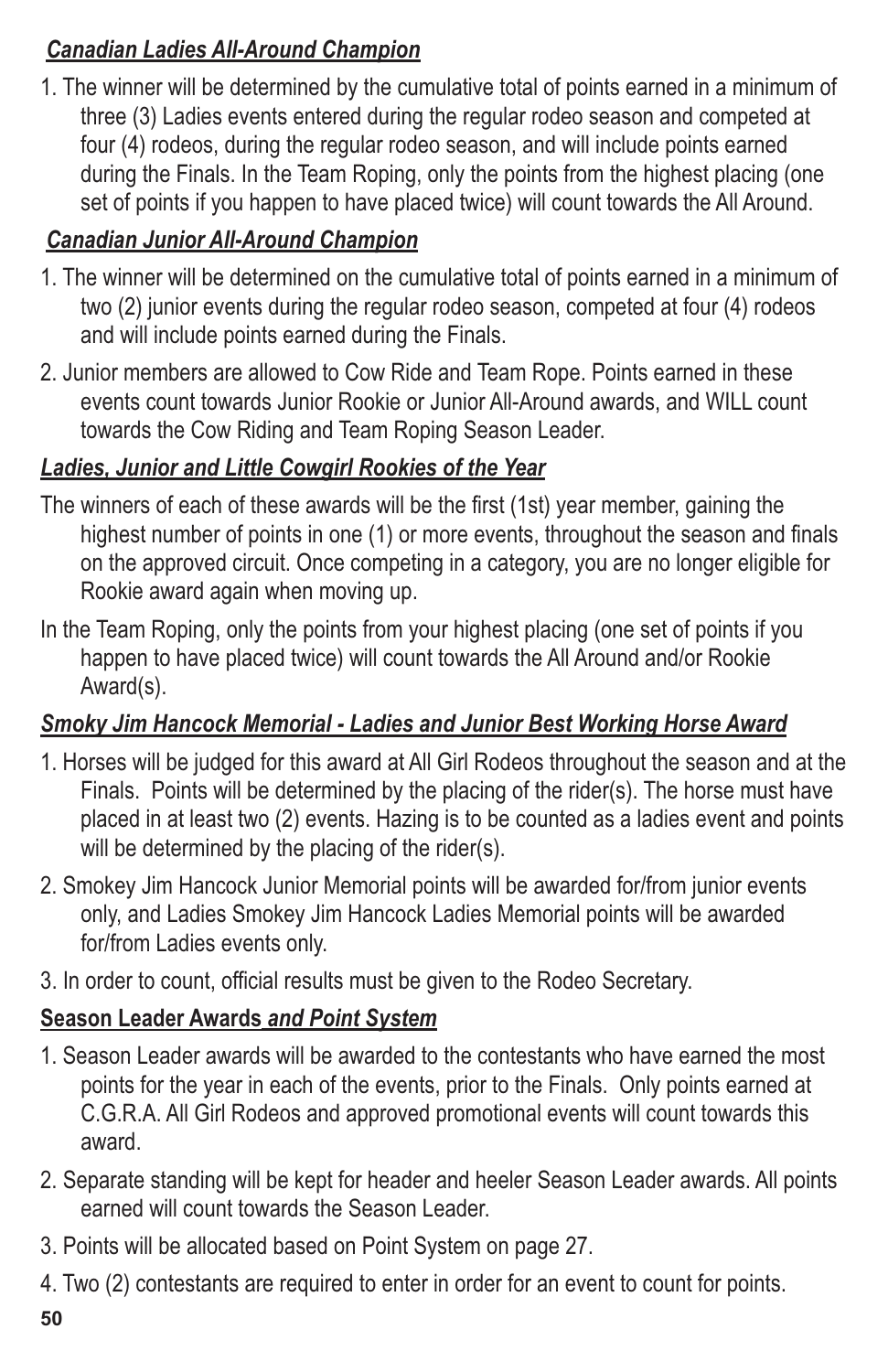### *Canadian Ladies All-Around Champion*

1. The winner will be determined by the cumulative total of points earned in a minimum of three (3) Ladies events entered during the regular rodeo season and competed at four (4) rodeos, during the regular rodeo season, and will include points earned during the Finals. In the Team Roping, only the points from the highest placing (one set of points if you happen to have placed twice) will count towards the All Around.

### *Canadian Junior All-Around Champion*

1. The winner will be determined on the cumulative total of points earned in a minimum of two (2) junior events during the regular rodeo season, competed at four (4) rodeos and will include points earned during the Finals.
2. Junior members are allowed to Cow Ride and Team Rope. Points earned in these events count towards Junior Rookie or Junior All-Around awards, and WILL count towards the Cow Riding and Team Roping Season Leader.

### *Ladies, Junior and Little Cowgirl Rookies of the Year*

The winners of each of these awards will be the first (1st) year member, gaining the highest number of points in one (1) or more events, throughout the season and finals on the approved circuit. Once competing in a category, you are no longer eligible for Rookie award again when moving up.

In the Team Roping, only the points from your highest placing (one set of points if you happen to have placed twice) will count towards the All Around and/or Rookie Award(s).

### *Smoky Jim Hancock Memorial - Ladies and Junior Best Working Horse Award*

1. Horses will be judged for this award at All Girl Rodeos throughout the season and at the Finals. Points will be determined by the placing of the rider(s). The horse must have placed in at least two (2) events. Hazing is to be counted as a ladies event and points will be determined by the placing of the rider(s).
2. Smokey Jim Hancock Junior Memorial points will be awarded for/from junior events only, and Ladies Smokey Jim Hancock Ladies Memorial points will be awarded for/from Ladies events only.
3. In order to count, official results must be given to the Rodeo Secretary.

### **Season Leader Awards** *and Point System*

1. Season Leader awards will be awarded to the contestants who have earned the most points for the year in each of the events, prior to the Finals. Only points earned at C.G.R.A. All Girl Rodeos and approved promotional events will count towards this award.
2. Separate standing will be kept for header and heeler Season Leader awards. All points earned will count towards the Season Leader.
3. Points will be allocated based on Point System on page 27.
4. Two (2) contestants are required to enter in order for an event to count for points.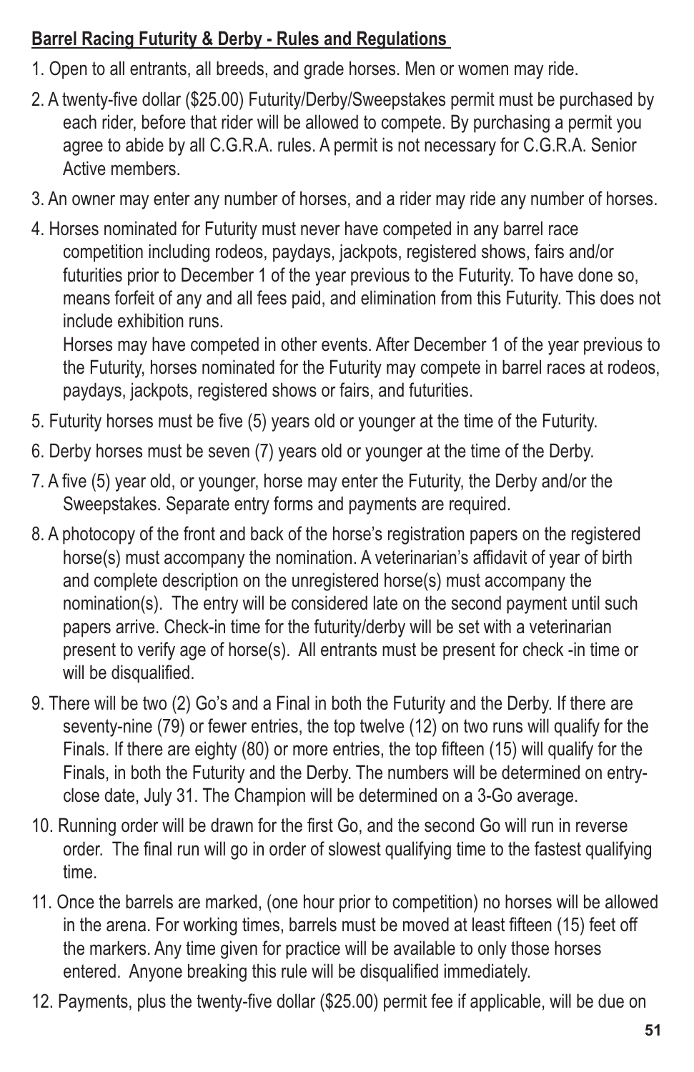**Barrel Racing Futurity & Derby - Rules and Regulations**

1. Open to all entrants, all breeds, and grade horses. Men or women may ride.
2. A twenty-five dollar ($25.00) Futurity/Derby/Sweepstakes permit must be purchased by each rider, before that rider will be allowed to compete. By purchasing a permit you agree to abide by all C.G.R.A. rules. A permit is not necessary for C.G.R.A. Senior Active members.
3. An owner may enter any number of horses, and a rider may ride any number of horses.
4. Horses nominated for Futurity must never have competed in any barrel race competition including rodeos, paydays, jackpots, registered shows, fairs and/or futurities prior to December 1 of the year previous to the Futurity. To have done so, means forfeit of any and all fees paid, and elimination from this Futurity. This does not include exhibition runs.

   Horses may have competed in other events. After December 1 of the year previous to the Futurity, horses nominated for the Futurity may compete in barrel races at rodeos, paydays, jackpots, registered shows or fairs, and futurities.
5. Futurity horses must be five (5) years old or younger at the time of the Futurity.
6. Derby horses must be seven (7) years old or younger at the time of the Derby.
7. A five (5) year old, or younger, horse may enter the Futurity, the Derby and/or the Sweepstakes. Separate entry forms and payments are required.
8. A photocopy of the front and back of the horse's registration papers on the registered horse(s) must accompany the nomination. A veterinarian's affidavit of year of birth and complete description on the unregistered horse(s) must accompany the nomination(s). The entry will be considered late on the second payment until such papers arrive. Check-in time for the futurity/derby will be set with a veterinarian present to verify age of horse(s). All entrants must be present for check -in time or will be disqualified.
9. There will be two (2) Go's and a Final in both the Futurity and the Derby. If there are seventy-nine (79) or fewer entries, the top twelve (12) on two runs will qualify for the Finals. If there are eighty (80) or more entries, the top fifteen (15) will qualify for the Finals, in both the Futurity and the Derby. The numbers will be determined on entry-close date, July 31. The Champion will be determined on a 3-Go average.
10. Running order will be drawn for the first Go, and the second Go will run in reverse order. The final run will go in order of slowest qualifying time to the fastest qualifying time.
11. Once the barrels are marked, (one hour prior to competition) no horses will be allowed in the arena. For working times, barrels must be moved at least fifteen (15) feet off the markers. Any time given for practice will be available to only those horses entered. Anyone breaking this rule will be disqualified immediately.
12. Payments, plus the twenty-five dollar ($25.00) permit fee if applicable, will be due on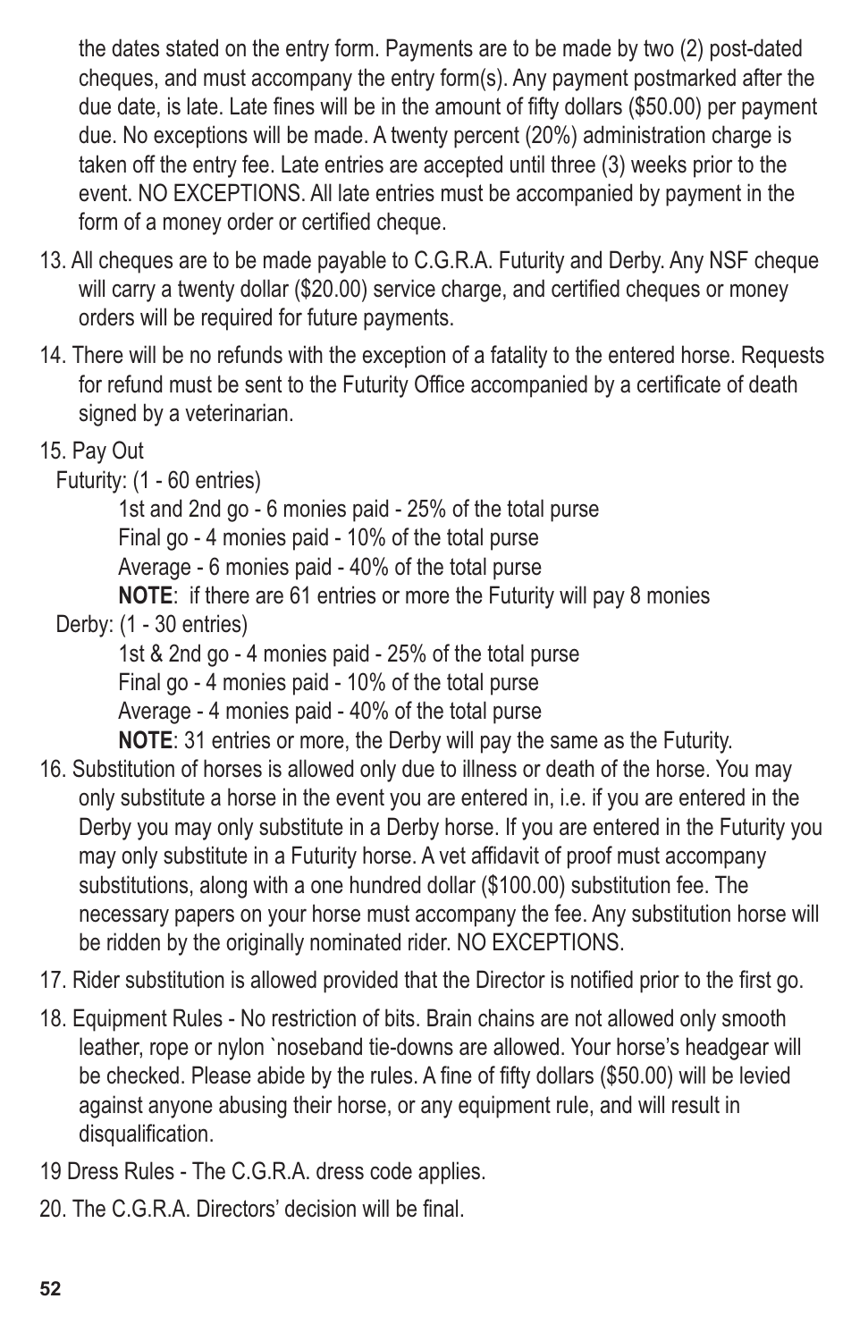the dates stated on the entry form. Payments are to be made by two (2) post-dated cheques, and must accompany the entry form(s). Any payment postmarked after the due date, is late. Late fines will be in the amount of fifty dollars ($50.00) per payment due. No exceptions will be made. A twenty percent (20%) administration charge is taken off the entry fee. Late entries are accepted until three (3) weeks prior to the event. NO EXCEPTIONS. All late entries must be accompanied by payment in the form of a money order or certified cheque.

13. All cheques are to be made payable to C.G.R.A. Futurity and Derby. Any NSF cheque will carry a twenty dollar ($20.00) service charge, and certified cheques or money orders will be required for future payments.

14. There will be no refunds with the exception of a fatality to the entered horse. Requests for refund must be sent to the Futurity Office accompanied by a certificate of death signed by a veterinarian.

15. Pay Out

    Futurity: (1 - 60 entries)

    - 1st and 2nd go - 6 monies paid - 25% of the total purse
    - Final go - 4 monies paid - 10% of the total purse
    - Average - 6 monies paid - 40% of the total purse
    - **NOTE**: if there are 61 entries or more the Futurity will pay 8 monies

    Derby: (1 - 30 entries)

    - 1st & 2nd go - 4 monies paid - 25% of the total purse
    - Final go - 4 monies paid - 10% of the total purse
    - Average - 4 monies paid - 40% of the total purse
    - **NOTE**: 31 entries or more, the Derby will pay the same as the Futurity.

16. Substitution of horses is allowed only due to illness or death of the horse. You may only substitute a horse in the event you are entered in, i.e. if you are entered in the Derby you may only substitute in a Derby horse. If you are entered in the Futurity you may only substitute in a Futurity horse. A vet affidavit of proof must accompany substitutions, along with a one hundred dollar ($100.00) substitution fee. The necessary papers on your horse must accompany the fee. Any substitution horse will be ridden by the originally nominated rider. NO EXCEPTIONS.

17. Rider substitution is allowed provided that the Director is notified prior to the first go.

18. Equipment Rules - No restriction of bits. Brain chains are not allowed only smooth leather, rope or nylon `noseband tie-downs are allowed. Your horse's headgear will be checked. Please abide by the rules. A fine of fifty dollars ($50.00) will be levied against anyone abusing their horse, or any equipment rule, and will result in disqualification.

19 Dress Rules - The C.G.R.A. dress code applies.

20. The C.G.R.A. Directors' decision will be final.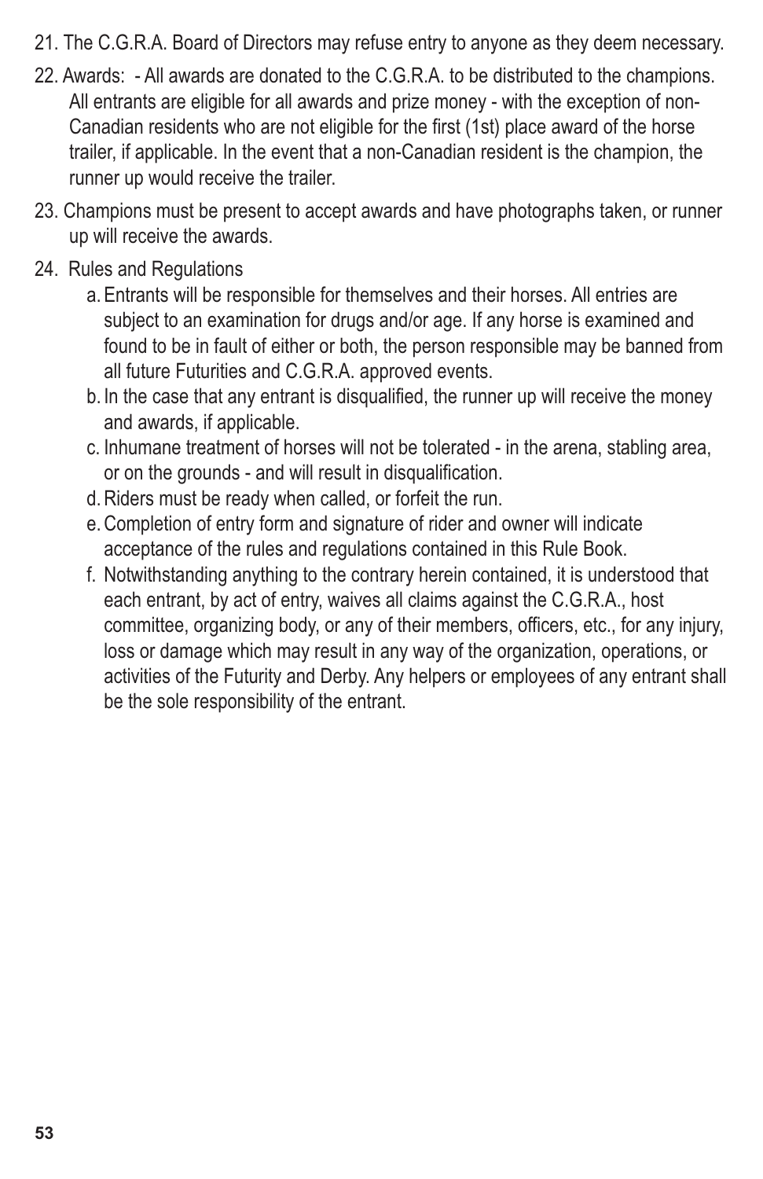21. The C.G.R.A. Board of Directors may refuse entry to anyone as they deem necessary.

22. Awards: - All awards are donated to the C.G.R.A. to be distributed to the champions. All entrants are eligible for all awards and prize money - with the exception of non-Canadian residents who are not eligible for the first (1st) place award of the horse trailer, if applicable. In the event that a non-Canadian resident is the champion, the runner up would receive the trailer.

23. Champions must be present to accept awards and have photographs taken, or runner up will receive the awards.

24. Rules and Regulations
    a. Entrants will be responsible for themselves and their horses. All entries are subject to an examination for drugs and/or age. If any horse is examined and found to be in fault of either or both, the person responsible may be banned from all future Futurities and C.G.R.A. approved events.
    b. In the case that any entrant is disqualified, the runner up will receive the money and awards, if applicable.
    c. Inhumane treatment of horses will not be tolerated - in the arena, stabling area, or on the grounds - and will result in disqualification.
    d. Riders must be ready when called, or forfeit the run.
    e. Completion of entry form and signature of rider and owner will indicate acceptance of the rules and regulations contained in this Rule Book.
    f. Notwithstanding anything to the contrary herein contained, it is understood that each entrant, by act of entry, waives all claims against the C.G.R.A., host committee, organizing body, or any of their members, officers, etc., for any injury, loss or damage which may result in any way of the organization, operations, or activities of the Futurity and Derby. Any helpers or employees of any entrant shall be the sole responsibility of the entrant.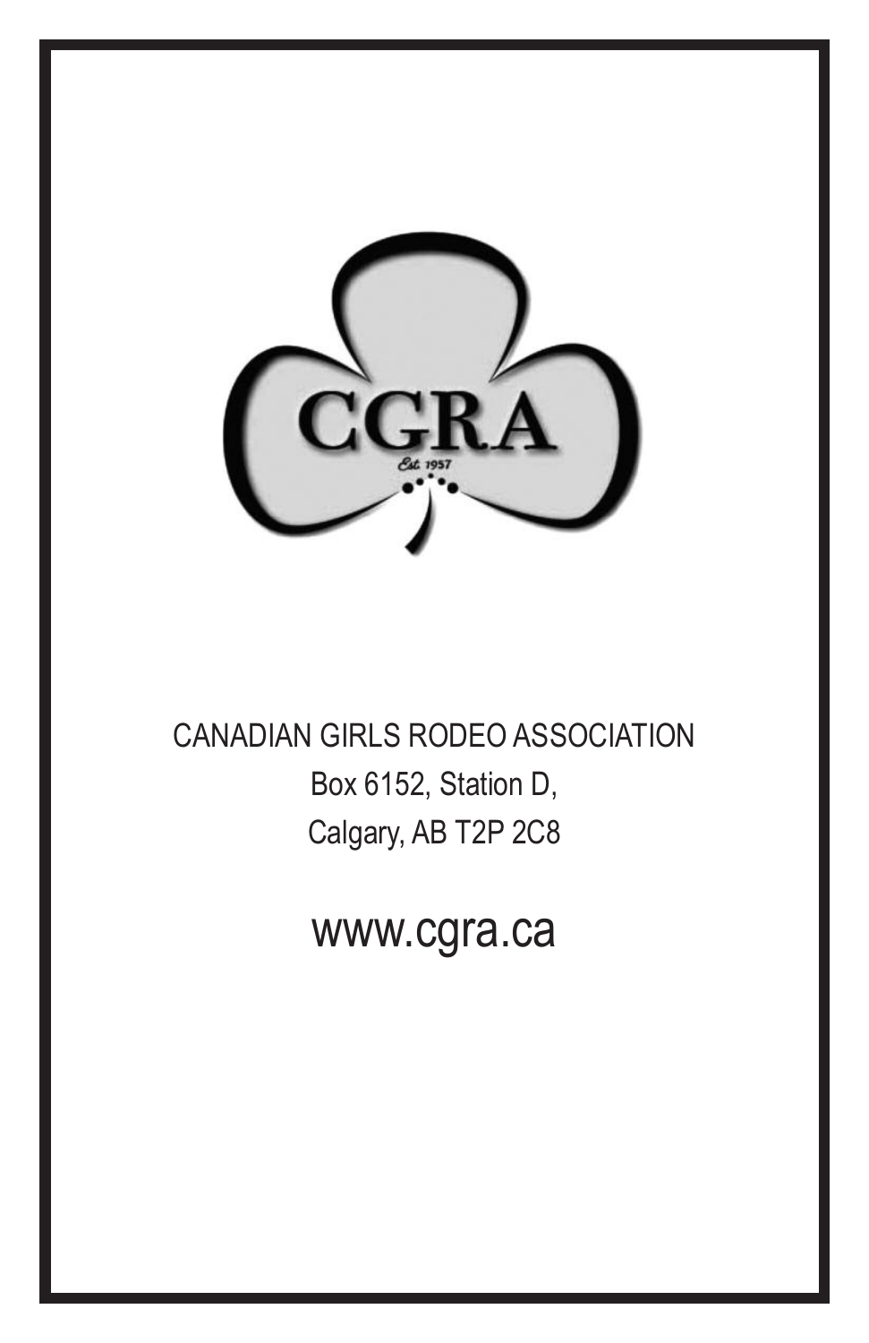CGRA

Est. 1957

CANADIAN GIRLS RODEO ASSOCIATION

Box 6152, Station D,

Calgary, AB T2P 2C8

www.cgra.ca